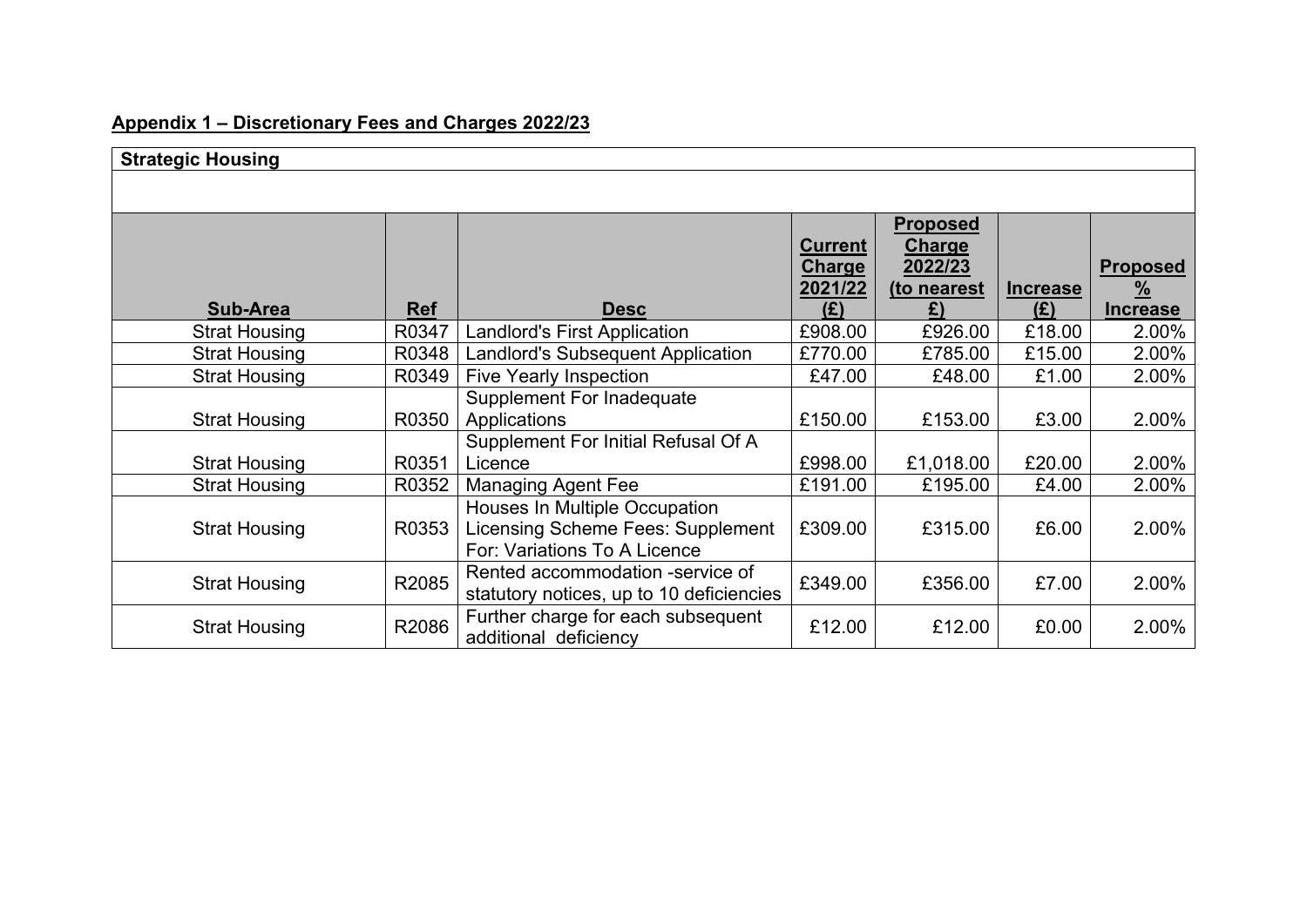## Appendix 1 – Discretionary Fees and Charges 2022/23

| Strategic Housing | | | | | | |
|---|---|---|---|---|---|---|
| **Sub-Area** | **Ref** | **Desc** | **Current Charge 2021/22 (£)** | **Proposed Charge 2022/23 (to nearest £)** | **Increase (£)** | **Proposed % Increase** |
| Strat Housing | R0347 | Landlord's First Application | £908.00 | £926.00 | £18.00 | 2.00% |
| Strat Housing | R0348 | Landlord's Subsequent Application | £770.00 | £785.00 | £15.00 | 2.00% |
| Strat Housing | R0349 | Five Yearly Inspection | £47.00 | £48.00 | £1.00 | 2.00% |
| Strat Housing | R0350 | Supplement For Inadequate Applications | £150.00 | £153.00 | £3.00 | 2.00% |
| Strat Housing | R0351 | Supplement For Initial Refusal Of A Licence | £998.00 | £1,018.00 | £20.00 | 2.00% |
| Strat Housing | R0352 | Managing Agent Fee | £191.00 | £195.00 | £4.00 | 2.00% |
| Strat Housing | R0353 | Houses In Multiple Occupation Licensing Scheme Fees: Supplement For: Variations To A Licence | £309.00 | £315.00 | £6.00 | 2.00% |
| Strat Housing | R2085 | Rented accommodation -service of statutory notices, up to 10 deficiencies | £349.00 | £356.00 | £7.00 | 2.00% |
| Strat Housing | R2086 | Further charge for each subsequent additional deficiency | £12.00 | £12.00 | £0.00 | 2.00% |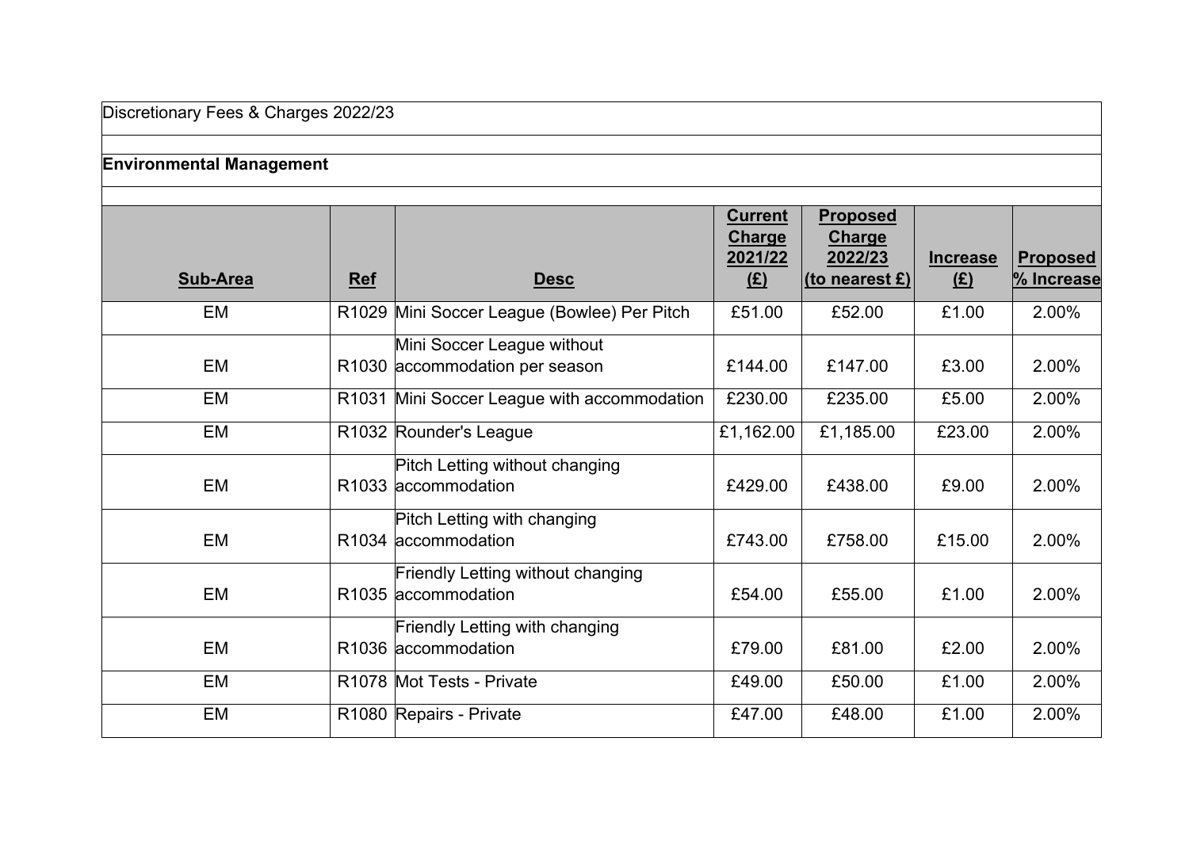Discretionary Fees & Charges 2022/23

**Environmental Management**

| Sub-Area | Ref | Desc | Current Charge 2021/22 (£) | Proposed Charge 2022/23 (to nearest £) | Increase (£) | Proposed % Increase |
|---|---|---|---|---|---|---|
| EM | R1029 | Mini Soccer League (Bowlee) Per Pitch | £51.00 | £52.00 | £1.00 | 2.00% |
| EM | R1030 | Mini Soccer League without accommodation per season | £144.00 | £147.00 | £3.00 | 2.00% |
| EM | R1031 | Mini Soccer League with accommodation | £230.00 | £235.00 | £5.00 | 2.00% |
| EM | R1032 | Rounder's League | £1,162.00 | £1,185.00 | £23.00 | 2.00% |
| EM | R1033 | Pitch Letting without changing accommodation | £429.00 | £438.00 | £9.00 | 2.00% |
| EM | R1034 | Pitch Letting with changing accommodation | £743.00 | £758.00 | £15.00 | 2.00% |
| EM | R1035 | Friendly Letting without changing accommodation | £54.00 | £55.00 | £1.00 | 2.00% |
| EM | R1036 | Friendly Letting with changing accommodation | £79.00 | £81.00 | £2.00 | 2.00% |
| EM | R1078 | Mot Tests - Private | £49.00 | £50.00 | £1.00 | 2.00% |
| EM | R1080 | Repairs - Private | £47.00 | £48.00 | £1.00 | 2.00% |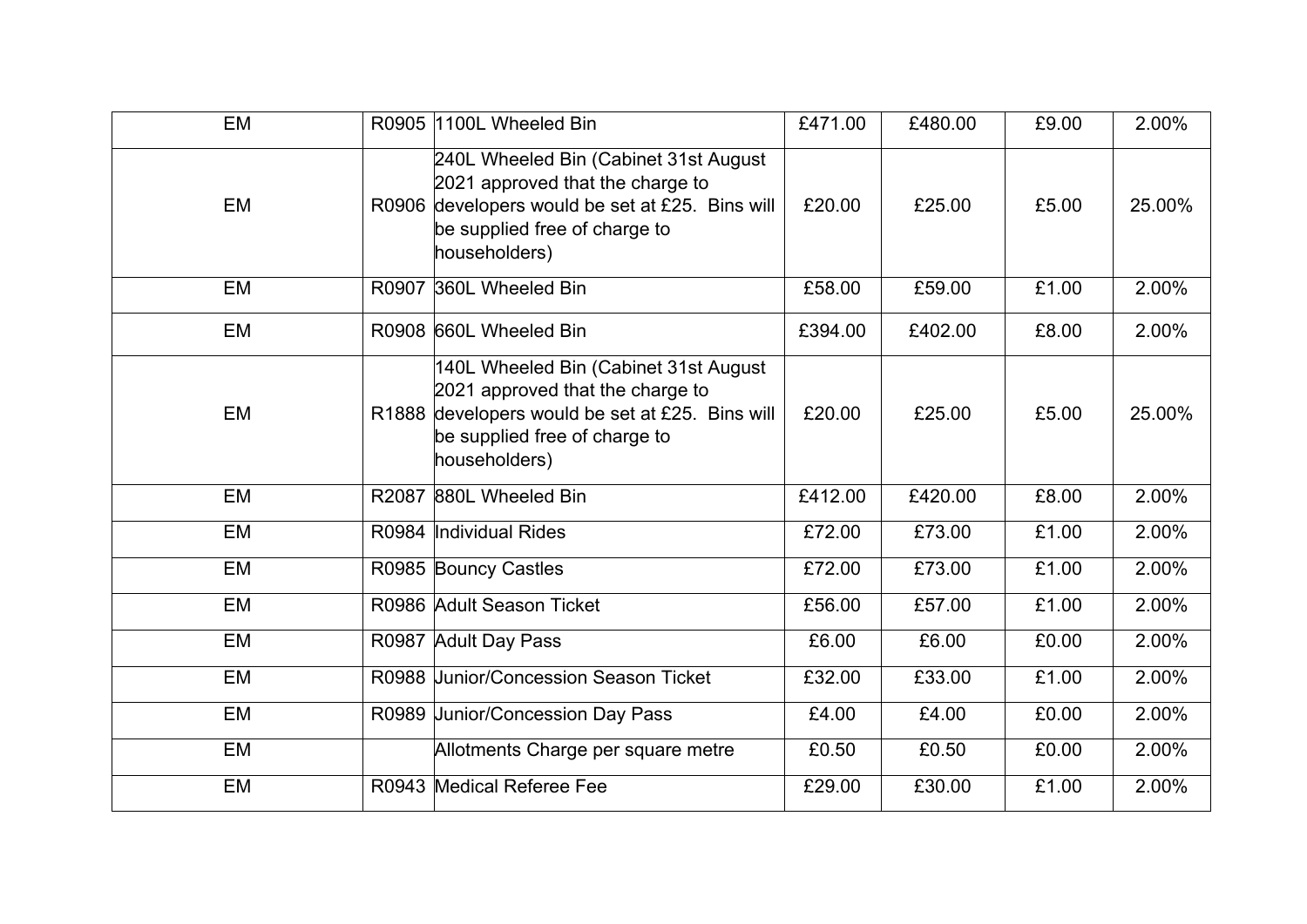| | | | | | | |
|---|---|---|---|---|---|---|
| EM | R0905 | 1100L Wheeled Bin | £471.00 | £480.00 | £9.00 | 2.00% |
| EM | R0906 | 240L Wheeled Bin (Cabinet 31st August 2021 approved that the charge to developers would be set at £25. Bins will be supplied free of charge to householders) | £20.00 | £25.00 | £5.00 | 25.00% |
| EM | R0907 | 360L Wheeled Bin | £58.00 | £59.00 | £1.00 | 2.00% |
| EM | R0908 | 660L Wheeled Bin | £394.00 | £402.00 | £8.00 | 2.00% |
| EM | R1888 | 140L Wheeled Bin (Cabinet 31st August 2021 approved that the charge to developers would be set at £25. Bins will be supplied free of charge to householders) | £20.00 | £25.00 | £5.00 | 25.00% |
| EM | R2087 | 880L Wheeled Bin | £412.00 | £420.00 | £8.00 | 2.00% |
| EM | R0984 | Individual Rides | £72.00 | £73.00 | £1.00 | 2.00% |
| EM | R0985 | Bouncy Castles | £72.00 | £73.00 | £1.00 | 2.00% |
| EM | R0986 | Adult Season Ticket | £56.00 | £57.00 | £1.00 | 2.00% |
| EM | R0987 | Adult Day Pass | £6.00 | £6.00 | £0.00 | 2.00% |
| EM | R0988 | Junior/Concession Season Ticket | £32.00 | £33.00 | £1.00 | 2.00% |
| EM | R0989 | Junior/Concession Day Pass | £4.00 | £4.00 | £0.00 | 2.00% |
| EM | | Allotments Charge per square metre | £0.50 | £0.50 | £0.00 | 2.00% |
| EM | R0943 | Medical Referee Fee | £29.00 | £30.00 | £1.00 | 2.00% |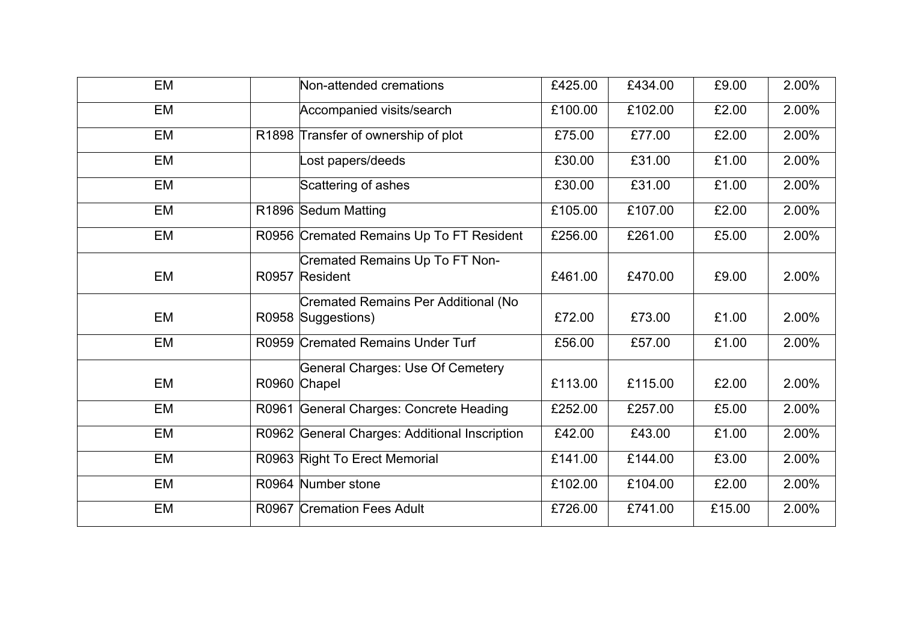| EM | | Non-attended cremations | £425.00 | £434.00 | £9.00 | 2.00% |
|---|---|---|---|---|---|---|
| EM | | Accompanied visits/search | £100.00 | £102.00 | £2.00 | 2.00% |
| EM | R1898 | Transfer of ownership of plot | £75.00 | £77.00 | £2.00 | 2.00% |
| EM | | Lost papers/deeds | £30.00 | £31.00 | £1.00 | 2.00% |
| EM | | Scattering of ashes | £30.00 | £31.00 | £1.00 | 2.00% |
| EM | R1896 | Sedum Matting | £105.00 | £107.00 | £2.00 | 2.00% |
| EM | R0956 | Cremated Remains Up To FT Resident | £256.00 | £261.00 | £5.00 | 2.00% |
| EM | R0957 | Cremated Remains Up To FT Non-Resident | £461.00 | £470.00 | £9.00 | 2.00% |
| EM | R0958 | Cremated Remains Per Additional (No Suggestions) | £72.00 | £73.00 | £1.00 | 2.00% |
| EM | R0959 | Cremated Remains Under Turf | £56.00 | £57.00 | £1.00 | 2.00% |
| EM | R0960 | General Charges: Use Of Cemetery Chapel | £113.00 | £115.00 | £2.00 | 2.00% |
| EM | R0961 | General Charges: Concrete Heading | £252.00 | £257.00 | £5.00 | 2.00% |
| EM | R0962 | General Charges: Additional Inscription | £42.00 | £43.00 | £1.00 | 2.00% |
| EM | R0963 | Right To Erect Memorial | £141.00 | £144.00 | £3.00 | 2.00% |
| EM | R0964 | Number stone | £102.00 | £104.00 | £2.00 | 2.00% |
| EM | R0967 | Cremation Fees Adult | £726.00 | £741.00 | £15.00 | 2.00% |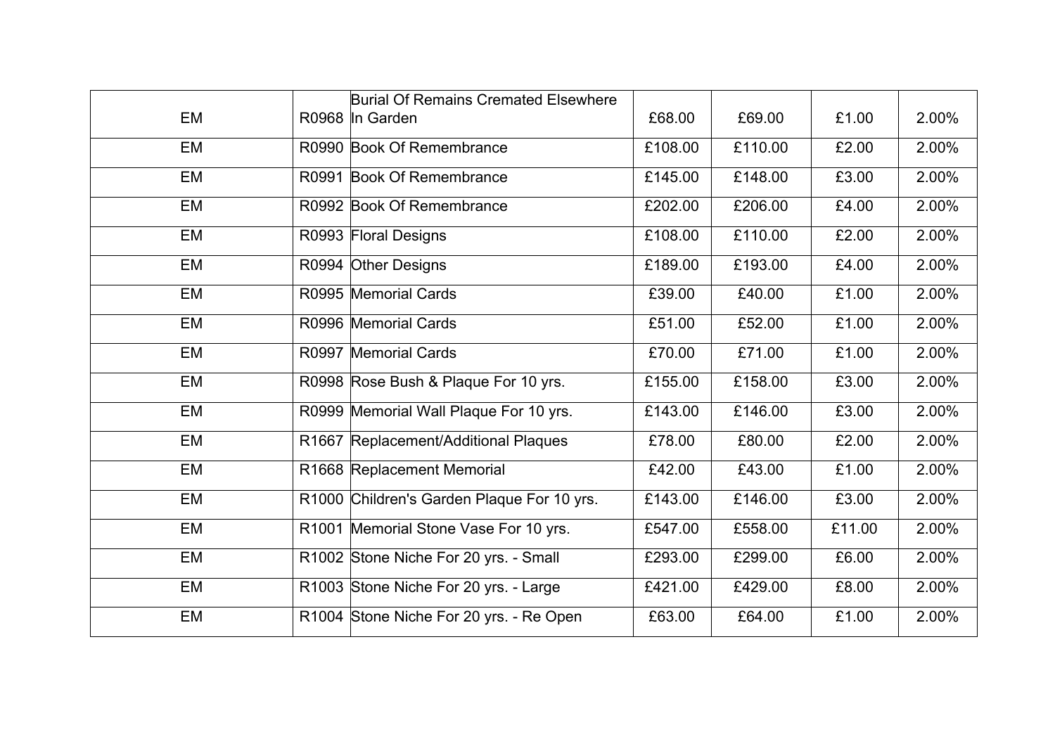| | | | | | | |
|---|---|---|---|---|---|---|
| EM | R0968 | Burial Of Remains Cremated Elsewhere In Garden | £68.00 | £69.00 | £1.00 | 2.00% |
| EM | R0990 | Book Of Remembrance | £108.00 | £110.00 | £2.00 | 2.00% |
| EM | R0991 | Book Of Remembrance | £145.00 | £148.00 | £3.00 | 2.00% |
| EM | R0992 | Book Of Remembrance | £202.00 | £206.00 | £4.00 | 2.00% |
| EM | R0993 | Floral Designs | £108.00 | £110.00 | £2.00 | 2.00% |
| EM | R0994 | Other Designs | £189.00 | £193.00 | £4.00 | 2.00% |
| EM | R0995 | Memorial Cards | £39.00 | £40.00 | £1.00 | 2.00% |
| EM | R0996 | Memorial Cards | £51.00 | £52.00 | £1.00 | 2.00% |
| EM | R0997 | Memorial Cards | £70.00 | £71.00 | £1.00 | 2.00% |
| EM | R0998 | Rose Bush & Plaque For 10 yrs. | £155.00 | £158.00 | £3.00 | 2.00% |
| EM | R0999 | Memorial Wall Plaque For 10 yrs. | £143.00 | £146.00 | £3.00 | 2.00% |
| EM | R1667 | Replacement/Additional Plaques | £78.00 | £80.00 | £2.00 | 2.00% |
| EM | R1668 | Replacement Memorial | £42.00 | £43.00 | £1.00 | 2.00% |
| EM | R1000 | Children's Garden Plaque For 10 yrs. | £143.00 | £146.00 | £3.00 | 2.00% |
| EM | R1001 | Memorial Stone Vase For 10 yrs. | £547.00 | £558.00 | £11.00 | 2.00% |
| EM | R1002 | Stone Niche For 20 yrs. - Small | £293.00 | £299.00 | £6.00 | 2.00% |
| EM | R1003 | Stone Niche For 20 yrs. - Large | £421.00 | £429.00 | £8.00 | 2.00% |
| EM | R1004 | Stone Niche For 20 yrs. - Re Open | £63.00 | £64.00 | £1.00 | 2.00% |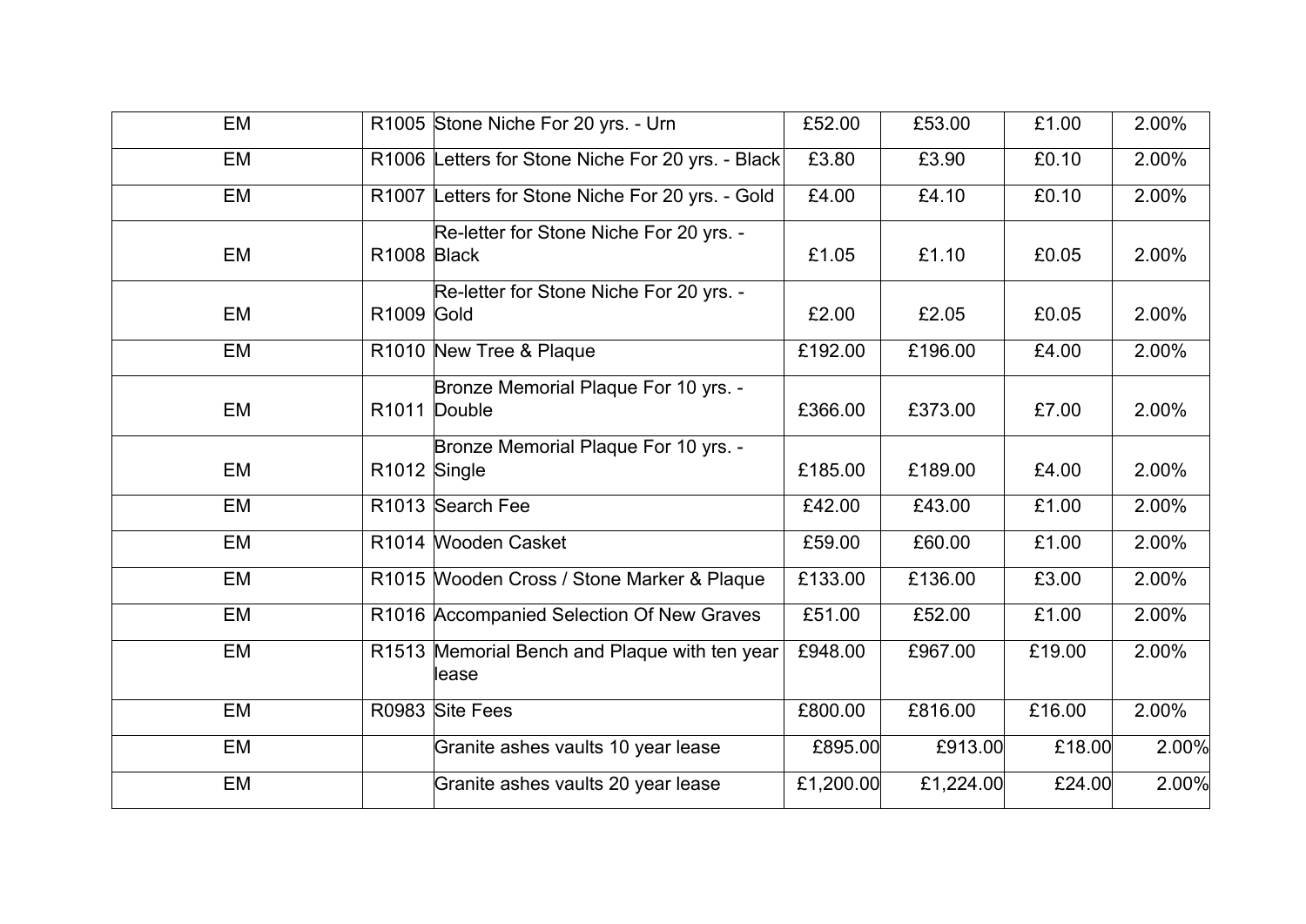| EM | R1005 | Stone Niche For 20 yrs. - Urn | £52.00 | £53.00 | £1.00 | 2.00% |
|---|---|---|---|---|---|---|
| EM | R1006 | Letters for Stone Niche For 20 yrs. - Black | £3.80 | £3.90 | £0.10 | 2.00% |
| EM | R1007 | Letters for Stone Niche For 20 yrs. - Gold | £4.00 | £4.10 | £0.10 | 2.00% |
| EM | R1008 | Re-letter for Stone Niche For 20 yrs. - Black | £1.05 | £1.10 | £0.05 | 2.00% |
| EM | R1009 | Re-letter for Stone Niche For 20 yrs. - Gold | £2.00 | £2.05 | £0.05 | 2.00% |
| EM | R1010 | New Tree & Plaque | £192.00 | £196.00 | £4.00 | 2.00% |
| EM | R1011 | Bronze Memorial Plaque For 10 yrs. - Double | £366.00 | £373.00 | £7.00 | 2.00% |
| EM | R1012 | Bronze Memorial Plaque For 10 yrs. - Single | £185.00 | £189.00 | £4.00 | 2.00% |
| EM | R1013 | Search Fee | £42.00 | £43.00 | £1.00 | 2.00% |
| EM | R1014 | Wooden Casket | £59.00 | £60.00 | £1.00 | 2.00% |
| EM | R1015 | Wooden Cross / Stone Marker & Plaque | £133.00 | £136.00 | £3.00 | 2.00% |
| EM | R1016 | Accompanied Selection Of New Graves | £51.00 | £52.00 | £1.00 | 2.00% |
| EM | R1513 | Memorial Bench and Plaque with ten year lease | £948.00 | £967.00 | £19.00 | 2.00% |
| EM | R0983 | Site Fees | £800.00 | £816.00 | £16.00 | 2.00% |
| EM | | Granite ashes vaults 10 year lease | £895.00 | £913.00 | £18.00 | 2.00% |
| EM | | Granite ashes vaults 20 year lease | £1,200.00 | £1,224.00 | £24.00 | 2.00% |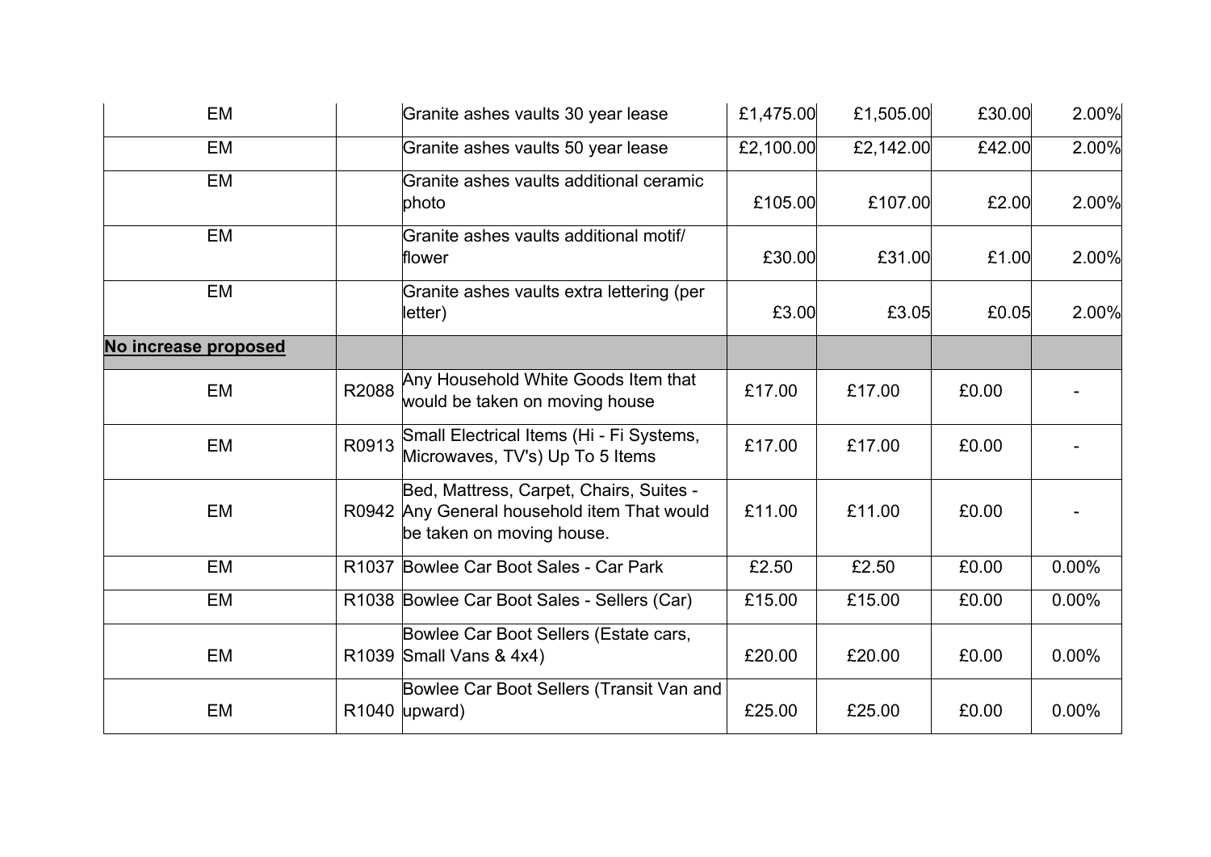| | | | | | | |
|---|---|---|---|---|---|---|
| EM | | Granite ashes vaults 30 year lease | £1,475.00 | £1,505.00 | £30.00 | 2.00% |
| EM | | Granite ashes vaults 50 year lease | £2,100.00 | £2,142.00 | £42.00 | 2.00% |
| EM | | Granite ashes vaults additional ceramic photo | £105.00 | £107.00 | £2.00 | 2.00% |
| EM | | Granite ashes vaults additional motif/ flower | £30.00 | £31.00 | £1.00 | 2.00% |
| EM | | Granite ashes vaults extra lettering (per letter) | £3.00 | £3.05 | £0.05 | 2.00% |
| **No increase proposed** | | | | | | |
| EM | R2088 | Any Household White Goods Item that would be taken on moving house | £17.00 | £17.00 | £0.00 | - |
| EM | R0913 | Small Electrical Items (Hi - Fi Systems, Microwaves, TV's) Up To 5 Items | £17.00 | £17.00 | £0.00 | - |
| EM | R0942 | Bed, Mattress, Carpet, Chairs, Suites - Any General household item That would be taken on moving house. | £11.00 | £11.00 | £0.00 | - |
| EM | R1037 | Bowlee Car Boot Sales - Car Park | £2.50 | £2.50 | £0.00 | 0.00% |
| EM | R1038 | Bowlee Car Boot Sales - Sellers (Car) | £15.00 | £15.00 | £0.00 | 0.00% |
| EM | R1039 | Bowlee Car Boot Sellers (Estate cars, Small Vans & 4x4) | £20.00 | £20.00 | £0.00 | 0.00% |
| EM | R1040 | Bowlee Car Boot Sellers (Transit Van and upward) | £25.00 | £25.00 | £0.00 | 0.00% |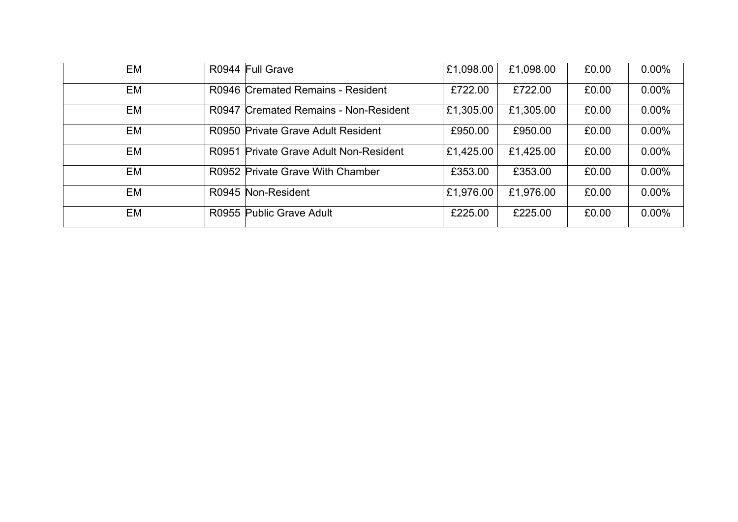| | | | | | | |
|---|---|---|---|---|---|---|
| EM | R0944 | Full Grave | £1,098.00 | £1,098.00 | £0.00 | 0.00% |
| EM | R0946 | Cremated Remains - Resident | £722.00 | £722.00 | £0.00 | 0.00% |
| EM | R0947 | Cremated Remains - Non-Resident | £1,305.00 | £1,305.00 | £0.00 | 0.00% |
| EM | R0950 | Private Grave Adult Resident | £950.00 | £950.00 | £0.00 | 0.00% |
| EM | R0951 | Private Grave Adult Non-Resident | £1,425.00 | £1,425.00 | £0.00 | 0.00% |
| EM | R0952 | Private Grave With Chamber | £353.00 | £353.00 | £0.00 | 0.00% |
| EM | R0945 | Non-Resident | £1,976.00 | £1,976.00 | £0.00 | 0.00% |
| EM | R0955 | Public Grave Adult | £225.00 | £225.00 | £0.00 | 0.00% |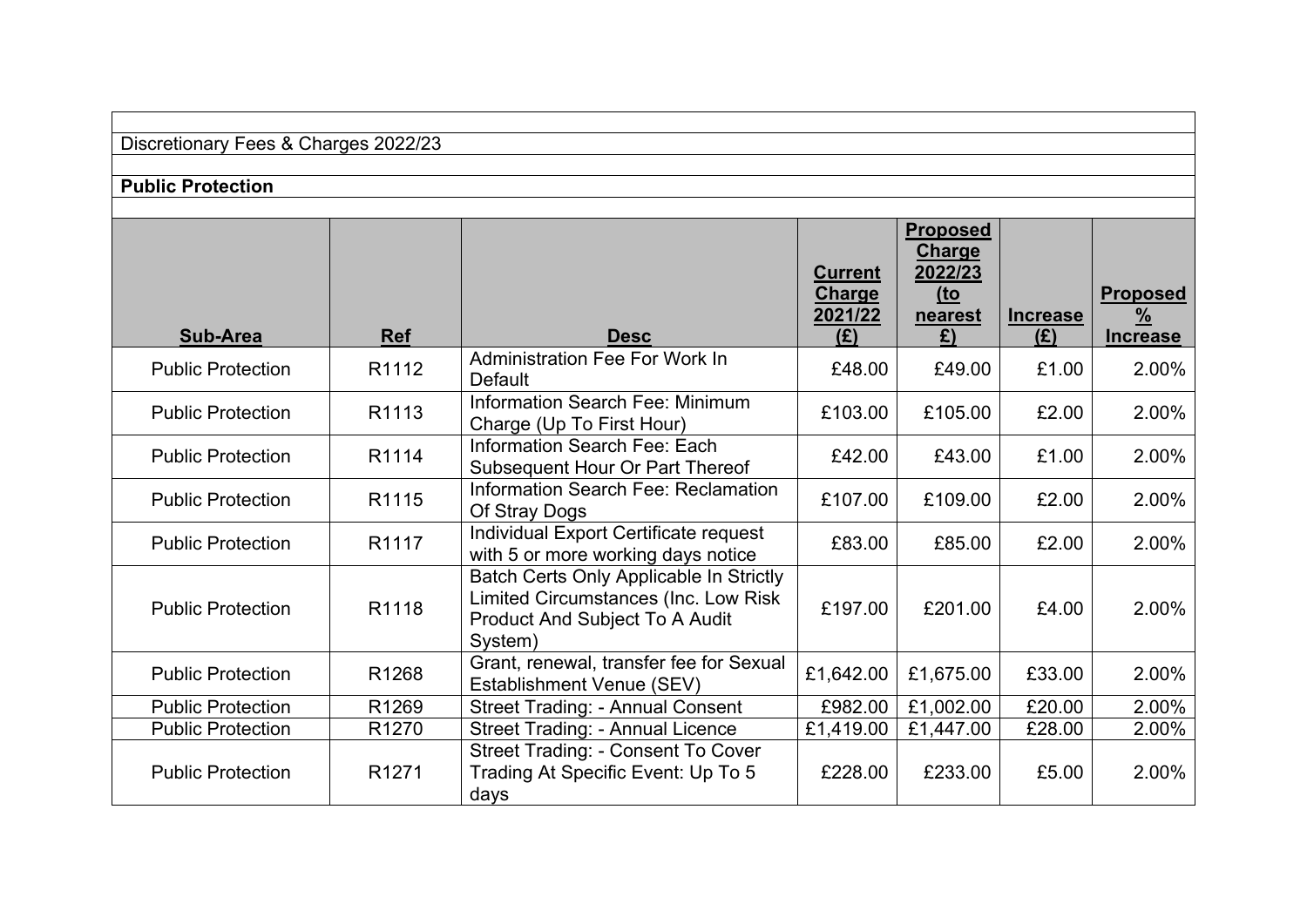Discretionary Fees & Charges 2022/23

**Public Protection**

| Sub-Area | Ref | Desc | Current Charge 2021/22 (£) | Proposed Charge 2022/23 (to nearest £) | Increase (£) | Proposed % Increase |
|---|---|---|---|---|---|---|
| Public Protection | R1112 | Administration Fee For Work In Default | £48.00 | £49.00 | £1.00 | 2.00% |
| Public Protection | R1113 | Information Search Fee: Minimum Charge (Up To First Hour) | £103.00 | £105.00 | £2.00 | 2.00% |
| Public Protection | R1114 | Information Search Fee: Each Subsequent Hour Or Part Thereof | £42.00 | £43.00 | £1.00 | 2.00% |
| Public Protection | R1115 | Information Search Fee: Reclamation Of Stray Dogs | £107.00 | £109.00 | £2.00 | 2.00% |
| Public Protection | R1117 | Individual Export Certificate request with 5 or more working days notice | £83.00 | £85.00 | £2.00 | 2.00% |
| Public Protection | R1118 | Batch Certs Only Applicable In Strictly Limited Circumstances (Inc. Low Risk Product And Subject To A Audit System) | £197.00 | £201.00 | £4.00 | 2.00% |
| Public Protection | R1268 | Grant, renewal, transfer fee for Sexual Establishment Venue (SEV) | £1,642.00 | £1,675.00 | £33.00 | 2.00% |
| Public Protection | R1269 | Street Trading: - Annual Consent | £982.00 | £1,002.00 | £20.00 | 2.00% |
| Public Protection | R1270 | Street Trading: - Annual Licence | £1,419.00 | £1,447.00 | £28.00 | 2.00% |
| Public Protection | R1271 | Street Trading: - Consent To Cover Trading At Specific Event: Up To 5 days | £228.00 | £233.00 | £5.00 | 2.00% |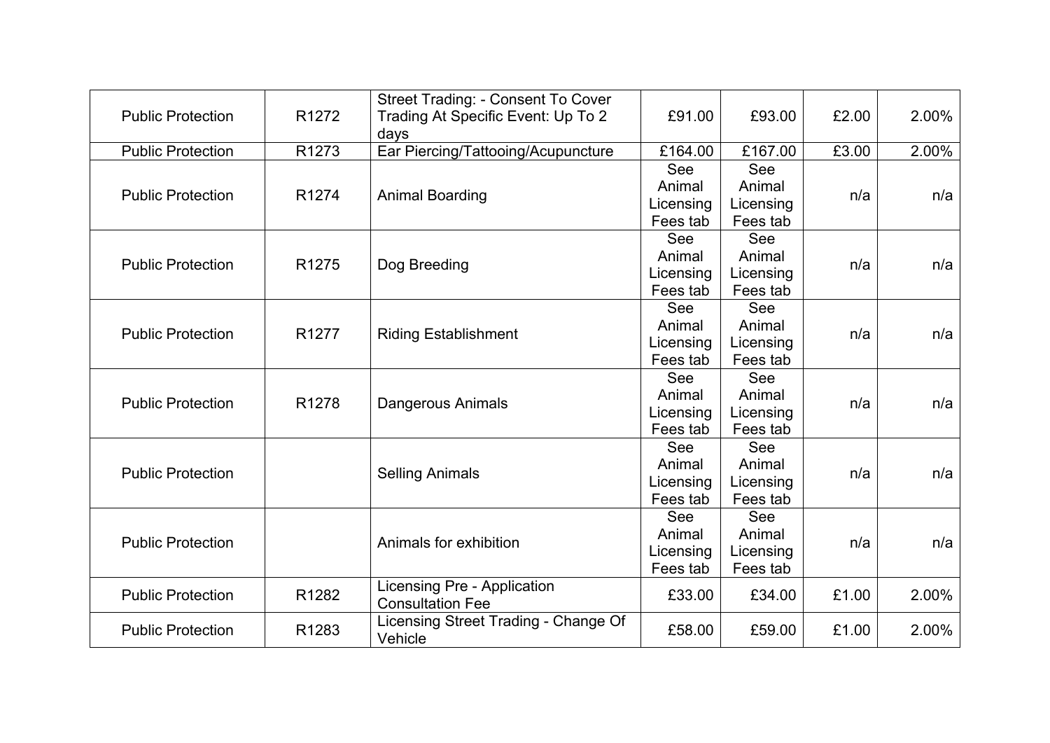| Public Protection | R1272 | Street Trading: - Consent To Cover Trading At Specific Event: Up To 2 days | £91.00 | £93.00 | £2.00 | 2.00% |
|---|---|---|---|---|---|---|
| Public Protection | R1273 | Ear Piercing/Tattooing/Acupuncture | £164.00 | £167.00 | £3.00 | 2.00% |
| Public Protection | R1274 | Animal Boarding | See Animal Licensing Fees tab | See Animal Licensing Fees tab | n/a | n/a |
| Public Protection | R1275 | Dog Breeding | See Animal Licensing Fees tab | See Animal Licensing Fees tab | n/a | n/a |
| Public Protection | R1277 | Riding Establishment | See Animal Licensing Fees tab | See Animal Licensing Fees tab | n/a | n/a |
| Public Protection | R1278 | Dangerous Animals | See Animal Licensing Fees tab | See Animal Licensing Fees tab | n/a | n/a |
| Public Protection | | Selling Animals | See Animal Licensing Fees tab | See Animal Licensing Fees tab | n/a | n/a |
| Public Protection | | Animals for exhibition | See Animal Licensing Fees tab | See Animal Licensing Fees tab | n/a | n/a |
| Public Protection | R1282 | Licensing Pre - Application Consultation Fee | £33.00 | £34.00 | £1.00 | 2.00% |
| Public Protection | R1283 | Licensing Street Trading - Change Of Vehicle | £58.00 | £59.00 | £1.00 | 2.00% |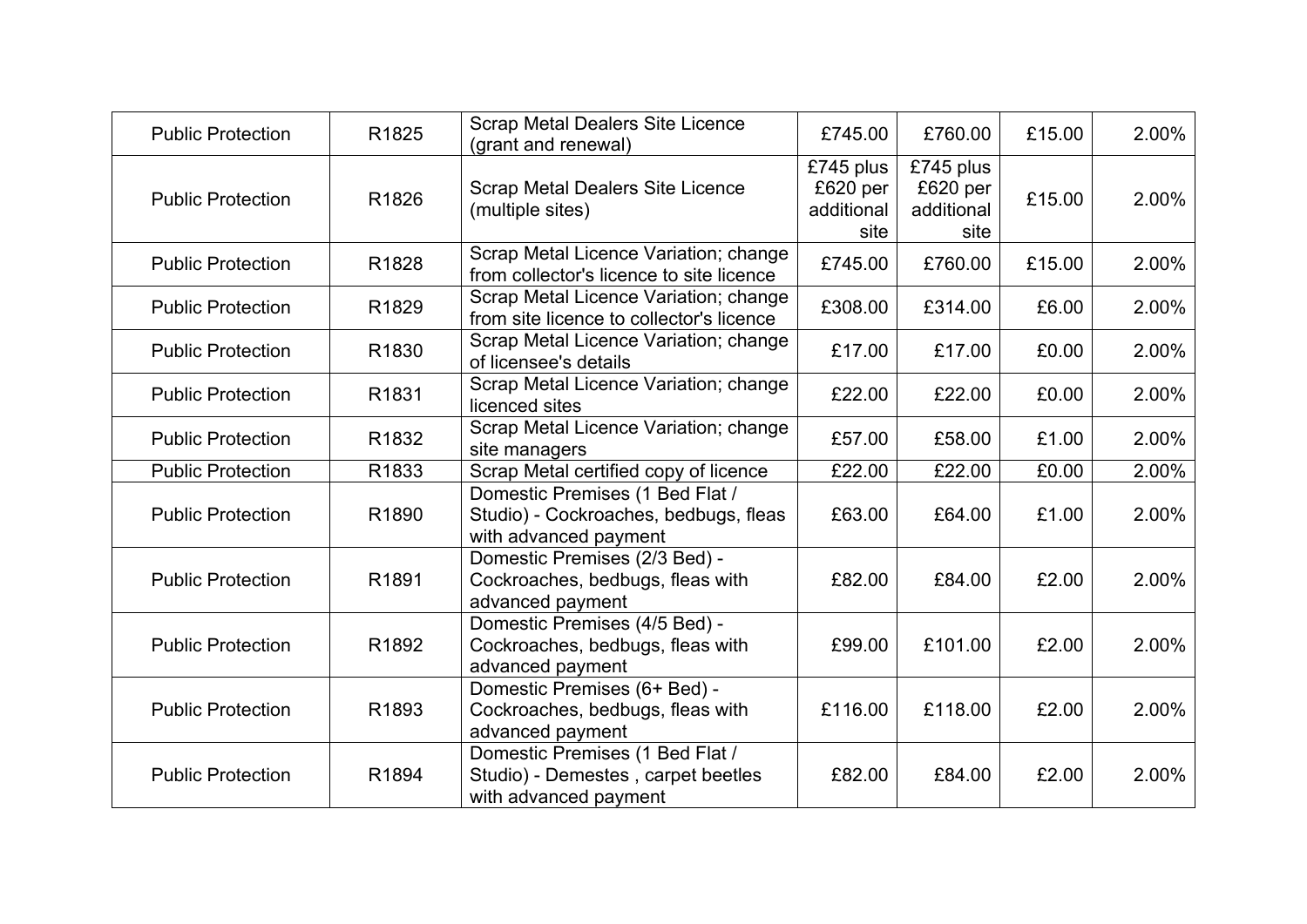| | | | | | | |
|---|---|---|---|---|---|---|
| Public Protection | R1825 | Scrap Metal Dealers Site Licence (grant and renewal) | £745.00 | £760.00 | £15.00 | 2.00% |
| Public Protection | R1826 | Scrap Metal Dealers Site Licence (multiple sites) | £745 plus £620 per additional site | £745 plus £620 per additional site | £15.00 | 2.00% |
| Public Protection | R1828 | Scrap Metal Licence Variation; change from collector's licence to site licence | £745.00 | £760.00 | £15.00 | 2.00% |
| Public Protection | R1829 | Scrap Metal Licence Variation; change from site licence to collector's licence | £308.00 | £314.00 | £6.00 | 2.00% |
| Public Protection | R1830 | Scrap Metal Licence Variation; change of licensee's details | £17.00 | £17.00 | £0.00 | 2.00% |
| Public Protection | R1831 | Scrap Metal Licence Variation; change licenced sites | £22.00 | £22.00 | £0.00 | 2.00% |
| Public Protection | R1832 | Scrap Metal Licence Variation; change site managers | £57.00 | £58.00 | £1.00 | 2.00% |
| Public Protection | R1833 | Scrap Metal certified copy of licence | £22.00 | £22.00 | £0.00 | 2.00% |
| Public Protection | R1890 | Domestic Premises (1 Bed Flat / Studio) - Cockroaches, bedbugs, fleas with advanced payment | £63.00 | £64.00 | £1.00 | 2.00% |
| Public Protection | R1891 | Domestic Premises (2/3 Bed) - Cockroaches, bedbugs, fleas with advanced payment | £82.00 | £84.00 | £2.00 | 2.00% |
| Public Protection | R1892 | Domestic Premises (4/5 Bed) - Cockroaches, bedbugs, fleas with advanced payment | £99.00 | £101.00 | £2.00 | 2.00% |
| Public Protection | R1893 | Domestic Premises (6+ Bed) - Cockroaches, bedbugs, fleas with advanced payment | £116.00 | £118.00 | £2.00 | 2.00% |
| Public Protection | R1894 | Domestic Premises (1 Bed Flat / Studio) - Demestes , carpet beetles with advanced payment | £82.00 | £84.00 | £2.00 | 2.00% |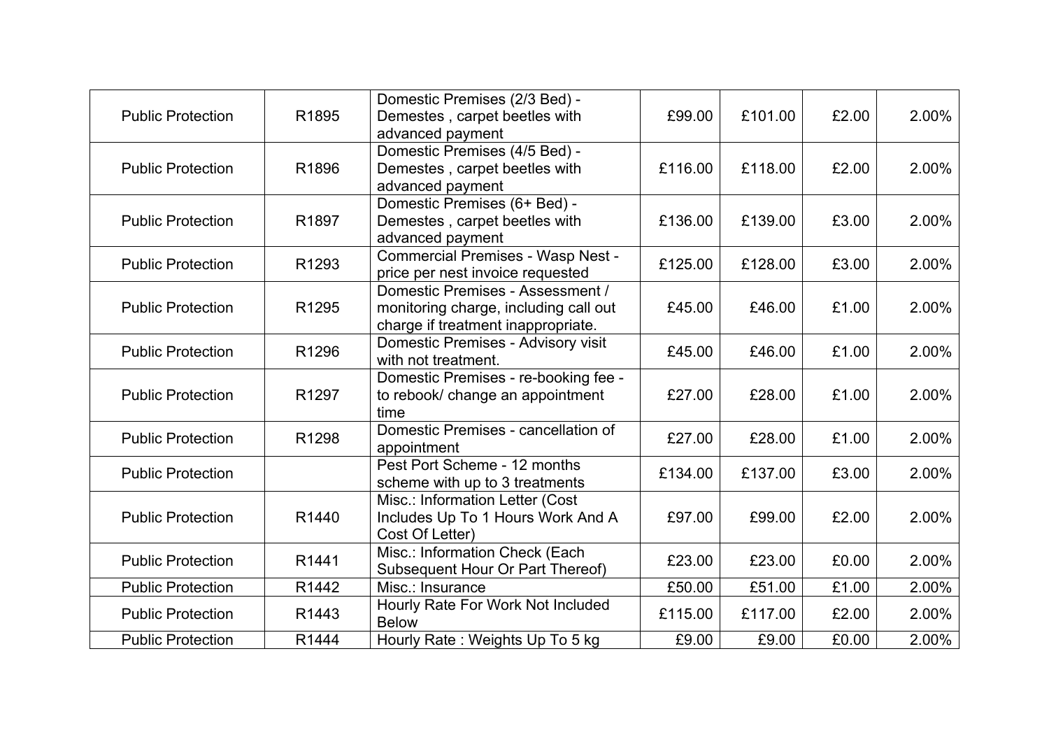| | | | | | | |
|---|---|---|---|---|---|---|
| Public Protection | R1895 | Domestic Premises (2/3 Bed) - Demestes , carpet beetles with advanced payment | £99.00 | £101.00 | £2.00 | 2.00% |
| Public Protection | R1896 | Domestic Premises (4/5 Bed) - Demestes , carpet beetles with advanced payment | £116.00 | £118.00 | £2.00 | 2.00% |
| Public Protection | R1897 | Domestic Premises (6+ Bed) - Demestes , carpet beetles with advanced payment | £136.00 | £139.00 | £3.00 | 2.00% |
| Public Protection | R1293 | Commercial Premises - Wasp Nest - price per nest invoice requested | £125.00 | £128.00 | £3.00 | 2.00% |
| Public Protection | R1295 | Domestic Premises - Assessment / monitoring charge, including call out charge if treatment inappropriate. | £45.00 | £46.00 | £1.00 | 2.00% |
| Public Protection | R1296 | Domestic Premises - Advisory visit with not treatment. | £45.00 | £46.00 | £1.00 | 2.00% |
| Public Protection | R1297 | Domestic Premises - re-booking fee - to rebook/ change an appointment time | £27.00 | £28.00 | £1.00 | 2.00% |
| Public Protection | R1298 | Domestic Premises - cancellation of appointment | £27.00 | £28.00 | £1.00 | 2.00% |
| Public Protection | | Pest Port Scheme - 12 months scheme with up to 3 treatments | £134.00 | £137.00 | £3.00 | 2.00% |
| Public Protection | R1440 | Misc.: Information Letter (Cost Includes Up To 1 Hours Work And A Cost Of Letter) | £97.00 | £99.00 | £2.00 | 2.00% |
| Public Protection | R1441 | Misc.: Information Check (Each Subsequent Hour Or Part Thereof) | £23.00 | £23.00 | £0.00 | 2.00% |
| Public Protection | R1442 | Misc.: Insurance | £50.00 | £51.00 | £1.00 | 2.00% |
| Public Protection | R1443 | Hourly Rate For Work Not Included Below | £115.00 | £117.00 | £2.00 | 2.00% |
| Public Protection | R1444 | Hourly Rate : Weights Up To 5 kg | £9.00 | £9.00 | £0.00 | 2.00% |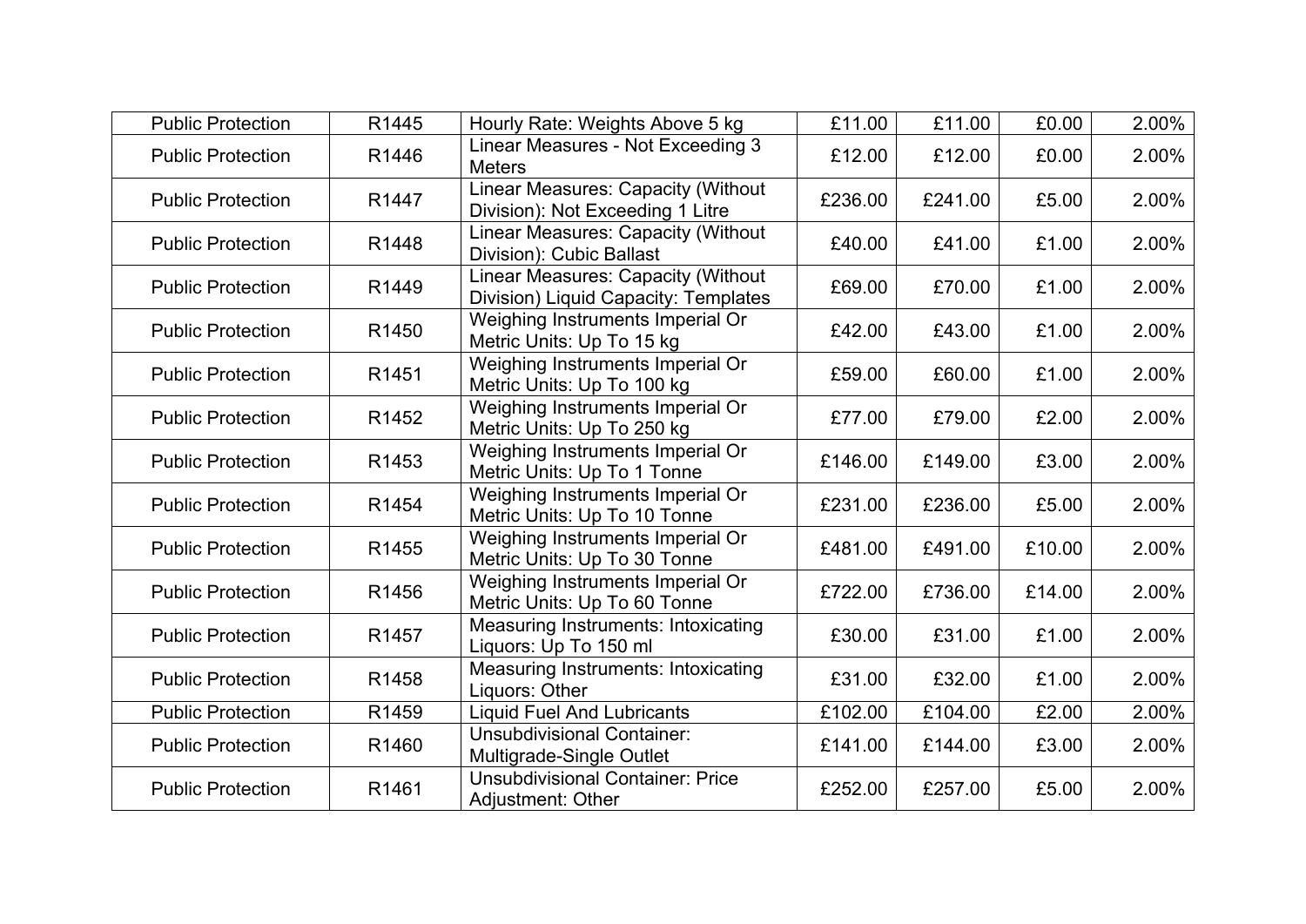| | | | | | | |
|---|---|---|---|---|---|---|
| Public Protection | R1445 | Hourly Rate: Weights Above 5 kg | £11.00 | £11.00 | £0.00 | 2.00% |
| Public Protection | R1446 | Linear Measures - Not Exceeding 3 Meters | £12.00 | £12.00 | £0.00 | 2.00% |
| Public Protection | R1447 | Linear Measures: Capacity (Without Division): Not Exceeding 1 Litre | £236.00 | £241.00 | £5.00 | 2.00% |
| Public Protection | R1448 | Linear Measures: Capacity (Without Division): Cubic Ballast | £40.00 | £41.00 | £1.00 | 2.00% |
| Public Protection | R1449 | Linear Measures: Capacity (Without Division) Liquid Capacity: Templates | £69.00 | £70.00 | £1.00 | 2.00% |
| Public Protection | R1450 | Weighing Instruments Imperial Or Metric Units: Up To 15 kg | £42.00 | £43.00 | £1.00 | 2.00% |
| Public Protection | R1451 | Weighing Instruments Imperial Or Metric Units: Up To 100 kg | £59.00 | £60.00 | £1.00 | 2.00% |
| Public Protection | R1452 | Weighing Instruments Imperial Or Metric Units: Up To 250 kg | £77.00 | £79.00 | £2.00 | 2.00% |
| Public Protection | R1453 | Weighing Instruments Imperial Or Metric Units: Up To 1 Tonne | £146.00 | £149.00 | £3.00 | 2.00% |
| Public Protection | R1454 | Weighing Instruments Imperial Or Metric Units: Up To 10 Tonne | £231.00 | £236.00 | £5.00 | 2.00% |
| Public Protection | R1455 | Weighing Instruments Imperial Or Metric Units: Up To 30 Tonne | £481.00 | £491.00 | £10.00 | 2.00% |
| Public Protection | R1456 | Weighing Instruments Imperial Or Metric Units: Up To 60 Tonne | £722.00 | £736.00 | £14.00 | 2.00% |
| Public Protection | R1457 | Measuring Instruments: Intoxicating Liquors: Up To 150 ml | £30.00 | £31.00 | £1.00 | 2.00% |
| Public Protection | R1458 | Measuring Instruments: Intoxicating Liquors: Other | £31.00 | £32.00 | £1.00 | 2.00% |
| Public Protection | R1459 | Liquid Fuel And Lubricants | £102.00 | £104.00 | £2.00 | 2.00% |
| Public Protection | R1460 | Unsubdivisional Container: Multigrade-Single Outlet | £141.00 | £144.00 | £3.00 | 2.00% |
| Public Protection | R1461 | Unsubdivisional Container: Price Adjustment: Other | £252.00 | £257.00 | £5.00 | 2.00% |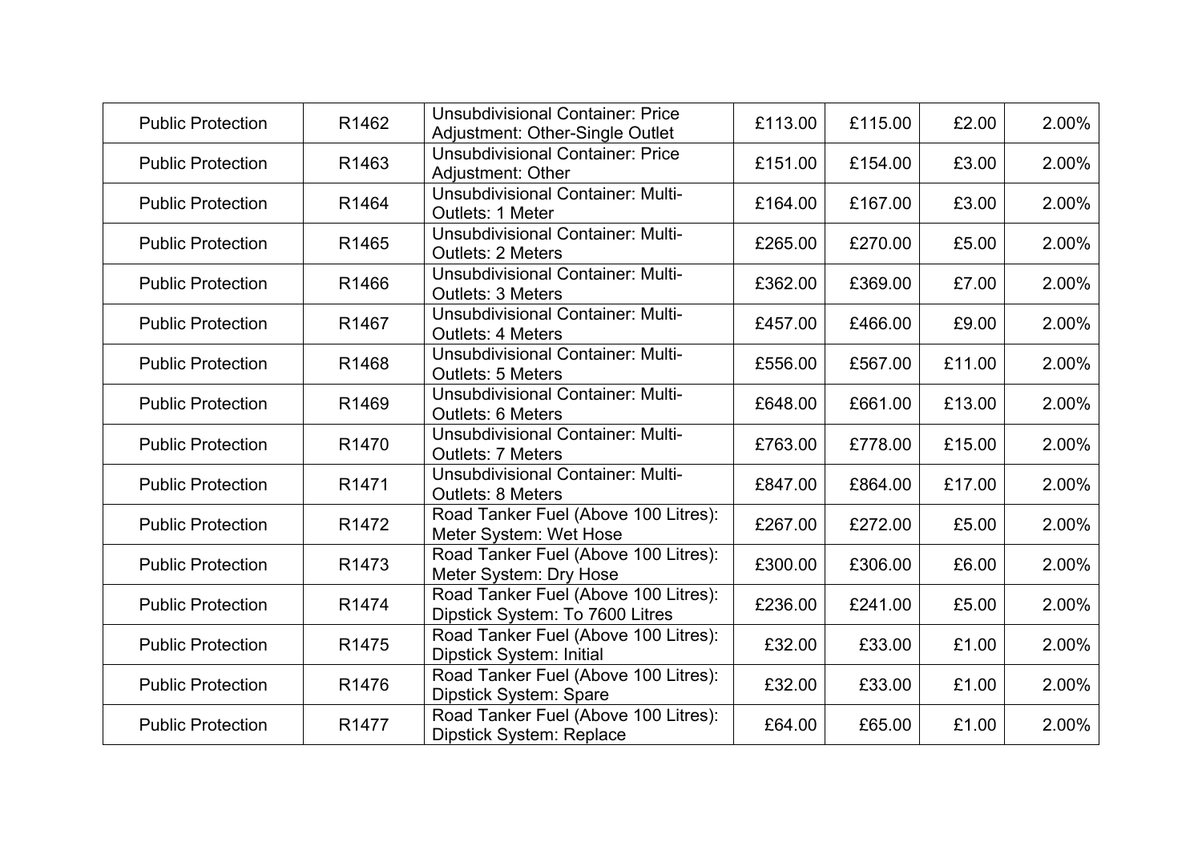| Public Protection | R1462 | Unsubdivisional Container: Price Adjustment: Other-Single Outlet | £113.00 | £115.00 | £2.00 | 2.00% |
|---|---|---|---|---|---|---|
| Public Protection | R1463 | Unsubdivisional Container: Price Adjustment: Other | £151.00 | £154.00 | £3.00 | 2.00% |
| Public Protection | R1464 | Unsubdivisional Container: Multi-Outlets: 1 Meter | £164.00 | £167.00 | £3.00 | 2.00% |
| Public Protection | R1465 | Unsubdivisional Container: Multi-Outlets: 2 Meters | £265.00 | £270.00 | £5.00 | 2.00% |
| Public Protection | R1466 | Unsubdivisional Container: Multi-Outlets: 3 Meters | £362.00 | £369.00 | £7.00 | 2.00% |
| Public Protection | R1467 | Unsubdivisional Container: Multi-Outlets: 4 Meters | £457.00 | £466.00 | £9.00 | 2.00% |
| Public Protection | R1468 | Unsubdivisional Container: Multi-Outlets: 5 Meters | £556.00 | £567.00 | £11.00 | 2.00% |
| Public Protection | R1469 | Unsubdivisional Container: Multi-Outlets: 6 Meters | £648.00 | £661.00 | £13.00 | 2.00% |
| Public Protection | R1470 | Unsubdivisional Container: Multi-Outlets: 7 Meters | £763.00 | £778.00 | £15.00 | 2.00% |
| Public Protection | R1471 | Unsubdivisional Container: Multi-Outlets: 8 Meters | £847.00 | £864.00 | £17.00 | 2.00% |
| Public Protection | R1472 | Road Tanker Fuel (Above 100 Litres): Meter System: Wet Hose | £267.00 | £272.00 | £5.00 | 2.00% |
| Public Protection | R1473 | Road Tanker Fuel (Above 100 Litres): Meter System: Dry Hose | £300.00 | £306.00 | £6.00 | 2.00% |
| Public Protection | R1474 | Road Tanker Fuel (Above 100 Litres): Dipstick System: To 7600 Litres | £236.00 | £241.00 | £5.00 | 2.00% |
| Public Protection | R1475 | Road Tanker Fuel (Above 100 Litres): Dipstick System: Initial | £32.00 | £33.00 | £1.00 | 2.00% |
| Public Protection | R1476 | Road Tanker Fuel (Above 100 Litres): Dipstick System: Spare | £32.00 | £33.00 | £1.00 | 2.00% |
| Public Protection | R1477 | Road Tanker Fuel (Above 100 Litres): Dipstick System: Replace | £64.00 | £65.00 | £1.00 | 2.00% |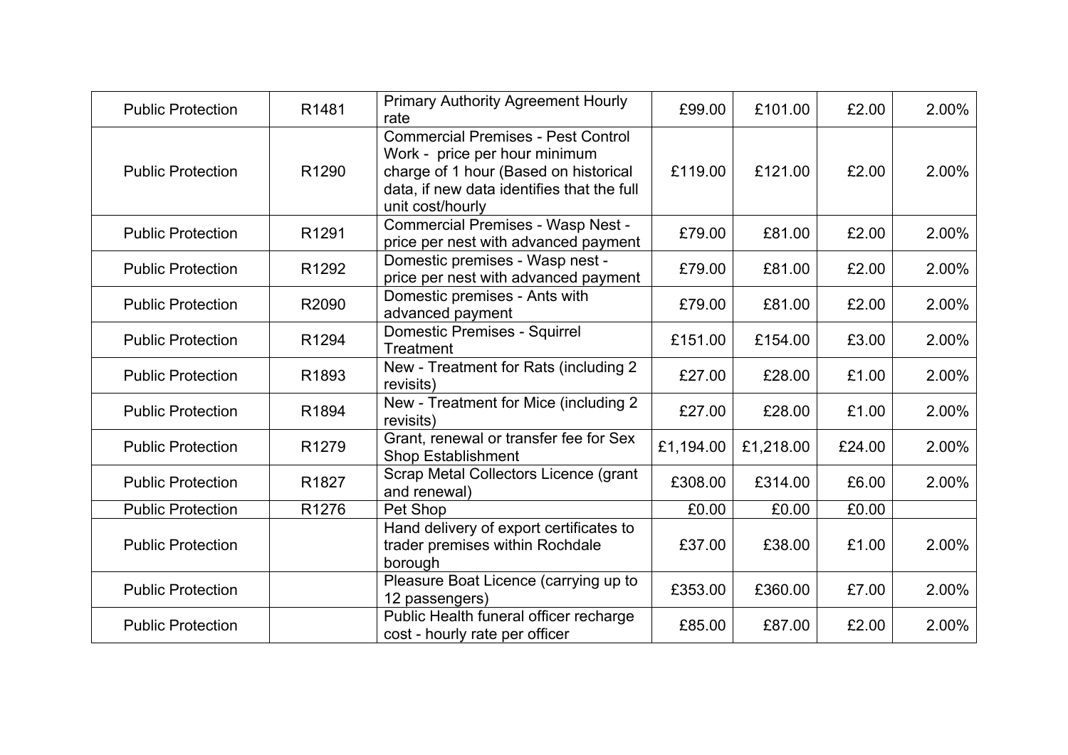| Public Protection | R1481 | Primary Authority Agreement Hourly rate | £99.00 | £101.00 | £2.00 | 2.00% |
|---|---|---|---|---|---|---|
| Public Protection | R1290 | Commercial Premises - Pest Control Work - price per hour minimum charge of 1 hour (Based on historical data, if new data identifies that the full unit cost/hourly | £119.00 | £121.00 | £2.00 | 2.00% |
| Public Protection | R1291 | Commercial Premises - Wasp Nest - price per nest with advanced payment | £79.00 | £81.00 | £2.00 | 2.00% |
| Public Protection | R1292 | Domestic premises - Wasp nest - price per nest with advanced payment | £79.00 | £81.00 | £2.00 | 2.00% |
| Public Protection | R2090 | Domestic premises - Ants with advanced payment | £79.00 | £81.00 | £2.00 | 2.00% |
| Public Protection | R1294 | Domestic Premises - Squirrel Treatment | £151.00 | £154.00 | £3.00 | 2.00% |
| Public Protection | R1893 | New - Treatment for Rats (including 2 revisits) | £27.00 | £28.00 | £1.00 | 2.00% |
| Public Protection | R1894 | New - Treatment for Mice (including 2 revisits) | £27.00 | £28.00 | £1.00 | 2.00% |
| Public Protection | R1279 | Grant, renewal or transfer fee for Sex Shop Establishment | £1,194.00 | £1,218.00 | £24.00 | 2.00% |
| Public Protection | R1827 | Scrap Metal Collectors Licence (grant and renewal) | £308.00 | £314.00 | £6.00 | 2.00% |
| Public Protection | R1276 | Pet Shop | £0.00 | £0.00 | £0.00 | |
| Public Protection | | Hand delivery of export certificates to trader premises within Rochdale borough | £37.00 | £38.00 | £1.00 | 2.00% |
| Public Protection | | Pleasure Boat Licence (carrying up to 12 passengers) | £353.00 | £360.00 | £7.00 | 2.00% |
| Public Protection | | Public Health funeral officer recharge cost - hourly rate per officer | £85.00 | £87.00 | £2.00 | 2.00% |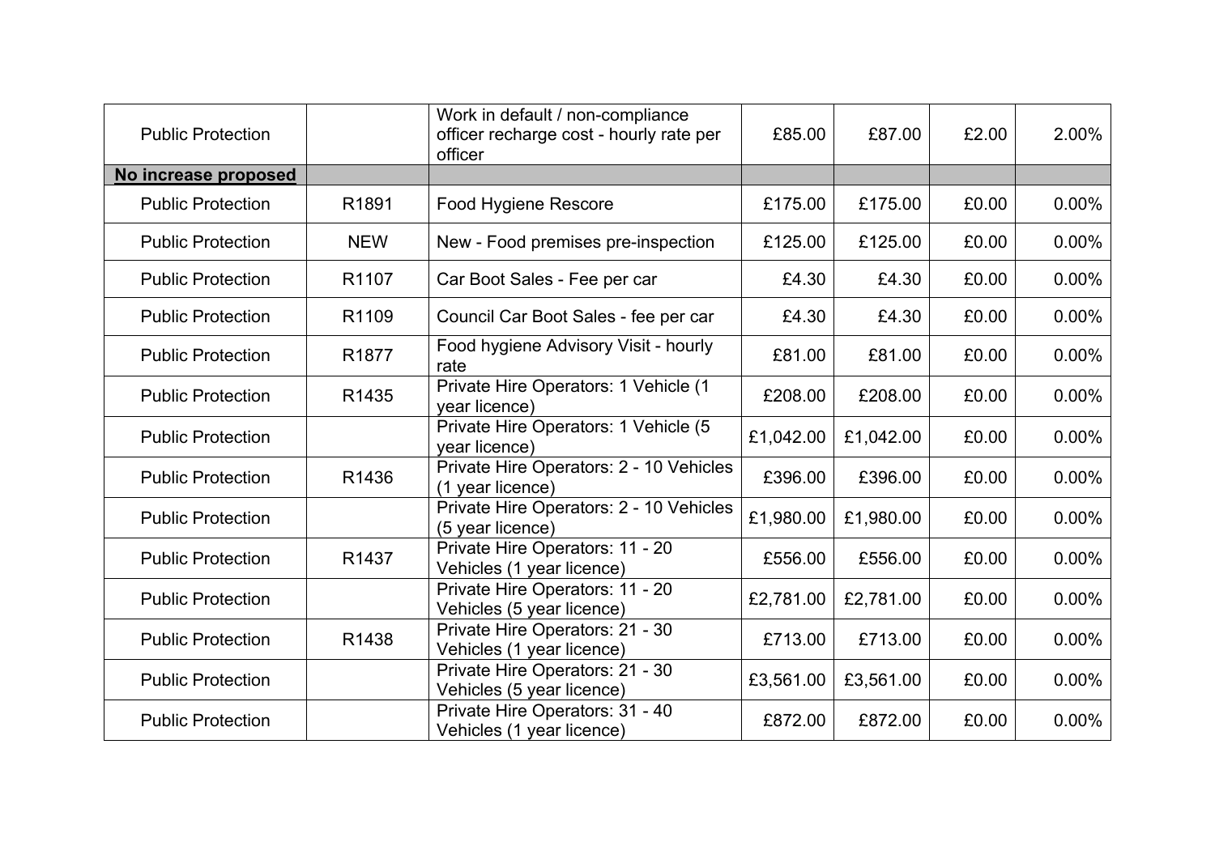| | | | | | | |
|---|---|---|---|---|---|---|
| Public Protection | | Work in default / non-compliance officer recharge cost - hourly rate per officer | £85.00 | £87.00 | £2.00 | 2.00% |
| **No increase proposed** | | | | | | |
| Public Protection | R1891 | Food Hygiene Rescore | £175.00 | £175.00 | £0.00 | 0.00% |
| Public Protection | NEW | New - Food premises pre-inspection | £125.00 | £125.00 | £0.00 | 0.00% |
| Public Protection | R1107 | Car Boot Sales - Fee per car | £4.30 | £4.30 | £0.00 | 0.00% |
| Public Protection | R1109 | Council Car Boot Sales - fee per car | £4.30 | £4.30 | £0.00 | 0.00% |
| Public Protection | R1877 | Food hygiene Advisory Visit - hourly rate | £81.00 | £81.00 | £0.00 | 0.00% |
| Public Protection | R1435 | Private Hire Operators: 1 Vehicle (1 year licence) | £208.00 | £208.00 | £0.00 | 0.00% |
| Public Protection | | Private Hire Operators: 1 Vehicle (5 year licence) | £1,042.00 | £1,042.00 | £0.00 | 0.00% |
| Public Protection | R1436 | Private Hire Operators: 2 - 10 Vehicles (1 year licence) | £396.00 | £396.00 | £0.00 | 0.00% |
| Public Protection | | Private Hire Operators: 2 - 10 Vehicles (5 year licence) | £1,980.00 | £1,980.00 | £0.00 | 0.00% |
| Public Protection | R1437 | Private Hire Operators: 11 - 20 Vehicles (1 year licence) | £556.00 | £556.00 | £0.00 | 0.00% |
| Public Protection | | Private Hire Operators: 11 - 20 Vehicles (5 year licence) | £2,781.00 | £2,781.00 | £0.00 | 0.00% |
| Public Protection | R1438 | Private Hire Operators: 21 - 30 Vehicles (1 year licence) | £713.00 | £713.00 | £0.00 | 0.00% |
| Public Protection | | Private Hire Operators: 21 - 30 Vehicles (5 year licence) | £3,561.00 | £3,561.00 | £0.00 | 0.00% |
| Public Protection | | Private Hire Operators: 31 - 40 Vehicles (1 year licence) | £872.00 | £872.00 | £0.00 | 0.00% |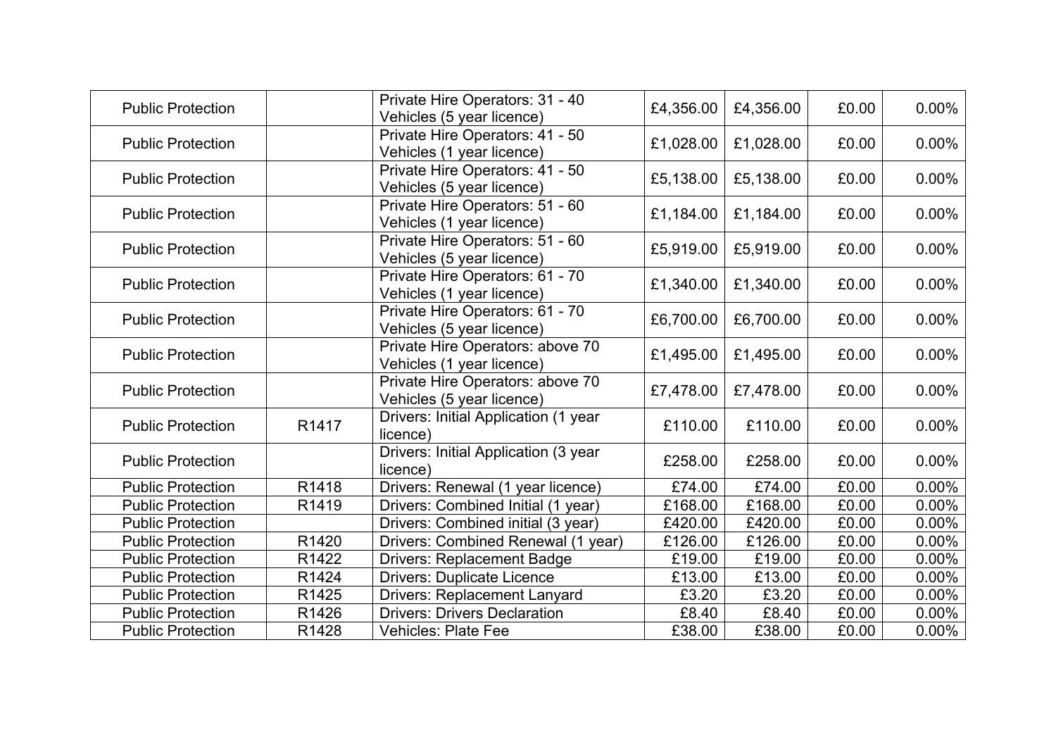| | | | | | | |
|---|---|---|---|---|---|---|
| Public Protection | | Private Hire Operators: 31 - 40 Vehicles (5 year licence) | £4,356.00 | £4,356.00 | £0.00 | 0.00% |
| Public Protection | | Private Hire Operators: 41 - 50 Vehicles (1 year licence) | £1,028.00 | £1,028.00 | £0.00 | 0.00% |
| Public Protection | | Private Hire Operators: 41 - 50 Vehicles (5 year licence) | £5,138.00 | £5,138.00 | £0.00 | 0.00% |
| Public Protection | | Private Hire Operators: 51 - 60 Vehicles (1 year licence) | £1,184.00 | £1,184.00 | £0.00 | 0.00% |
| Public Protection | | Private Hire Operators: 51 - 60 Vehicles (5 year licence) | £5,919.00 | £5,919.00 | £0.00 | 0.00% |
| Public Protection | | Private Hire Operators: 61 - 70 Vehicles (1 year licence) | £1,340.00 | £1,340.00 | £0.00 | 0.00% |
| Public Protection | | Private Hire Operators: 61 - 70 Vehicles (5 year licence) | £6,700.00 | £6,700.00 | £0.00 | 0.00% |
| Public Protection | | Private Hire Operators: above 70 Vehicles (1 year licence) | £1,495.00 | £1,495.00 | £0.00 | 0.00% |
| Public Protection | | Private Hire Operators: above 70 Vehicles (5 year licence) | £7,478.00 | £7,478.00 | £0.00 | 0.00% |
| Public Protection | R1417 | Drivers: Initial Application (1 year licence) | £110.00 | £110.00 | £0.00 | 0.00% |
| Public Protection | | Drivers: Initial Application (3 year licence) | £258.00 | £258.00 | £0.00 | 0.00% |
| Public Protection | R1418 | Drivers: Renewal (1 year licence) | £74.00 | £74.00 | £0.00 | 0.00% |
| Public Protection | R1419 | Drivers: Combined Initial (1 year) | £168.00 | £168.00 | £0.00 | 0.00% |
| Public Protection | | Drivers: Combined initial (3 year) | £420.00 | £420.00 | £0.00 | 0.00% |
| Public Protection | R1420 | Drivers: Combined Renewal (1 year) | £126.00 | £126.00 | £0.00 | 0.00% |
| Public Protection | R1422 | Drivers: Replacement Badge | £19.00 | £19.00 | £0.00 | 0.00% |
| Public Protection | R1424 | Drivers: Duplicate Licence | £13.00 | £13.00 | £0.00 | 0.00% |
| Public Protection | R1425 | Drivers: Replacement Lanyard | £3.20 | £3.20 | £0.00 | 0.00% |
| Public Protection | R1426 | Drivers: Drivers Declaration | £8.40 | £8.40 | £0.00 | 0.00% |
| Public Protection | R1428 | Vehicles: Plate Fee | £38.00 | £38.00 | £0.00 | 0.00% |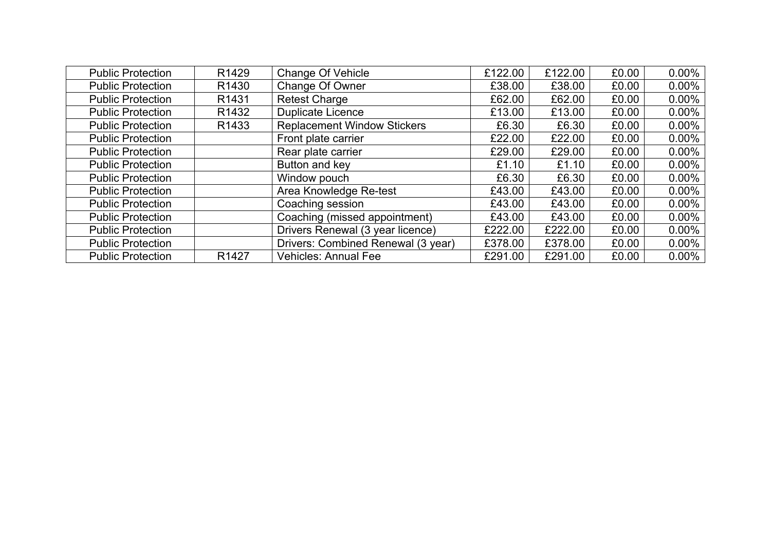| | | | | | | |
|---|---|---|---|---|---|---|
| Public Protection | R1429 | Change Of Vehicle | £122.00 | £122.00 | £0.00 | 0.00% |
| Public Protection | R1430 | Change Of Owner | £38.00 | £38.00 | £0.00 | 0.00% |
| Public Protection | R1431 | Retest Charge | £62.00 | £62.00 | £0.00 | 0.00% |
| Public Protection | R1432 | Duplicate Licence | £13.00 | £13.00 | £0.00 | 0.00% |
| Public Protection | R1433 | Replacement Window Stickers | £6.30 | £6.30 | £0.00 | 0.00% |
| Public Protection | | Front plate carrier | £22.00 | £22.00 | £0.00 | 0.00% |
| Public Protection | | Rear plate carrier | £29.00 | £29.00 | £0.00 | 0.00% |
| Public Protection | | Button and key | £1.10 | £1.10 | £0.00 | 0.00% |
| Public Protection | | Window pouch | £6.30 | £6.30 | £0.00 | 0.00% |
| Public Protection | | Area Knowledge Re-test | £43.00 | £43.00 | £0.00 | 0.00% |
| Public Protection | | Coaching session | £43.00 | £43.00 | £0.00 | 0.00% |
| Public Protection | | Coaching (missed appointment) | £43.00 | £43.00 | £0.00 | 0.00% |
| Public Protection | | Drivers Renewal (3 year licence) | £222.00 | £222.00 | £0.00 | 0.00% |
| Public Protection | | Drivers: Combined Renewal (3 year) | £378.00 | £378.00 | £0.00 | 0.00% |
| Public Protection | R1427 | Vehicles: Annual Fee | £291.00 | £291.00 | £0.00 | 0.00% |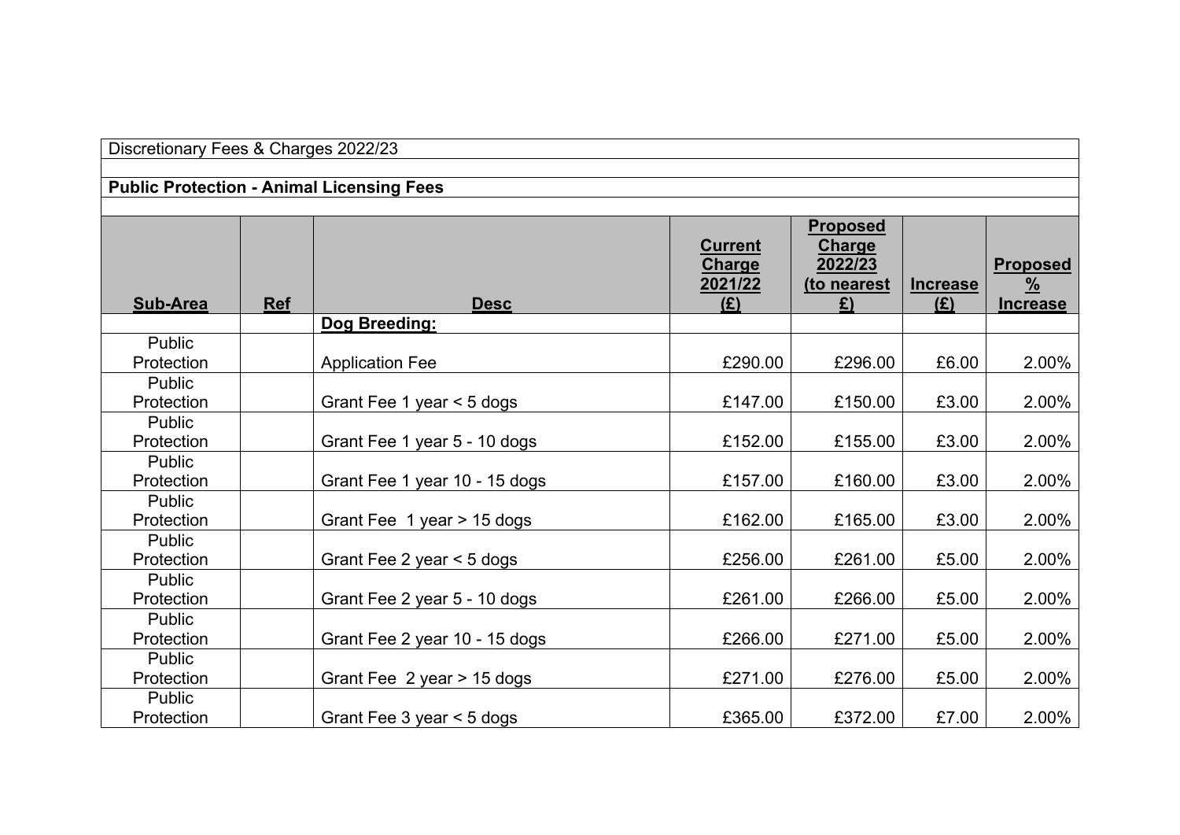Discretionary Fees & Charges 2022/23

**Public Protection - Animal Licensing Fees**

| Sub-Area | Ref | Desc | Current Charge 2021/22 (£) | Proposed Charge 2022/23 (to nearest £) | Increase (£) | Proposed % Increase |
|---|---|---|---|---|---|---|
| | | **Dog Breeding:** | | | | |
| Public Protection | | Application Fee | £290.00 | £296.00 | £6.00 | 2.00% |
| Public Protection | | Grant Fee 1 year < 5 dogs | £147.00 | £150.00 | £3.00 | 2.00% |
| Public Protection | | Grant Fee 1 year 5 - 10 dogs | £152.00 | £155.00 | £3.00 | 2.00% |
| Public Protection | | Grant Fee 1 year 10 - 15 dogs | £157.00 | £160.00 | £3.00 | 2.00% |
| Public Protection | | Grant Fee 1 year > 15 dogs | £162.00 | £165.00 | £3.00 | 2.00% |
| Public Protection | | Grant Fee 2 year < 5 dogs | £256.00 | £261.00 | £5.00 | 2.00% |
| Public Protection | | Grant Fee 2 year 5 - 10 dogs | £261.00 | £266.00 | £5.00 | 2.00% |
| Public Protection | | Grant Fee 2 year 10 - 15 dogs | £266.00 | £271.00 | £5.00 | 2.00% |
| Public Protection | | Grant Fee 2 year > 15 dogs | £271.00 | £276.00 | £5.00 | 2.00% |
| Public Protection | | Grant Fee 3 year < 5 dogs | £365.00 | £372.00 | £7.00 | 2.00% |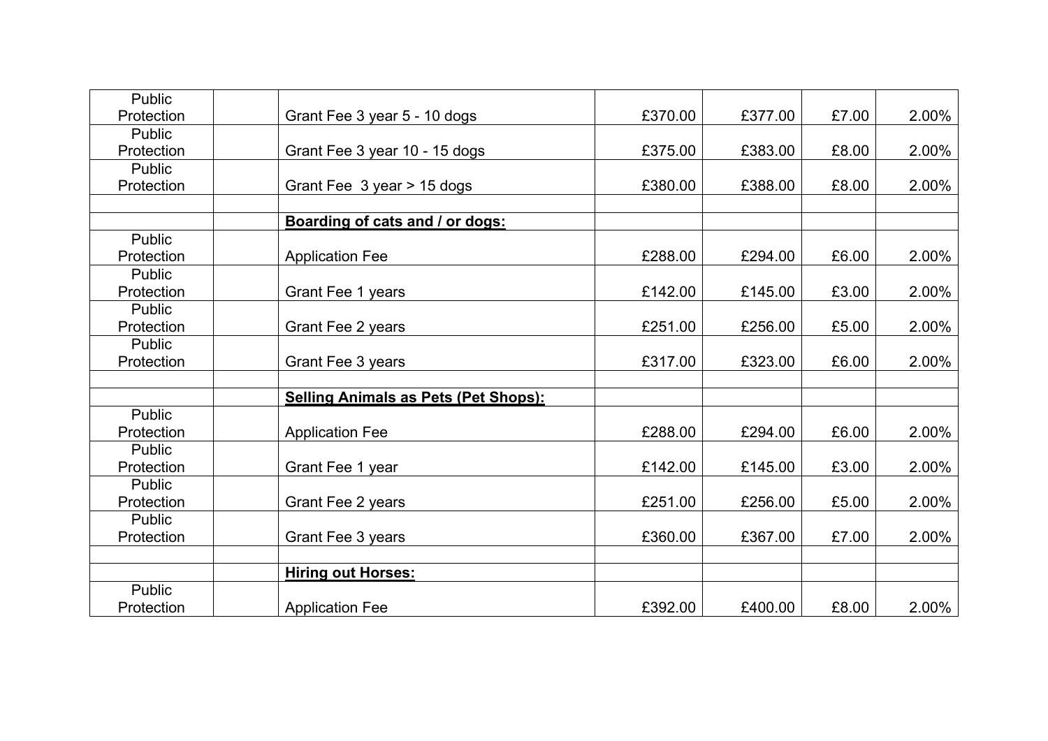| | | | | | | |
|---|---|---|---|---|---|---|
| Public Protection | | Grant Fee 3 year 5 - 10 dogs | £370.00 | £377.00 | £7.00 | 2.00% |
| Public Protection | | Grant Fee 3 year 10 - 15 dogs | £375.00 | £383.00 | £8.00 | 2.00% |
| Public Protection | | Grant Fee 3 year > 15 dogs | £380.00 | £388.00 | £8.00 | 2.00% |
| | | | | | | |
| | | **Boarding of cats and / or dogs:** | | | | |
| Public Protection | | Application Fee | £288.00 | £294.00 | £6.00 | 2.00% |
| Public Protection | | Grant Fee 1 years | £142.00 | £145.00 | £3.00 | 2.00% |
| Public Protection | | Grant Fee 2 years | £251.00 | £256.00 | £5.00 | 2.00% |
| Public Protection | | Grant Fee 3 years | £317.00 | £323.00 | £6.00 | 2.00% |
| | | | | | | |
| | | **Selling Animals as Pets (Pet Shops):** | | | | |
| Public Protection | | Application Fee | £288.00 | £294.00 | £6.00 | 2.00% |
| Public Protection | | Grant Fee 1 year | £142.00 | £145.00 | £3.00 | 2.00% |
| Public Protection | | Grant Fee 2 years | £251.00 | £256.00 | £5.00 | 2.00% |
| Public Protection | | Grant Fee 3 years | £360.00 | £367.00 | £7.00 | 2.00% |
| | | | | | | |
| | | **Hiring out Horses:** | | | | |
| Public Protection | | Application Fee | £392.00 | £400.00 | £8.00 | 2.00% |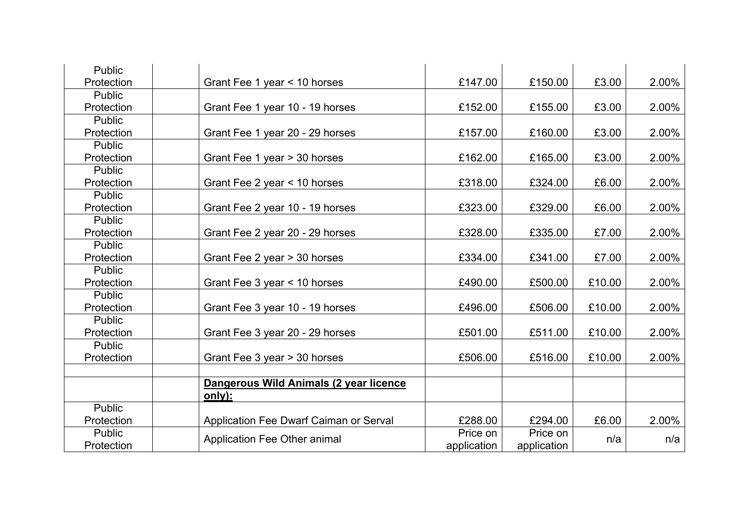| | | | | | | |
|---|---|---|---|---|---|---|
| Public Protection | | Grant Fee 1 year < 10 horses | £147.00 | £150.00 | £3.00 | 2.00% |
| Public Protection | | Grant Fee 1 year 10 - 19 horses | £152.00 | £155.00 | £3.00 | 2.00% |
| Public Protection | | Grant Fee 1 year 20 - 29 horses | £157.00 | £160.00 | £3.00 | 2.00% |
| Public Protection | | Grant Fee 1 year > 30 horses | £162.00 | £165.00 | £3.00 | 2.00% |
| Public Protection | | Grant Fee 2 year < 10 horses | £318.00 | £324.00 | £6.00 | 2.00% |
| Public Protection | | Grant Fee 2 year 10 - 19 horses | £323.00 | £329.00 | £6.00 | 2.00% |
| Public Protection | | Grant Fee 2 year 20 - 29 horses | £328.00 | £335.00 | £7.00 | 2.00% |
| Public Protection | | Grant Fee 2 year > 30 horses | £334.00 | £341.00 | £7.00 | 2.00% |
| Public Protection | | Grant Fee 3 year < 10 horses | £490.00 | £500.00 | £10.00 | 2.00% |
| Public Protection | | Grant Fee 3 year 10 - 19 horses | £496.00 | £506.00 | £10.00 | 2.00% |
| Public Protection | | Grant Fee 3 year 20 - 29 horses | £501.00 | £511.00 | £10.00 | 2.00% |
| Public Protection | | Grant Fee 3 year > 30 horses | £506.00 | £516.00 | £10.00 | 2.00% |
| | | | | | | |
| | | **Dangerous Wild Animals (2 year licence only):** | | | | |
| Public Protection | | Application Fee Dwarf Caiman or Serval | £288.00 | £294.00 | £6.00 | 2.00% |
| Public Protection | | Application Fee Other animal | Price on application | Price on application | n/a | n/a |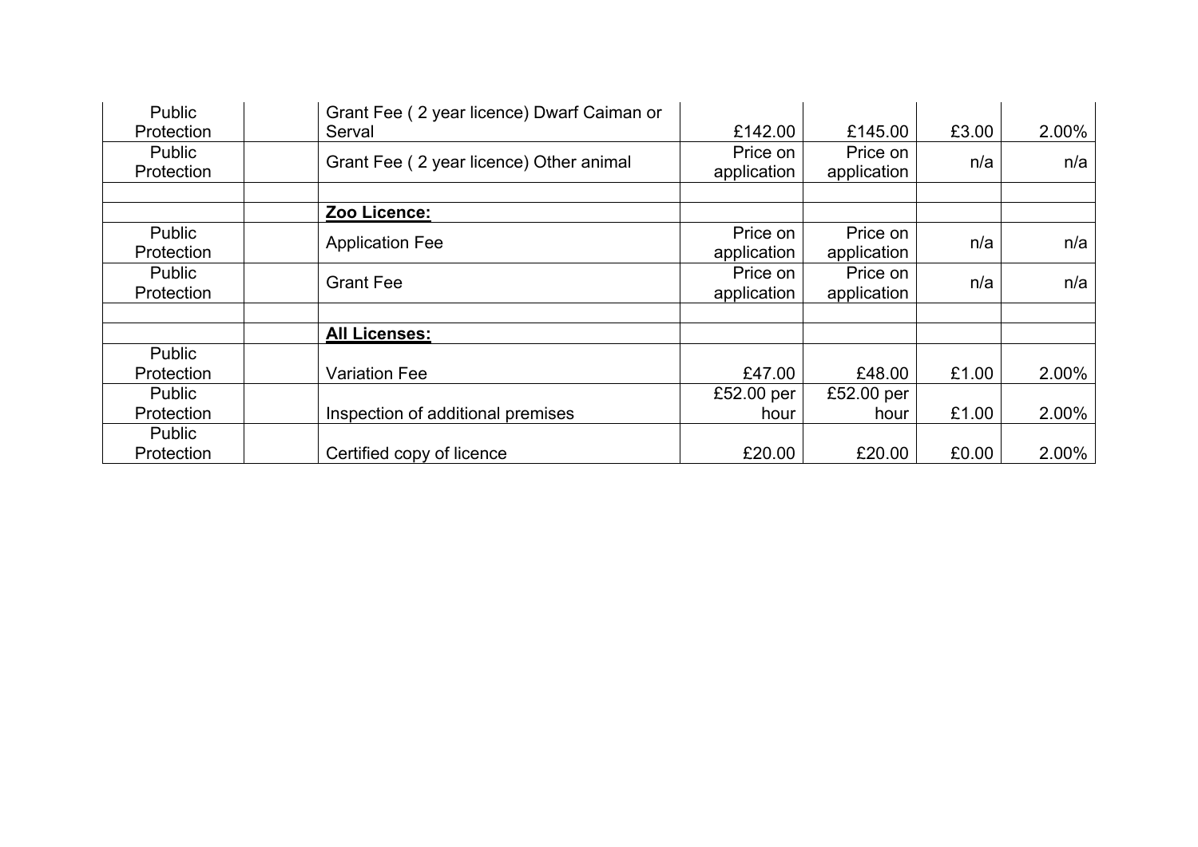| | | | | | | |
|---|---|---|---|---|---|---|
| Public Protection | | Grant Fee ( 2 year licence) Dwarf Caiman or Serval | £142.00 | £145.00 | £3.00 | 2.00% |
| Public Protection | | Grant Fee ( 2 year licence) Other animal | Price on application | Price on application | n/a | n/a |
| | | | | | | |
| | | **Zoo Licence:** | | | | |
| Public Protection | | Application Fee | Price on application | Price on application | n/a | n/a |
| Public Protection | | Grant Fee | Price on application | Price on application | n/a | n/a |
| | | | | | | |
| | | **All Licenses:** | | | | |
| Public Protection | | Variation Fee | £47.00 | £48.00 | £1.00 | 2.00% |
| Public Protection | | Inspection of additional premises | £52.00 per hour | £52.00 per hour | £1.00 | 2.00% |
| Public Protection | | Certified copy of licence | £20.00 | £20.00 | £0.00 | 2.00% |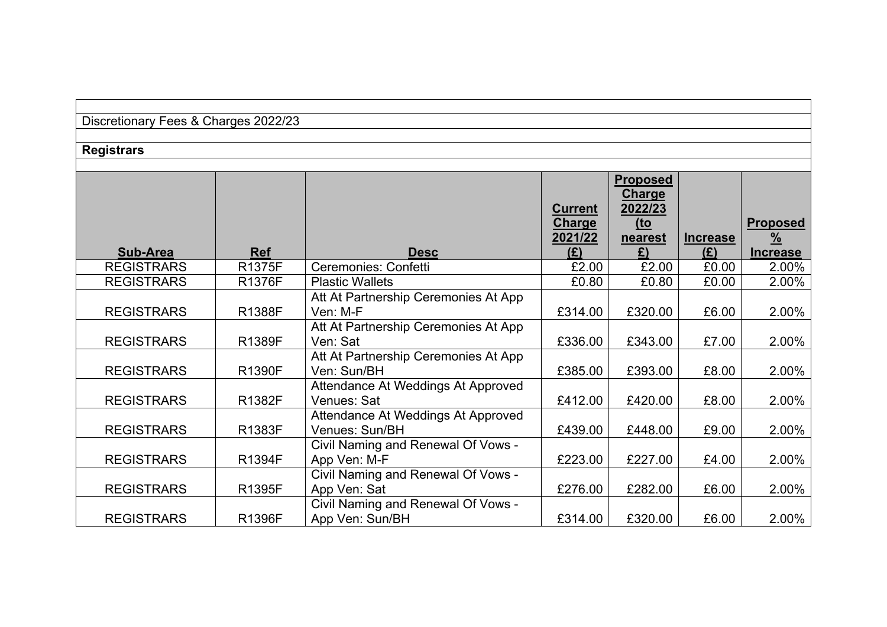Discretionary Fees & Charges 2022/23

**Registrars**

| Sub-Area | Ref | Desc | Current Charge 2021/22 (£) | Proposed Charge 2022/23 (to nearest £) | Increase (£) | Proposed % Increase |
|---|---|---|---|---|---|---|
| REGISTRARS | R1375F | Ceremonies: Confetti | £2.00 | £2.00 | £0.00 | 2.00% |
| REGISTRARS | R1376F | Plastic Wallets | £0.80 | £0.80 | £0.00 | 2.00% |
| REGISTRARS | R1388F | Att At Partnership Ceremonies At App Ven: M-F | £314.00 | £320.00 | £6.00 | 2.00% |
| REGISTRARS | R1389F | Att At Partnership Ceremonies At App Ven: Sat | £336.00 | £343.00 | £7.00 | 2.00% |
| REGISTRARS | R1390F | Att At Partnership Ceremonies At App Ven: Sun/BH | £385.00 | £393.00 | £8.00 | 2.00% |
| REGISTRARS | R1382F | Attendance At Weddings At Approved Venues: Sat | £412.00 | £420.00 | £8.00 | 2.00% |
| REGISTRARS | R1383F | Attendance At Weddings At Approved Venues: Sun/BH | £439.00 | £448.00 | £9.00 | 2.00% |
| REGISTRARS | R1394F | Civil Naming and Renewal Of Vows - App Ven: M-F | £223.00 | £227.00 | £4.00 | 2.00% |
| REGISTRARS | R1395F | Civil Naming and Renewal Of Vows - App Ven: Sat | £276.00 | £282.00 | £6.00 | 2.00% |
| REGISTRARS | R1396F | Civil Naming and Renewal Of Vows - App Ven: Sun/BH | £314.00 | £320.00 | £6.00 | 2.00% |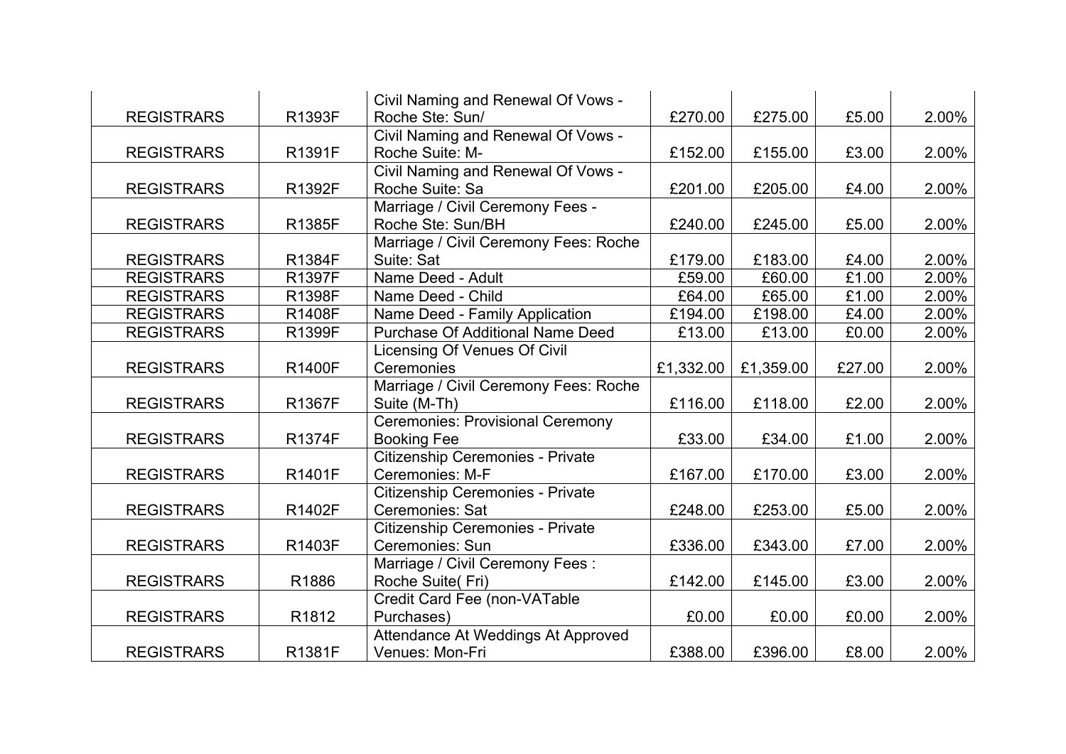| | | | | | | |
|---|---|---|---|---|---|---|
| REGISTRARS | R1393F | Civil Naming and Renewal Of Vows - Roche Ste: Sun/ | £270.00 | £275.00 | £5.00 | 2.00% |
| REGISTRARS | R1391F | Civil Naming and Renewal Of Vows - Roche Suite: M- | £152.00 | £155.00 | £3.00 | 2.00% |
| REGISTRARS | R1392F | Civil Naming and Renewal Of Vows - Roche Suite: Sa | £201.00 | £205.00 | £4.00 | 2.00% |
| REGISTRARS | R1385F | Marriage / Civil Ceremony Fees - Roche Ste: Sun/BH | £240.00 | £245.00 | £5.00 | 2.00% |
| REGISTRARS | R1384F | Marriage / Civil Ceremony Fees: Roche Suite: Sat | £179.00 | £183.00 | £4.00 | 2.00% |
| REGISTRARS | R1397F | Name Deed - Adult | £59.00 | £60.00 | £1.00 | 2.00% |
| REGISTRARS | R1398F | Name Deed - Child | £64.00 | £65.00 | £1.00 | 2.00% |
| REGISTRARS | R1408F | Name Deed - Family Application | £194.00 | £198.00 | £4.00 | 2.00% |
| REGISTRARS | R1399F | Purchase Of Additional Name Deed | £13.00 | £13.00 | £0.00 | 2.00% |
| REGISTRARS | R1400F | Licensing Of Venues Of Civil Ceremonies | £1,332.00 | £1,359.00 | £27.00 | 2.00% |
| REGISTRARS | R1367F | Marriage / Civil Ceremony Fees: Roche Suite (M-Th) | £116.00 | £118.00 | £2.00 | 2.00% |
| REGISTRARS | R1374F | Ceremonies: Provisional Ceremony Booking Fee | £33.00 | £34.00 | £1.00 | 2.00% |
| REGISTRARS | R1401F | Citizenship Ceremonies - Private Ceremonies: M-F | £167.00 | £170.00 | £3.00 | 2.00% |
| REGISTRARS | R1402F | Citizenship Ceremonies - Private Ceremonies: Sat | £248.00 | £253.00 | £5.00 | 2.00% |
| REGISTRARS | R1403F | Citizenship Ceremonies - Private Ceremonies: Sun | £336.00 | £343.00 | £7.00 | 2.00% |
| REGISTRARS | R1886 | Marriage / Civil Ceremony Fees : Roche Suite( Fri) | £142.00 | £145.00 | £3.00 | 2.00% |
| REGISTRARS | R1812 | Credit Card Fee (non-VATable Purchases) | £0.00 | £0.00 | £0.00 | 2.00% |
| REGISTRARS | R1381F | Attendance At Weddings At Approved Venues: Mon-Fri | £388.00 | £396.00 | £8.00 | 2.00% |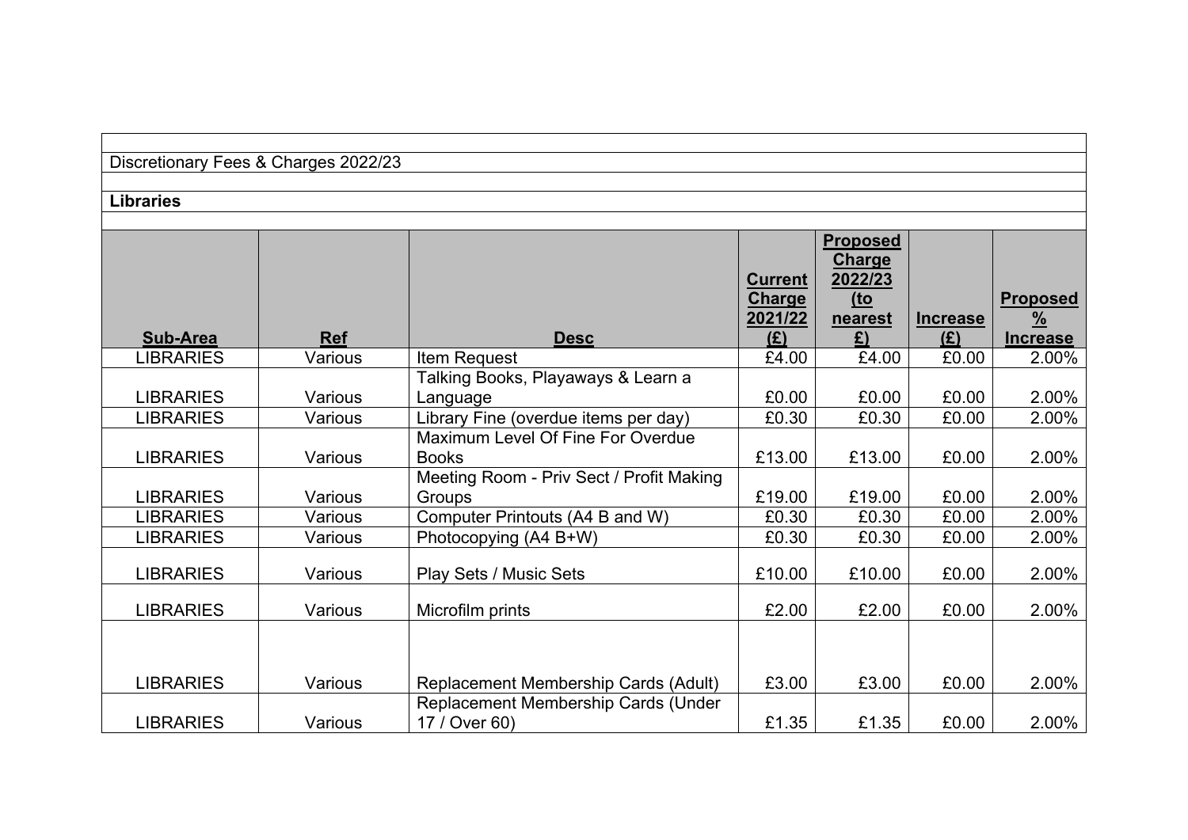Discretionary Fees & Charges 2022/23

**Libraries**

| Sub-Area | Ref | Desc | Current Charge 2021/22 (£) | Proposed Charge 2022/23 (to nearest £) | Increase (£) | Proposed % Increase |
|---|---|---|---|---|---|---|
| LIBRARIES | Various | Item Request | £4.00 | £4.00 | £0.00 | 2.00% |
| LIBRARIES | Various | Talking Books, Playaways & Learn a Language | £0.00 | £0.00 | £0.00 | 2.00% |
| LIBRARIES | Various | Library Fine (overdue items per day) | £0.30 | £0.30 | £0.00 | 2.00% |
| LIBRARIES | Various | Maximum Level Of Fine For Overdue Books | £13.00 | £13.00 | £0.00 | 2.00% |
| LIBRARIES | Various | Meeting Room - Priv Sect / Profit Making Groups | £19.00 | £19.00 | £0.00 | 2.00% |
| LIBRARIES | Various | Computer Printouts (A4 B and W) | £0.30 | £0.30 | £0.00 | 2.00% |
| LIBRARIES | Various | Photocopying (A4 B+W) | £0.30 | £0.30 | £0.00 | 2.00% |
| LIBRARIES | Various | Play Sets / Music Sets | £10.00 | £10.00 | £0.00 | 2.00% |
| LIBRARIES | Various | Microfilm prints | £2.00 | £2.00 | £0.00 | 2.00% |
| LIBRARIES | Various | Replacement Membership Cards (Adult) | £3.00 | £3.00 | £0.00 | 2.00% |
| LIBRARIES | Various | Replacement Membership Cards (Under 17 / Over 60) | £1.35 | £1.35 | £0.00 | 2.00% |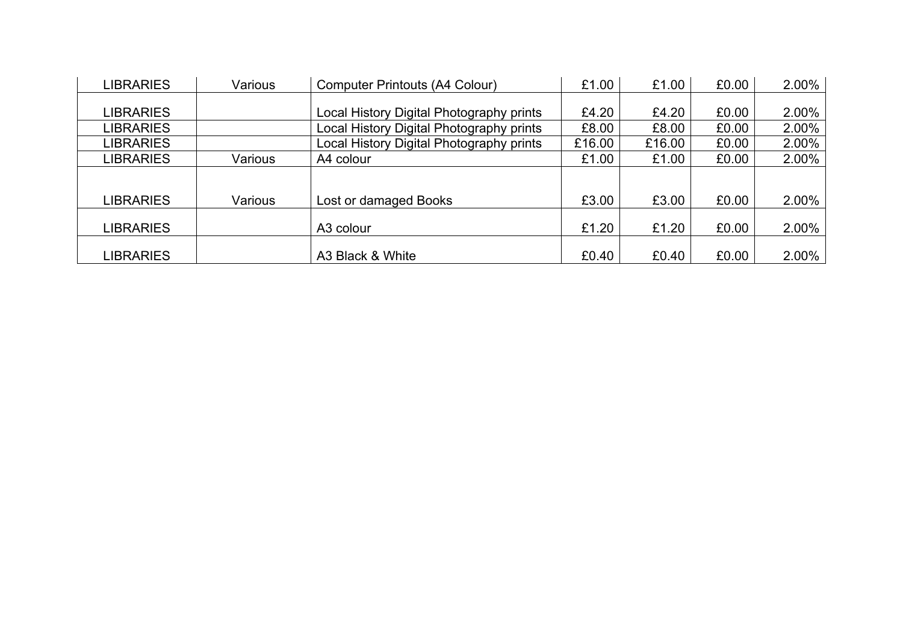|  |  |  |  |  |  |  |
|---|---|---|---|---|---|---|
| LIBRARIES | Various | Computer Printouts (A4 Colour) | £1.00 | £1.00 | £0.00 | 2.00% |
| LIBRARIES |  | Local History Digital Photography prints | £4.20 | £4.20 | £0.00 | 2.00% |
| LIBRARIES |  | Local History Digital Photography prints | £8.00 | £8.00 | £0.00 | 2.00% |
| LIBRARIES |  | Local History Digital Photography prints | £16.00 | £16.00 | £0.00 | 2.00% |
| LIBRARIES | Various | A4 colour | £1.00 | £1.00 | £0.00 | 2.00% |
| LIBRARIES | Various | Lost or damaged Books | £3.00 | £3.00 | £0.00 | 2.00% |
| LIBRARIES |  | A3 colour | £1.20 | £1.20 | £0.00 | 2.00% |
| LIBRARIES |  | A3 Black & White | £0.40 | £0.40 | £0.00 | 2.00% |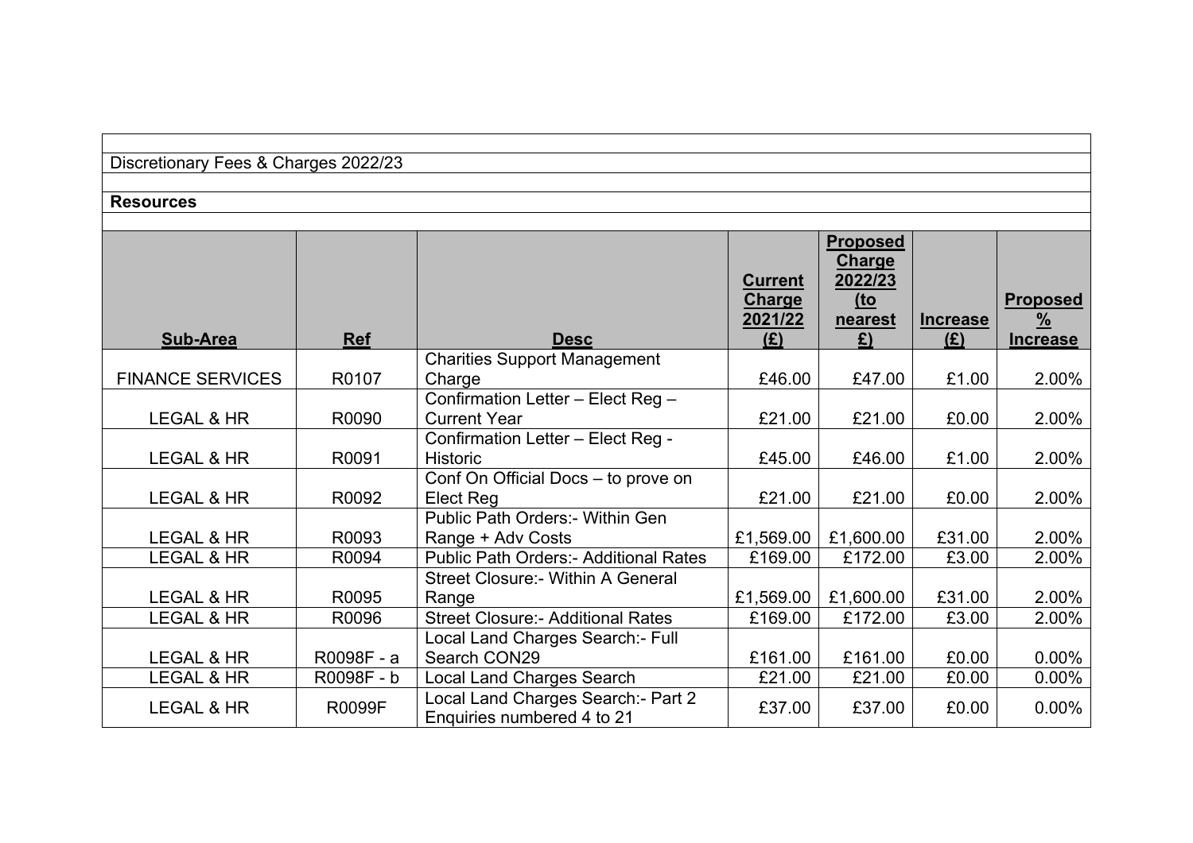Discretionary Fees & Charges 2022/23

**Resources**

| Sub-Area | Ref | Desc | Current Charge 2021/22 (£) | Proposed Charge 2022/23 (to nearest £) | Increase (£) | Proposed % Increase |
|---|---|---|---|---|---|---|
| FINANCE SERVICES | R0107 | Charities Support Management Charge | £46.00 | £47.00 | £1.00 | 2.00% |
| LEGAL & HR | R0090 | Confirmation Letter – Elect Reg – Current Year | £21.00 | £21.00 | £0.00 | 2.00% |
| LEGAL & HR | R0091 | Confirmation Letter – Elect Reg - Historic | £45.00 | £46.00 | £1.00 | 2.00% |
| LEGAL & HR | R0092 | Conf On Official Docs – to prove on Elect Reg | £21.00 | £21.00 | £0.00 | 2.00% |
| LEGAL & HR | R0093 | Public Path Orders:- Within Gen Range + Adv Costs | £1,569.00 | £1,600.00 | £31.00 | 2.00% |
| LEGAL & HR | R0094 | Public Path Orders:- Additional Rates | £169.00 | £172.00 | £3.00 | 2.00% |
| LEGAL & HR | R0095 | Street Closure:- Within A General Range | £1,569.00 | £1,600.00 | £31.00 | 2.00% |
| LEGAL & HR | R0096 | Street Closure:- Additional Rates | £169.00 | £172.00 | £3.00 | 2.00% |
| LEGAL & HR | R0098F - a | Local Land Charges Search:- Full Search CON29 | £161.00 | £161.00 | £0.00 | 0.00% |
| LEGAL & HR | R0098F - b | Local Land Charges Search | £21.00 | £21.00 | £0.00 | 0.00% |
| LEGAL & HR | R0099F | Local Land Charges Search:- Part 2 Enquiries numbered 4 to 21 | £37.00 | £37.00 | £0.00 | 0.00% |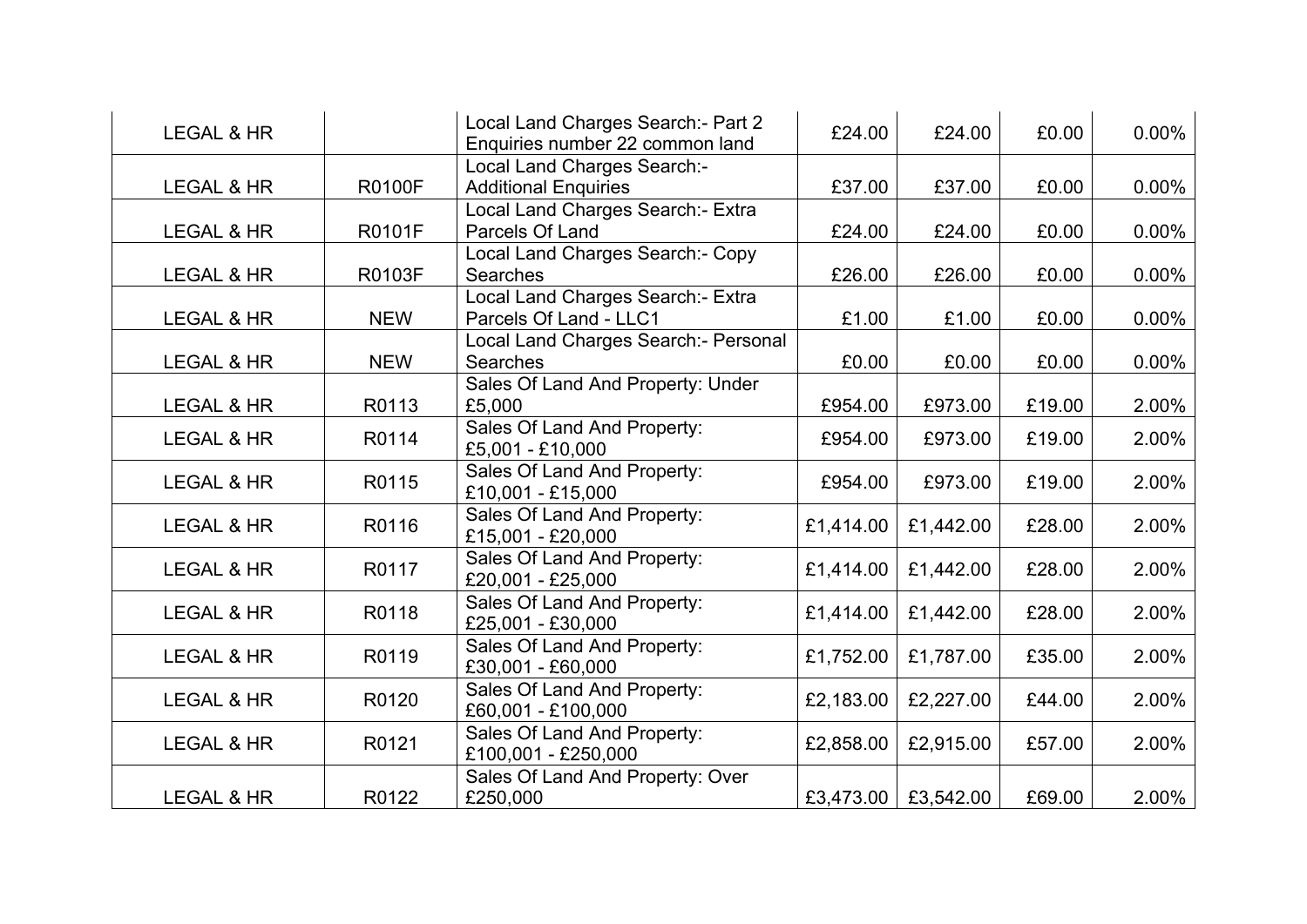| | | | | | | |
|---|---|---|---|---|---|---|
| LEGAL & HR | | Local Land Charges Search:- Part 2 Enquiries number 22 common land | £24.00 | £24.00 | £0.00 | 0.00% |
| LEGAL & HR | R0100F | Local Land Charges Search:- Additional Enquiries | £37.00 | £37.00 | £0.00 | 0.00% |
| LEGAL & HR | R0101F | Local Land Charges Search:- Extra Parcels Of Land | £24.00 | £24.00 | £0.00 | 0.00% |
| LEGAL & HR | R0103F | Local Land Charges Search:- Copy Searches | £26.00 | £26.00 | £0.00 | 0.00% |
| LEGAL & HR | NEW | Local Land Charges Search:- Extra Parcels Of Land - LLC1 | £1.00 | £1.00 | £0.00 | 0.00% |
| LEGAL & HR | NEW | Local Land Charges Search:- Personal Searches | £0.00 | £0.00 | £0.00 | 0.00% |
| LEGAL & HR | R0113 | Sales Of Land And Property: Under £5,000 | £954.00 | £973.00 | £19.00 | 2.00% |
| LEGAL & HR | R0114 | Sales Of Land And Property: £5,001 - £10,000 | £954.00 | £973.00 | £19.00 | 2.00% |
| LEGAL & HR | R0115 | Sales Of Land And Property: £10,001 - £15,000 | £954.00 | £973.00 | £19.00 | 2.00% |
| LEGAL & HR | R0116 | Sales Of Land And Property: £15,001 - £20,000 | £1,414.00 | £1,442.00 | £28.00 | 2.00% |
| LEGAL & HR | R0117 | Sales Of Land And Property: £20,001 - £25,000 | £1,414.00 | £1,442.00 | £28.00 | 2.00% |
| LEGAL & HR | R0118 | Sales Of Land And Property: £25,001 - £30,000 | £1,414.00 | £1,442.00 | £28.00 | 2.00% |
| LEGAL & HR | R0119 | Sales Of Land And Property: £30,001 - £60,000 | £1,752.00 | £1,787.00 | £35.00 | 2.00% |
| LEGAL & HR | R0120 | Sales Of Land And Property: £60,001 - £100,000 | £2,183.00 | £2,227.00 | £44.00 | 2.00% |
| LEGAL & HR | R0121 | Sales Of Land And Property: £100,001 - £250,000 | £2,858.00 | £2,915.00 | £57.00 | 2.00% |
| LEGAL & HR | R0122 | Sales Of Land And Property: Over £250,000 | £3,473.00 | £3,542.00 | £69.00 | 2.00% |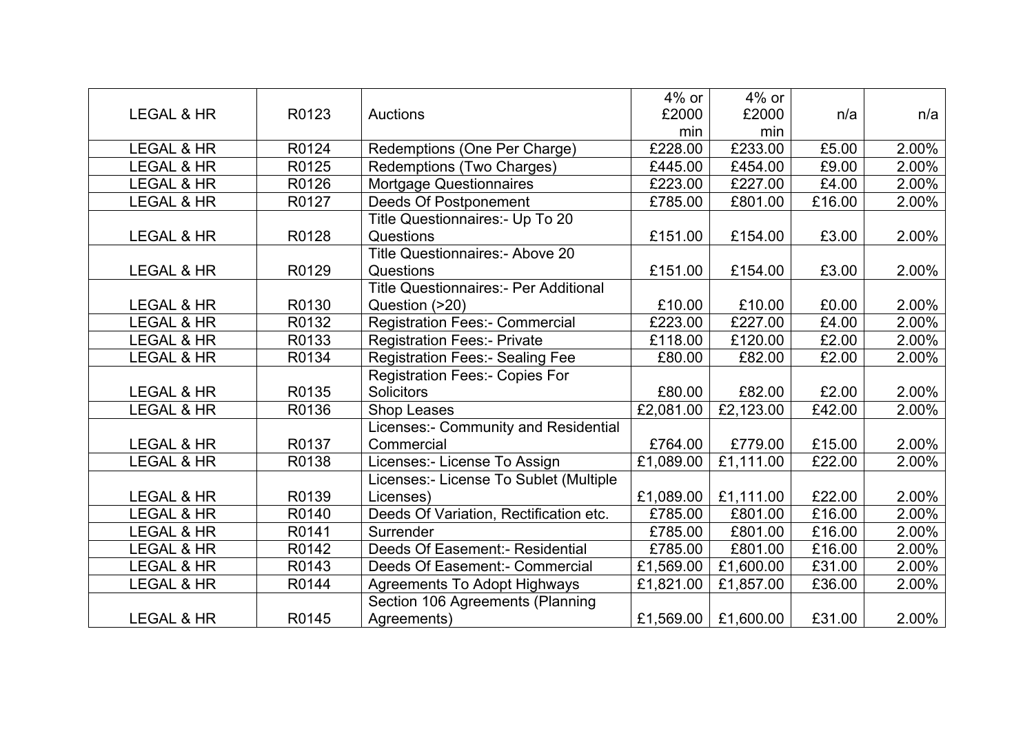| | | | | | | |
|---|---|---|---|---|---|---|
| LEGAL & HR | R0123 | Auctions | 4% or £2000 min | 4% or £2000 min | n/a | n/a |
| LEGAL & HR | R0124 | Redemptions (One Per Charge) | £228.00 | £233.00 | £5.00 | 2.00% |
| LEGAL & HR | R0125 | Redemptions (Two Charges) | £445.00 | £454.00 | £9.00 | 2.00% |
| LEGAL & HR | R0126 | Mortgage Questionnaires | £223.00 | £227.00 | £4.00 | 2.00% |
| LEGAL & HR | R0127 | Deeds Of Postponement | £785.00 | £801.00 | £16.00 | 2.00% |
| LEGAL & HR | R0128 | Title Questionnaires:- Up To 20 Questions | £151.00 | £154.00 | £3.00 | 2.00% |
| LEGAL & HR | R0129 | Title Questionnaires:- Above 20 Questions | £151.00 | £154.00 | £3.00 | 2.00% |
| LEGAL & HR | R0130 | Title Questionnaires:- Per Additional Question (>20) | £10.00 | £10.00 | £0.00 | 2.00% |
| LEGAL & HR | R0132 | Registration Fees:- Commercial | £223.00 | £227.00 | £4.00 | 2.00% |
| LEGAL & HR | R0133 | Registration Fees:- Private | £118.00 | £120.00 | £2.00 | 2.00% |
| LEGAL & HR | R0134 | Registration Fees:- Sealing Fee | £80.00 | £82.00 | £2.00 | 2.00% |
| LEGAL & HR | R0135 | Registration Fees:- Copies For Solicitors | £80.00 | £82.00 | £2.00 | 2.00% |
| LEGAL & HR | R0136 | Shop Leases | £2,081.00 | £2,123.00 | £42.00 | 2.00% |
| LEGAL & HR | R0137 | Licenses:- Community and Residential Commercial | £764.00 | £779.00 | £15.00 | 2.00% |
| LEGAL & HR | R0138 | Licenses:- License To Assign | £1,089.00 | £1,111.00 | £22.00 | 2.00% |
| LEGAL & HR | R0139 | Licenses:- License To Sublet (Multiple Licenses) | £1,089.00 | £1,111.00 | £22.00 | 2.00% |
| LEGAL & HR | R0140 | Deeds Of Variation, Rectification etc. | £785.00 | £801.00 | £16.00 | 2.00% |
| LEGAL & HR | R0141 | Surrender | £785.00 | £801.00 | £16.00 | 2.00% |
| LEGAL & HR | R0142 | Deeds Of Easement:- Residential | £785.00 | £801.00 | £16.00 | 2.00% |
| LEGAL & HR | R0143 | Deeds Of Easement:- Commercial | £1,569.00 | £1,600.00 | £31.00 | 2.00% |
| LEGAL & HR | R0144 | Agreements To Adopt Highways | £1,821.00 | £1,857.00 | £36.00 | 2.00% |
| LEGAL & HR | R0145 | Section 106 Agreements (Planning Agreements) | £1,569.00 | £1,600.00 | £31.00 | 2.00% |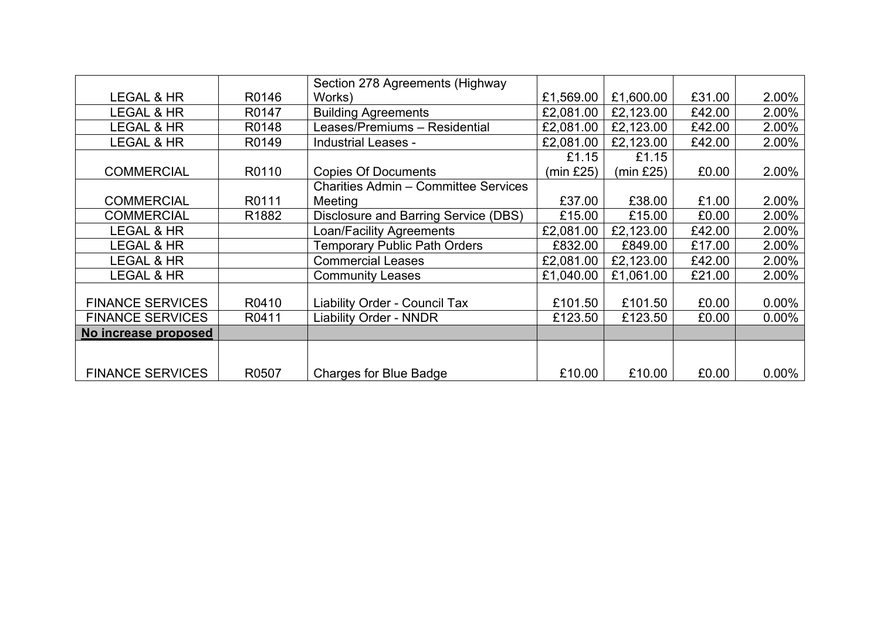| LEGAL & HR | R0146 | Section 278 Agreements (Highway Works) | £1,569.00 | £1,600.00 | £31.00 | 2.00% |
|---|---|---|---|---|---|---|
| LEGAL & HR | R0147 | Building Agreements | £2,081.00 | £2,123.00 | £42.00 | 2.00% |
| LEGAL & HR | R0148 | Leases/Premiums – Residential | £2,081.00 | £2,123.00 | £42.00 | 2.00% |
| LEGAL & HR | R0149 | Industrial Leases - | £2,081.00 | £2,123.00 | £42.00 | 2.00% |
| COMMERCIAL | R0110 | Copies Of Documents | £1.15 (min £25) | £1.15 (min £25) | £0.00 | 2.00% |
| COMMERCIAL | R0111 | Charities Admin – Committee Services Meeting | £37.00 | £38.00 | £1.00 | 2.00% |
| COMMERCIAL | R1882 | Disclosure and Barring Service (DBS) | £15.00 | £15.00 | £0.00 | 2.00% |
| LEGAL & HR | | Loan/Facility Agreements | £2,081.00 | £2,123.00 | £42.00 | 2.00% |
| LEGAL & HR | | Temporary Public Path Orders | £832.00 | £849.00 | £17.00 | 2.00% |
| LEGAL & HR | | Commercial Leases | £2,081.00 | £2,123.00 | £42.00 | 2.00% |
| LEGAL & HR | | Community Leases | £1,040.00 | £1,061.00 | £21.00 | 2.00% |
| FINANCE SERVICES | R0410 | Liability Order - Council Tax | £101.50 | £101.50 | £0.00 | 0.00% |
| FINANCE SERVICES | R0411 | Liability Order - NNDR | £123.50 | £123.50 | £0.00 | 0.00% |
| **No increase proposed** | | | | | | |
| FINANCE SERVICES | R0507 | Charges for Blue Badge | £10.00 | £10.00 | £0.00 | 0.00% |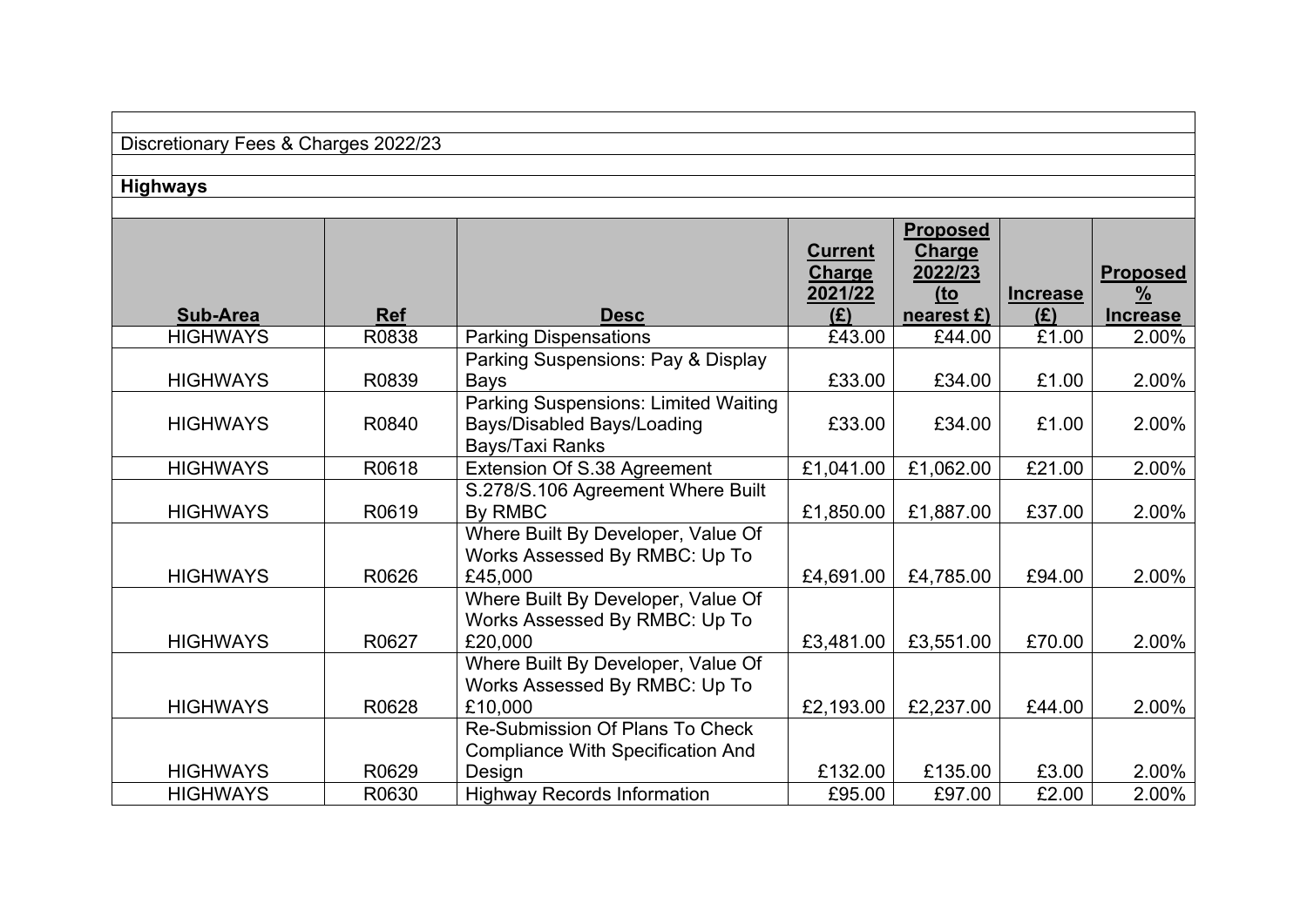Discretionary Fees & Charges 2022/23

**Highways**

| Sub-Area | Ref | Desc | Current Charge 2021/22 (£) | Proposed Charge 2022/23 (to nearest £) | Increase (£) | Proposed % Increase |
|---|---|---|---|---|---|---|
| HIGHWAYS | R0838 | Parking Dispensations | £43.00 | £44.00 | £1.00 | 2.00% |
| HIGHWAYS | R0839 | Parking Suspensions: Pay & Display Bays | £33.00 | £34.00 | £1.00 | 2.00% |
| HIGHWAYS | R0840 | Parking Suspensions: Limited Waiting Bays/Disabled Bays/Loading Bays/Taxi Ranks | £33.00 | £34.00 | £1.00 | 2.00% |
| HIGHWAYS | R0618 | Extension Of S.38 Agreement | £1,041.00 | £1,062.00 | £21.00 | 2.00% |
| HIGHWAYS | R0619 | S.278/S.106 Agreement Where Built By RMBC | £1,850.00 | £1,887.00 | £37.00 | 2.00% |
| HIGHWAYS | R0626 | Where Built By Developer, Value Of Works Assessed By RMBC: Up To £45,000 | £4,691.00 | £4,785.00 | £94.00 | 2.00% |
| HIGHWAYS | R0627 | Where Built By Developer, Value Of Works Assessed By RMBC: Up To £20,000 | £3,481.00 | £3,551.00 | £70.00 | 2.00% |
| HIGHWAYS | R0628 | Where Built By Developer, Value Of Works Assessed By RMBC: Up To £10,000 | £2,193.00 | £2,237.00 | £44.00 | 2.00% |
| HIGHWAYS | R0629 | Re-Submission Of Plans To Check Compliance With Specification And Design | £132.00 | £135.00 | £3.00 | 2.00% |
| HIGHWAYS | R0630 | Highway Records Information | £95.00 | £97.00 | £2.00 | 2.00% |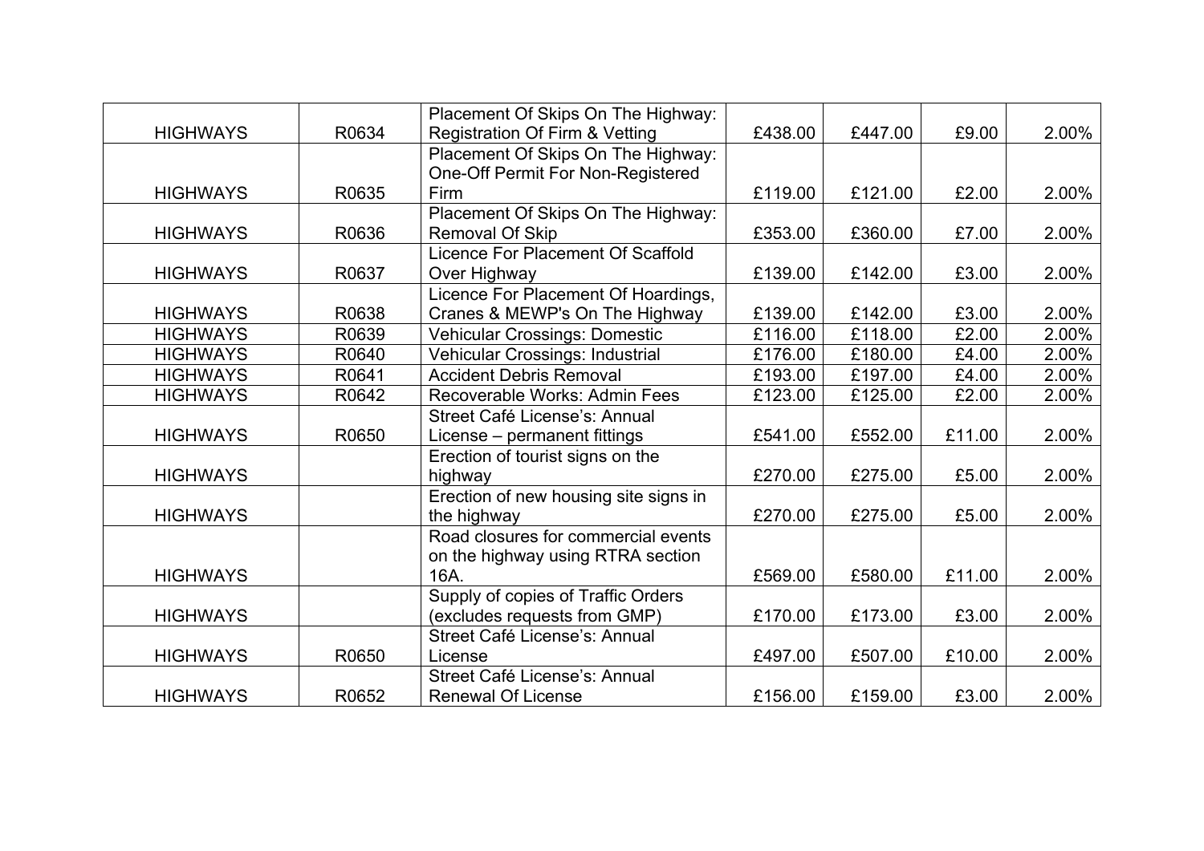| | | | | | | |
|---|---|---|---|---|---|---|
| HIGHWAYS | R0634 | Placement Of Skips On The Highway: Registration Of Firm & Vetting | £438.00 | £447.00 | £9.00 | 2.00% |
| HIGHWAYS | R0635 | Placement Of Skips On The Highway: One-Off Permit For Non-Registered Firm | £119.00 | £121.00 | £2.00 | 2.00% |
| HIGHWAYS | R0636 | Placement Of Skips On The Highway: Removal Of Skip | £353.00 | £360.00 | £7.00 | 2.00% |
| HIGHWAYS | R0637 | Licence For Placement Of Scaffold Over Highway | £139.00 | £142.00 | £3.00 | 2.00% |
| HIGHWAYS | R0638 | Licence For Placement Of Hoardings, Cranes & MEWP's On The Highway | £139.00 | £142.00 | £3.00 | 2.00% |
| HIGHWAYS | R0639 | Vehicular Crossings: Domestic | £116.00 | £118.00 | £2.00 | 2.00% |
| HIGHWAYS | R0640 | Vehicular Crossings: Industrial | £176.00 | £180.00 | £4.00 | 2.00% |
| HIGHWAYS | R0641 | Accident Debris Removal | £193.00 | £197.00 | £4.00 | 2.00% |
| HIGHWAYS | R0642 | Recoverable Works: Admin Fees | £123.00 | £125.00 | £2.00 | 2.00% |
| HIGHWAYS | R0650 | Street Café License's: Annual License – permanent fittings | £541.00 | £552.00 | £11.00 | 2.00% |
| HIGHWAYS | | Erection of tourist signs on the highway | £270.00 | £275.00 | £5.00 | 2.00% |
| HIGHWAYS | | Erection of new housing site signs in the highway | £270.00 | £275.00 | £5.00 | 2.00% |
| HIGHWAYS | | Road closures for commercial events on the highway using RTRA section 16A. | £569.00 | £580.00 | £11.00 | 2.00% |
| HIGHWAYS | | Supply of copies of Traffic Orders (excludes requests from GMP) | £170.00 | £173.00 | £3.00 | 2.00% |
| HIGHWAYS | R0650 | Street Café License's: Annual License | £497.00 | £507.00 | £10.00 | 2.00% |
| HIGHWAYS | R0652 | Street Café License's: Annual Renewal Of License | £156.00 | £159.00 | £3.00 | 2.00% |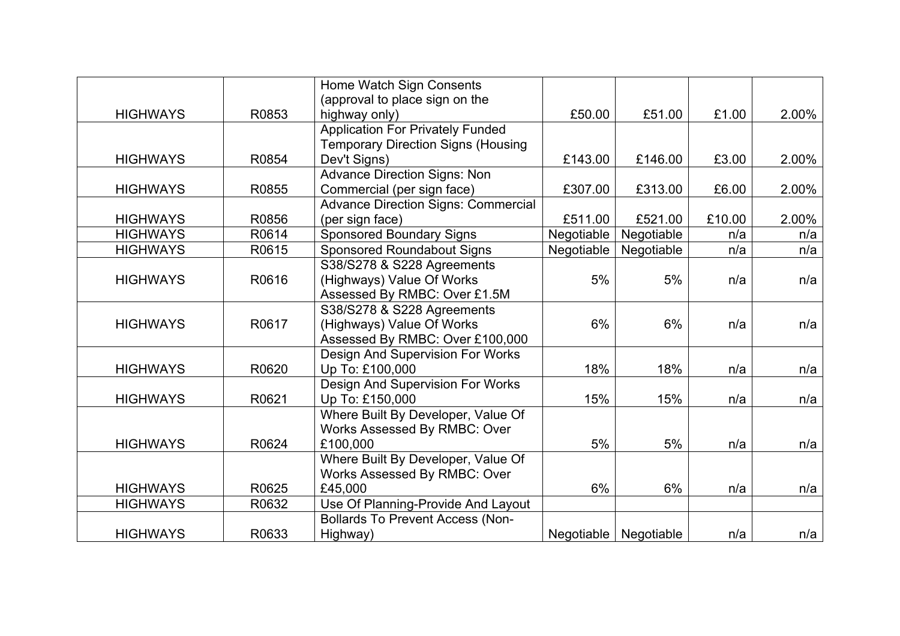| | | | | | | |
|---|---|---|---|---|---|---|
| HIGHWAYS | R0853 | Home Watch Sign Consents (approval to place sign on the highway only) | £50.00 | £51.00 | £1.00 | 2.00% |
| HIGHWAYS | R0854 | Application For Privately Funded Temporary Direction Signs (Housing Dev't Signs) | £143.00 | £146.00 | £3.00 | 2.00% |
| HIGHWAYS | R0855 | Advance Direction Signs: Non Commercial (per sign face) | £307.00 | £313.00 | £6.00 | 2.00% |
| HIGHWAYS | R0856 | Advance Direction Signs: Commercial (per sign face) | £511.00 | £521.00 | £10.00 | 2.00% |
| HIGHWAYS | R0614 | Sponsored Boundary Signs | Negotiable | Negotiable | n/a | n/a |
| HIGHWAYS | R0615 | Sponsored Roundabout Signs | Negotiable | Negotiable | n/a | n/a |
| HIGHWAYS | R0616 | S38/S278 & S228 Agreements (Highways) Value Of Works Assessed By RMBC: Over £1.5M | 5% | 5% | n/a | n/a |
| HIGHWAYS | R0617 | S38/S278 & S228 Agreements (Highways) Value Of Works Assessed By RMBC: Over £100,000 | 6% | 6% | n/a | n/a |
| HIGHWAYS | R0620 | Design And Supervision For Works Up To: £100,000 | 18% | 18% | n/a | n/a |
| HIGHWAYS | R0621 | Design And Supervision For Works Up To: £150,000 | 15% | 15% | n/a | n/a |
| HIGHWAYS | R0624 | Where Built By Developer, Value Of Works Assessed By RMBC: Over £100,000 | 5% | 5% | n/a | n/a |
| HIGHWAYS | R0625 | Where Built By Developer, Value Of Works Assessed By RMBC: Over £45,000 | 6% | 6% | n/a | n/a |
| HIGHWAYS | R0632 | Use Of Planning-Provide And Layout | | | | |
| HIGHWAYS | R0633 | Bollards To Prevent Access (Non-Highway) | Negotiable | Negotiable | n/a | n/a |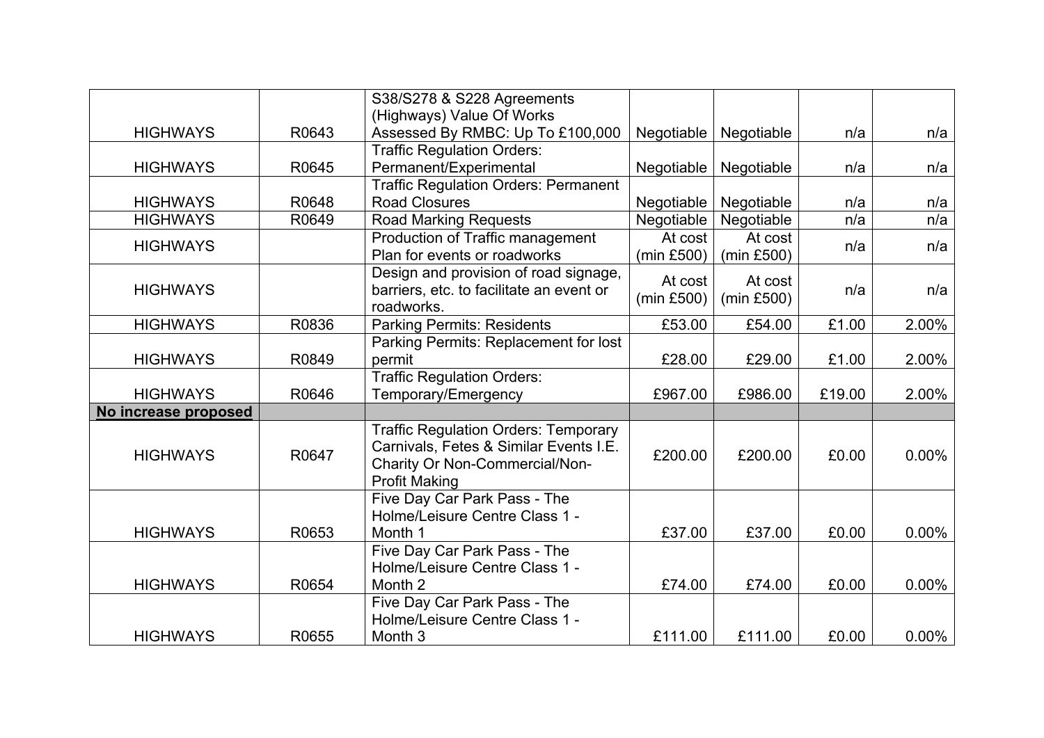| | | | | | | |
|---|---|---|---|---|---|---|
| HIGHWAYS | R0643 | S38/S278 & S228 Agreements (Highways) Value Of Works Assessed By RMBC: Up To £100,000 | Negotiable | Negotiable | n/a | n/a |
| HIGHWAYS | R0645 | Traffic Regulation Orders: Permanent/Experimental | Negotiable | Negotiable | n/a | n/a |
| HIGHWAYS | R0648 | Traffic Regulation Orders: Permanent Road Closures | Negotiable | Negotiable | n/a | n/a |
| HIGHWAYS | R0649 | Road Marking Requests | Negotiable | Negotiable | n/a | n/a |
| HIGHWAYS | | Production of Traffic management Plan for events or roadworks | At cost (min £500) | At cost (min £500) | n/a | n/a |
| HIGHWAYS | | Design and provision of road signage, barriers, etc. to facilitate an event or roadworks. | At cost (min £500) | At cost (min £500) | n/a | n/a |
| HIGHWAYS | R0836 | Parking Permits: Residents | £53.00 | £54.00 | £1.00 | 2.00% |
| HIGHWAYS | R0849 | Parking Permits: Replacement for lost permit | £28.00 | £29.00 | £1.00 | 2.00% |
| HIGHWAYS | R0646 | Traffic Regulation Orders: Temporary/Emergency | £967.00 | £986.00 | £19.00 | 2.00% |
| **No increase proposed** | | | | | | |
| HIGHWAYS | R0647 | Traffic Regulation Orders: Temporary Carnivals, Fetes & Similar Events I.E. Charity Or Non-Commercial/Non-Profit Making | £200.00 | £200.00 | £0.00 | 0.00% |
| HIGHWAYS | R0653 | Five Day Car Park Pass - The Holme/Leisure Centre Class 1 - Month 1 | £37.00 | £37.00 | £0.00 | 0.00% |
| HIGHWAYS | R0654 | Five Day Car Park Pass - The Holme/Leisure Centre Class 1 - Month 2 | £74.00 | £74.00 | £0.00 | 0.00% |
| HIGHWAYS | R0655 | Five Day Car Park Pass - The Holme/Leisure Centre Class 1 - Month 3 | £111.00 | £111.00 | £0.00 | 0.00% |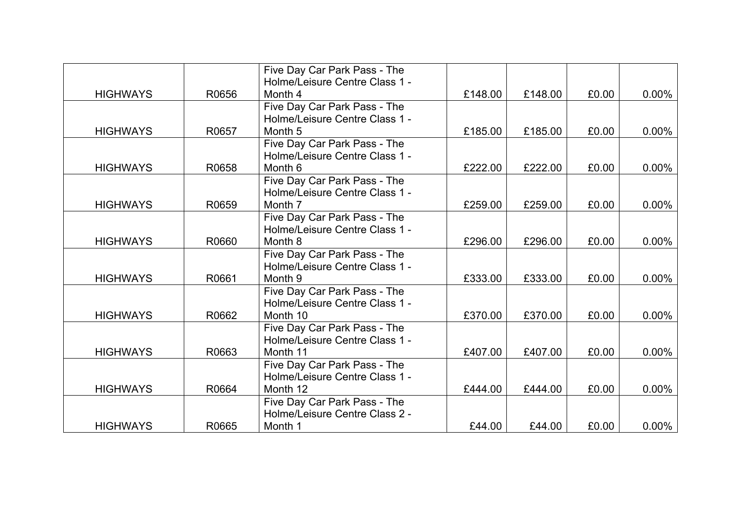| | | | | | | |
|---|---|---|---|---|---|---|
| HIGHWAYS | R0656 | Five Day Car Park Pass - The Holme/Leisure Centre Class 1 - Month 4 | £148.00 | £148.00 | £0.00 | 0.00% |
| HIGHWAYS | R0657 | Five Day Car Park Pass - The Holme/Leisure Centre Class 1 - Month 5 | £185.00 | £185.00 | £0.00 | 0.00% |
| HIGHWAYS | R0658 | Five Day Car Park Pass - The Holme/Leisure Centre Class 1 - Month 6 | £222.00 | £222.00 | £0.00 | 0.00% |
| HIGHWAYS | R0659 | Five Day Car Park Pass - The Holme/Leisure Centre Class 1 - Month 7 | £259.00 | £259.00 | £0.00 | 0.00% |
| HIGHWAYS | R0660 | Five Day Car Park Pass - The Holme/Leisure Centre Class 1 - Month 8 | £296.00 | £296.00 | £0.00 | 0.00% |
| HIGHWAYS | R0661 | Five Day Car Park Pass - The Holme/Leisure Centre Class 1 - Month 9 | £333.00 | £333.00 | £0.00 | 0.00% |
| HIGHWAYS | R0662 | Five Day Car Park Pass - The Holme/Leisure Centre Class 1 - Month 10 | £370.00 | £370.00 | £0.00 | 0.00% |
| HIGHWAYS | R0663 | Five Day Car Park Pass - The Holme/Leisure Centre Class 1 - Month 11 | £407.00 | £407.00 | £0.00 | 0.00% |
| HIGHWAYS | R0664 | Five Day Car Park Pass - The Holme/Leisure Centre Class 1 - Month 12 | £444.00 | £444.00 | £0.00 | 0.00% |
| HIGHWAYS | R0665 | Five Day Car Park Pass - The Holme/Leisure Centre Class 2 - Month 1 | £44.00 | £44.00 | £0.00 | 0.00% |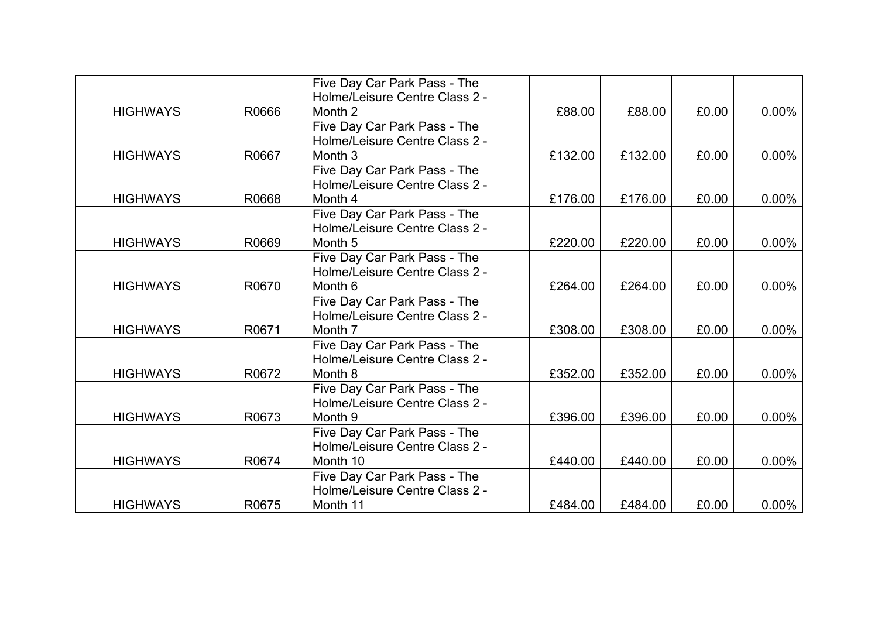| | | | | | | |
|---|---|---|---|---|---|---|
| HIGHWAYS | R0666 | Five Day Car Park Pass - The Holme/Leisure Centre Class 2 - Month 2 | £88.00 | £88.00 | £0.00 | 0.00% |
| HIGHWAYS | R0667 | Five Day Car Park Pass - The Holme/Leisure Centre Class 2 - Month 3 | £132.00 | £132.00 | £0.00 | 0.00% |
| HIGHWAYS | R0668 | Five Day Car Park Pass - The Holme/Leisure Centre Class 2 - Month 4 | £176.00 | £176.00 | £0.00 | 0.00% |
| HIGHWAYS | R0669 | Five Day Car Park Pass - The Holme/Leisure Centre Class 2 - Month 5 | £220.00 | £220.00 | £0.00 | 0.00% |
| HIGHWAYS | R0670 | Five Day Car Park Pass - The Holme/Leisure Centre Class 2 - Month 6 | £264.00 | £264.00 | £0.00 | 0.00% |
| HIGHWAYS | R0671 | Five Day Car Park Pass - The Holme/Leisure Centre Class 2 - Month 7 | £308.00 | £308.00 | £0.00 | 0.00% |
| HIGHWAYS | R0672 | Five Day Car Park Pass - The Holme/Leisure Centre Class 2 - Month 8 | £352.00 | £352.00 | £0.00 | 0.00% |
| HIGHWAYS | R0673 | Five Day Car Park Pass - The Holme/Leisure Centre Class 2 - Month 9 | £396.00 | £396.00 | £0.00 | 0.00% |
| HIGHWAYS | R0674 | Five Day Car Park Pass - The Holme/Leisure Centre Class 2 - Month 10 | £440.00 | £440.00 | £0.00 | 0.00% |
| HIGHWAYS | R0675 | Five Day Car Park Pass - The Holme/Leisure Centre Class 2 - Month 11 | £484.00 | £484.00 | £0.00 | 0.00% |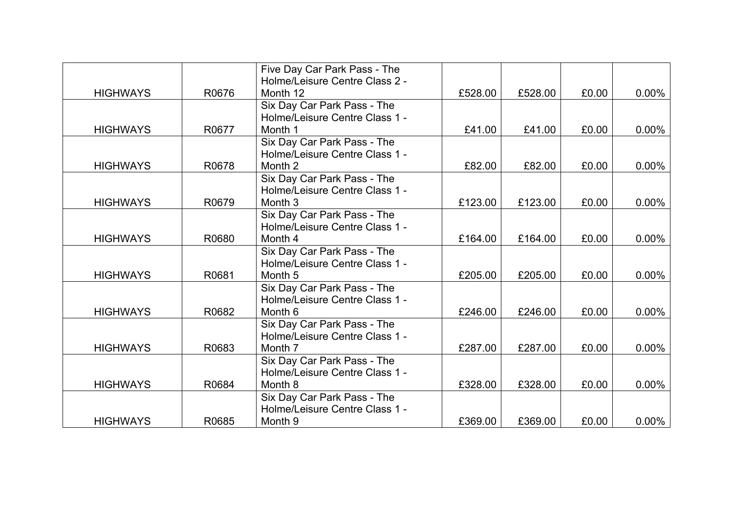| | | | | | | |
|---|---|---|---|---|---|---|
| HIGHWAYS | R0676 | Five Day Car Park Pass - The Holme/Leisure Centre Class 2 - Month 12 | £528.00 | £528.00 | £0.00 | 0.00% |
| HIGHWAYS | R0677 | Six Day Car Park Pass - The Holme/Leisure Centre Class 1 - Month 1 | £41.00 | £41.00 | £0.00 | 0.00% |
| HIGHWAYS | R0678 | Six Day Car Park Pass - The Holme/Leisure Centre Class 1 - Month 2 | £82.00 | £82.00 | £0.00 | 0.00% |
| HIGHWAYS | R0679 | Six Day Car Park Pass - The Holme/Leisure Centre Class 1 - Month 3 | £123.00 | £123.00 | £0.00 | 0.00% |
| HIGHWAYS | R0680 | Six Day Car Park Pass - The Holme/Leisure Centre Class 1 - Month 4 | £164.00 | £164.00 | £0.00 | 0.00% |
| HIGHWAYS | R0681 | Six Day Car Park Pass - The Holme/Leisure Centre Class 1 - Month 5 | £205.00 | £205.00 | £0.00 | 0.00% |
| HIGHWAYS | R0682 | Six Day Car Park Pass - The Holme/Leisure Centre Class 1 - Month 6 | £246.00 | £246.00 | £0.00 | 0.00% |
| HIGHWAYS | R0683 | Six Day Car Park Pass - The Holme/Leisure Centre Class 1 - Month 7 | £287.00 | £287.00 | £0.00 | 0.00% |
| HIGHWAYS | R0684 | Six Day Car Park Pass - The Holme/Leisure Centre Class 1 - Month 8 | £328.00 | £328.00 | £0.00 | 0.00% |
| HIGHWAYS | R0685 | Six Day Car Park Pass - The Holme/Leisure Centre Class 1 - Month 9 | £369.00 | £369.00 | £0.00 | 0.00% |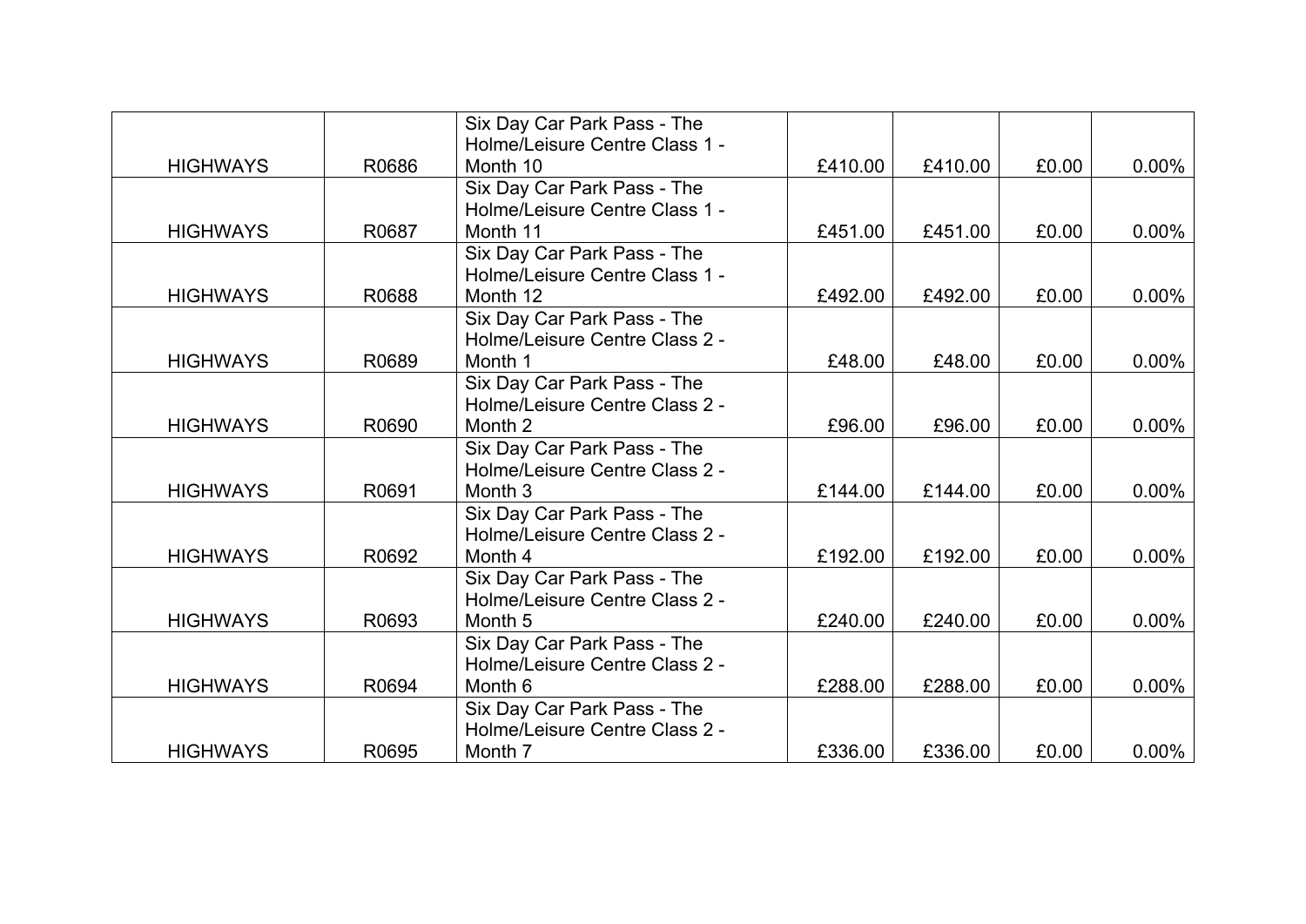| | | | | | | |
|---|---|---|---|---|---|---|
| HIGHWAYS | R0686 | Six Day Car Park Pass - The Holme/Leisure Centre Class 1 - Month 10 | £410.00 | £410.00 | £0.00 | 0.00% |
| HIGHWAYS | R0687 | Six Day Car Park Pass - The Holme/Leisure Centre Class 1 - Month 11 | £451.00 | £451.00 | £0.00 | 0.00% |
| HIGHWAYS | R0688 | Six Day Car Park Pass - The Holme/Leisure Centre Class 1 - Month 12 | £492.00 | £492.00 | £0.00 | 0.00% |
| HIGHWAYS | R0689 | Six Day Car Park Pass - The Holme/Leisure Centre Class 2 - Month 1 | £48.00 | £48.00 | £0.00 | 0.00% |
| HIGHWAYS | R0690 | Six Day Car Park Pass - The Holme/Leisure Centre Class 2 - Month 2 | £96.00 | £96.00 | £0.00 | 0.00% |
| HIGHWAYS | R0691 | Six Day Car Park Pass - The Holme/Leisure Centre Class 2 - Month 3 | £144.00 | £144.00 | £0.00 | 0.00% |
| HIGHWAYS | R0692 | Six Day Car Park Pass - The Holme/Leisure Centre Class 2 - Month 4 | £192.00 | £192.00 | £0.00 | 0.00% |
| HIGHWAYS | R0693 | Six Day Car Park Pass - The Holme/Leisure Centre Class 2 - Month 5 | £240.00 | £240.00 | £0.00 | 0.00% |
| HIGHWAYS | R0694 | Six Day Car Park Pass - The Holme/Leisure Centre Class 2 - Month 6 | £288.00 | £288.00 | £0.00 | 0.00% |
| HIGHWAYS | R0695 | Six Day Car Park Pass - The Holme/Leisure Centre Class 2 - Month 7 | £336.00 | £336.00 | £0.00 | 0.00% |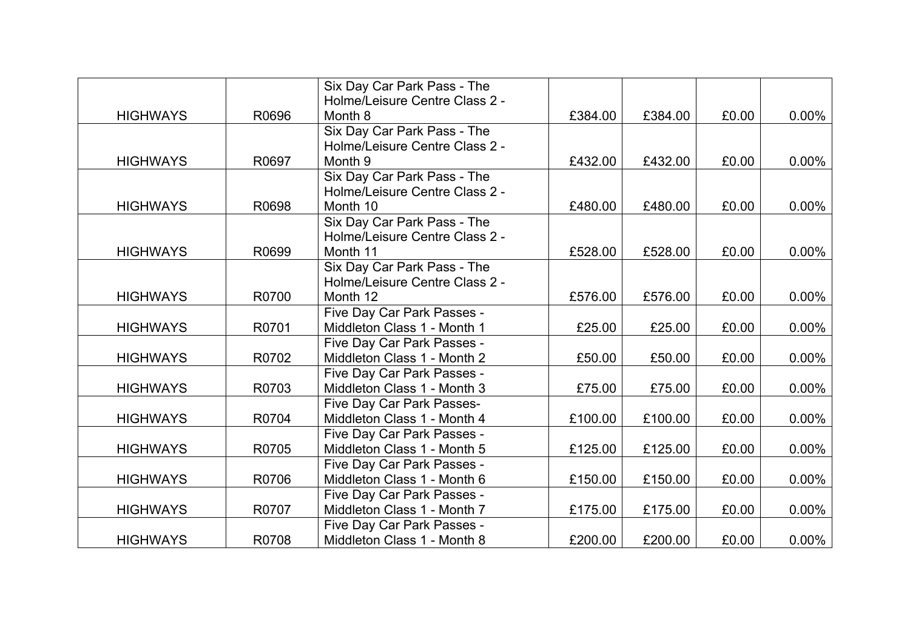| | | | | | | |
|---|---|---|---|---|---|---|
| HIGHWAYS | R0696 | Six Day Car Park Pass - The Holme/Leisure Centre Class 2 - Month 8 | £384.00 | £384.00 | £0.00 | 0.00% |
| HIGHWAYS | R0697 | Six Day Car Park Pass - The Holme/Leisure Centre Class 2 - Month 9 | £432.00 | £432.00 | £0.00 | 0.00% |
| HIGHWAYS | R0698 | Six Day Car Park Pass - The Holme/Leisure Centre Class 2 - Month 10 | £480.00 | £480.00 | £0.00 | 0.00% |
| HIGHWAYS | R0699 | Six Day Car Park Pass - The Holme/Leisure Centre Class 2 - Month 11 | £528.00 | £528.00 | £0.00 | 0.00% |
| HIGHWAYS | R0700 | Six Day Car Park Pass - The Holme/Leisure Centre Class 2 - Month 12 | £576.00 | £576.00 | £0.00 | 0.00% |
| HIGHWAYS | R0701 | Five Day Car Park Passes - Middleton Class 1 - Month 1 | £25.00 | £25.00 | £0.00 | 0.00% |
| HIGHWAYS | R0702 | Five Day Car Park Passes - Middleton Class 1 - Month 2 | £50.00 | £50.00 | £0.00 | 0.00% |
| HIGHWAYS | R0703 | Five Day Car Park Passes - Middleton Class 1 - Month 3 | £75.00 | £75.00 | £0.00 | 0.00% |
| HIGHWAYS | R0704 | Five Day Car Park Passes- Middleton Class 1 - Month 4 | £100.00 | £100.00 | £0.00 | 0.00% |
| HIGHWAYS | R0705 | Five Day Car Park Passes - Middleton Class 1 - Month 5 | £125.00 | £125.00 | £0.00 | 0.00% |
| HIGHWAYS | R0706 | Five Day Car Park Passes - Middleton Class 1 - Month 6 | £150.00 | £150.00 | £0.00 | 0.00% |
| HIGHWAYS | R0707 | Five Day Car Park Passes - Middleton Class 1 - Month 7 | £175.00 | £175.00 | £0.00 | 0.00% |
| HIGHWAYS | R0708 | Five Day Car Park Passes - Middleton Class 1 - Month 8 | £200.00 | £200.00 | £0.00 | 0.00% |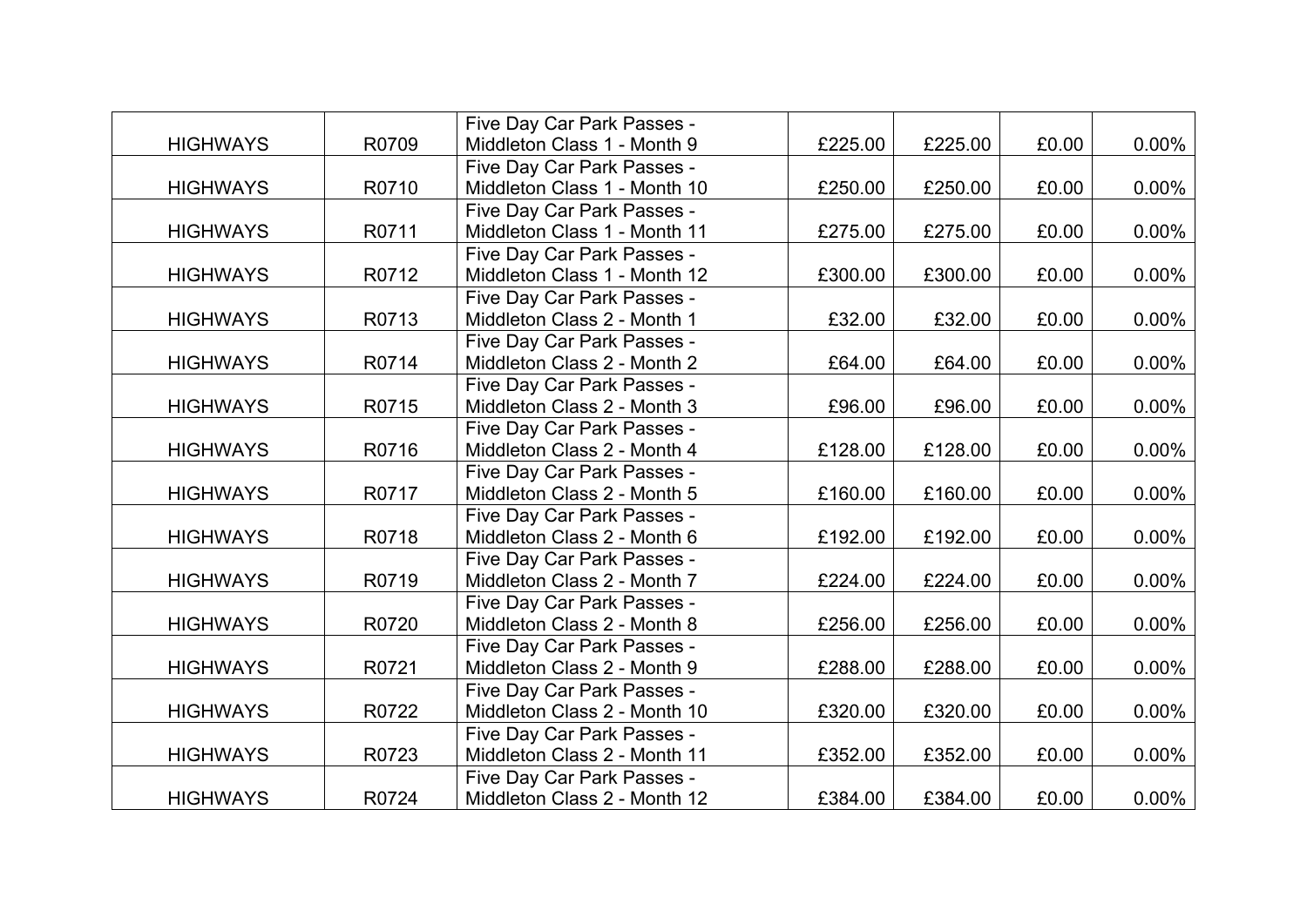| | | | | | | |
|---|---|---|---|---|---|---|
| HIGHWAYS | R0709 | Five Day Car Park Passes - Middleton Class 1 - Month 9 | £225.00 | £225.00 | £0.00 | 0.00% |
| HIGHWAYS | R0710 | Five Day Car Park Passes - Middleton Class 1 - Month 10 | £250.00 | £250.00 | £0.00 | 0.00% |
| HIGHWAYS | R0711 | Five Day Car Park Passes - Middleton Class 1 - Month 11 | £275.00 | £275.00 | £0.00 | 0.00% |
| HIGHWAYS | R0712 | Five Day Car Park Passes - Middleton Class 1 - Month 12 | £300.00 | £300.00 | £0.00 | 0.00% |
| HIGHWAYS | R0713 | Five Day Car Park Passes - Middleton Class 2 - Month 1 | £32.00 | £32.00 | £0.00 | 0.00% |
| HIGHWAYS | R0714 | Five Day Car Park Passes - Middleton Class 2 - Month 2 | £64.00 | £64.00 | £0.00 | 0.00% |
| HIGHWAYS | R0715 | Five Day Car Park Passes - Middleton Class 2 - Month 3 | £96.00 | £96.00 | £0.00 | 0.00% |
| HIGHWAYS | R0716 | Five Day Car Park Passes - Middleton Class 2 - Month 4 | £128.00 | £128.00 | £0.00 | 0.00% |
| HIGHWAYS | R0717 | Five Day Car Park Passes - Middleton Class 2 - Month 5 | £160.00 | £160.00 | £0.00 | 0.00% |
| HIGHWAYS | R0718 | Five Day Car Park Passes - Middleton Class 2 - Month 6 | £192.00 | £192.00 | £0.00 | 0.00% |
| HIGHWAYS | R0719 | Five Day Car Park Passes - Middleton Class 2 - Month 7 | £224.00 | £224.00 | £0.00 | 0.00% |
| HIGHWAYS | R0720 | Five Day Car Park Passes - Middleton Class 2 - Month 8 | £256.00 | £256.00 | £0.00 | 0.00% |
| HIGHWAYS | R0721 | Five Day Car Park Passes - Middleton Class 2 - Month 9 | £288.00 | £288.00 | £0.00 | 0.00% |
| HIGHWAYS | R0722 | Five Day Car Park Passes - Middleton Class 2 - Month 10 | £320.00 | £320.00 | £0.00 | 0.00% |
| HIGHWAYS | R0723 | Five Day Car Park Passes - Middleton Class 2 - Month 11 | £352.00 | £352.00 | £0.00 | 0.00% |
| HIGHWAYS | R0724 | Five Day Car Park Passes - Middleton Class 2 - Month 12 | £384.00 | £384.00 | £0.00 | 0.00% |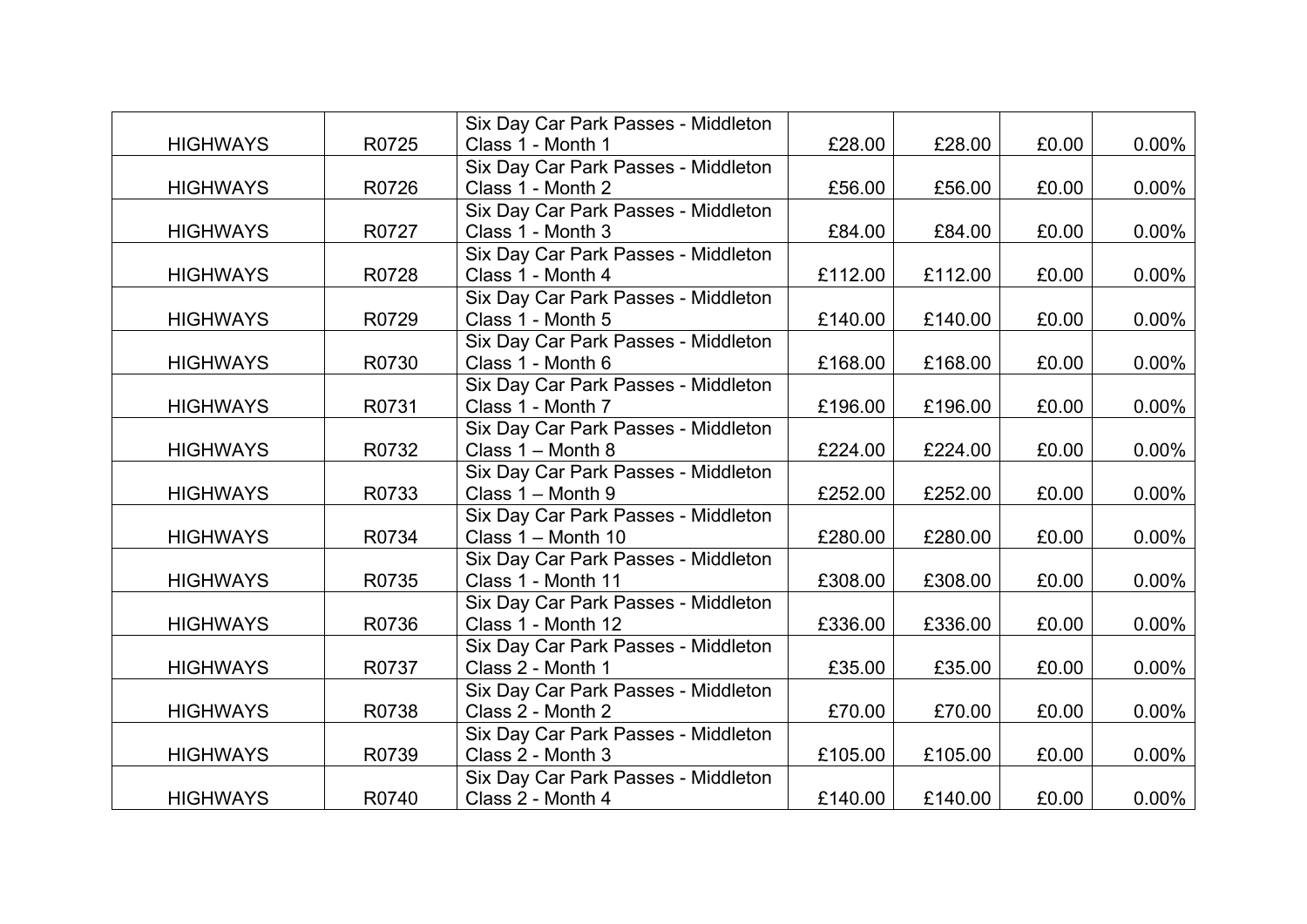| | | | | | | |
|---|---|---|---|---|---|---|
| HIGHWAYS | R0725 | Six Day Car Park Passes - Middleton Class 1 - Month 1 | £28.00 | £28.00 | £0.00 | 0.00% |
| HIGHWAYS | R0726 | Six Day Car Park Passes - Middleton Class 1 - Month 2 | £56.00 | £56.00 | £0.00 | 0.00% |
| HIGHWAYS | R0727 | Six Day Car Park Passes - Middleton Class 1 - Month 3 | £84.00 | £84.00 | £0.00 | 0.00% |
| HIGHWAYS | R0728 | Six Day Car Park Passes - Middleton Class 1 - Month 4 | £112.00 | £112.00 | £0.00 | 0.00% |
| HIGHWAYS | R0729 | Six Day Car Park Passes - Middleton Class 1 - Month 5 | £140.00 | £140.00 | £0.00 | 0.00% |
| HIGHWAYS | R0730 | Six Day Car Park Passes - Middleton Class 1 - Month 6 | £168.00 | £168.00 | £0.00 | 0.00% |
| HIGHWAYS | R0731 | Six Day Car Park Passes - Middleton Class 1 - Month 7 | £196.00 | £196.00 | £0.00 | 0.00% |
| HIGHWAYS | R0732 | Six Day Car Park Passes - Middleton Class 1 – Month 8 | £224.00 | £224.00 | £0.00 | 0.00% |
| HIGHWAYS | R0733 | Six Day Car Park Passes - Middleton Class 1 – Month 9 | £252.00 | £252.00 | £0.00 | 0.00% |
| HIGHWAYS | R0734 | Six Day Car Park Passes - Middleton Class 1 – Month 10 | £280.00 | £280.00 | £0.00 | 0.00% |
| HIGHWAYS | R0735 | Six Day Car Park Passes - Middleton Class 1 - Month 11 | £308.00 | £308.00 | £0.00 | 0.00% |
| HIGHWAYS | R0736 | Six Day Car Park Passes - Middleton Class 1 - Month 12 | £336.00 | £336.00 | £0.00 | 0.00% |
| HIGHWAYS | R0737 | Six Day Car Park Passes - Middleton Class 2 - Month 1 | £35.00 | £35.00 | £0.00 | 0.00% |
| HIGHWAYS | R0738 | Six Day Car Park Passes - Middleton Class 2 - Month 2 | £70.00 | £70.00 | £0.00 | 0.00% |
| HIGHWAYS | R0739 | Six Day Car Park Passes - Middleton Class 2 - Month 3 | £105.00 | £105.00 | £0.00 | 0.00% |
| HIGHWAYS | R0740 | Six Day Car Park Passes - Middleton Class 2 - Month 4 | £140.00 | £140.00 | £0.00 | 0.00% |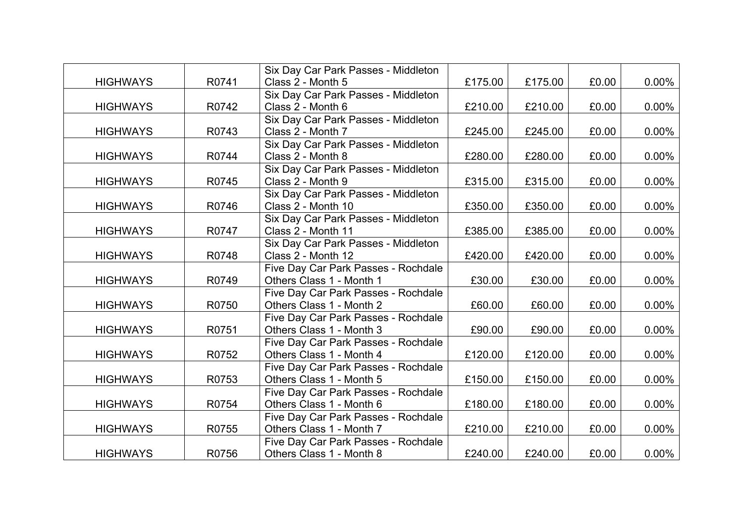| | | | | | | |
|---|---|---|---|---|---|---|
| HIGHWAYS | R0741 | Six Day Car Park Passes - Middleton Class 2 - Month 5 | £175.00 | £175.00 | £0.00 | 0.00% |
| HIGHWAYS | R0742 | Six Day Car Park Passes - Middleton Class 2 - Month 6 | £210.00 | £210.00 | £0.00 | 0.00% |
| HIGHWAYS | R0743 | Six Day Car Park Passes - Middleton Class 2 - Month 7 | £245.00 | £245.00 | £0.00 | 0.00% |
| HIGHWAYS | R0744 | Six Day Car Park Passes - Middleton Class 2 - Month 8 | £280.00 | £280.00 | £0.00 | 0.00% |
| HIGHWAYS | R0745 | Six Day Car Park Passes - Middleton Class 2 - Month 9 | £315.00 | £315.00 | £0.00 | 0.00% |
| HIGHWAYS | R0746 | Six Day Car Park Passes - Middleton Class 2 - Month 10 | £350.00 | £350.00 | £0.00 | 0.00% |
| HIGHWAYS | R0747 | Six Day Car Park Passes - Middleton Class 2 - Month 11 | £385.00 | £385.00 | £0.00 | 0.00% |
| HIGHWAYS | R0748 | Six Day Car Park Passes - Middleton Class 2 - Month 12 | £420.00 | £420.00 | £0.00 | 0.00% |
| HIGHWAYS | R0749 | Five Day Car Park Passes - Rochdale Others Class 1 - Month 1 | £30.00 | £30.00 | £0.00 | 0.00% |
| HIGHWAYS | R0750 | Five Day Car Park Passes - Rochdale Others Class 1 - Month 2 | £60.00 | £60.00 | £0.00 | 0.00% |
| HIGHWAYS | R0751 | Five Day Car Park Passes - Rochdale Others Class 1 - Month 3 | £90.00 | £90.00 | £0.00 | 0.00% |
| HIGHWAYS | R0752 | Five Day Car Park Passes - Rochdale Others Class 1 - Month 4 | £120.00 | £120.00 | £0.00 | 0.00% |
| HIGHWAYS | R0753 | Five Day Car Park Passes - Rochdale Others Class 1 - Month 5 | £150.00 | £150.00 | £0.00 | 0.00% |
| HIGHWAYS | R0754 | Five Day Car Park Passes - Rochdale Others Class 1 - Month 6 | £180.00 | £180.00 | £0.00 | 0.00% |
| HIGHWAYS | R0755 | Five Day Car Park Passes - Rochdale Others Class 1 - Month 7 | £210.00 | £210.00 | £0.00 | 0.00% |
| HIGHWAYS | R0756 | Five Day Car Park Passes - Rochdale Others Class 1 - Month 8 | £240.00 | £240.00 | £0.00 | 0.00% |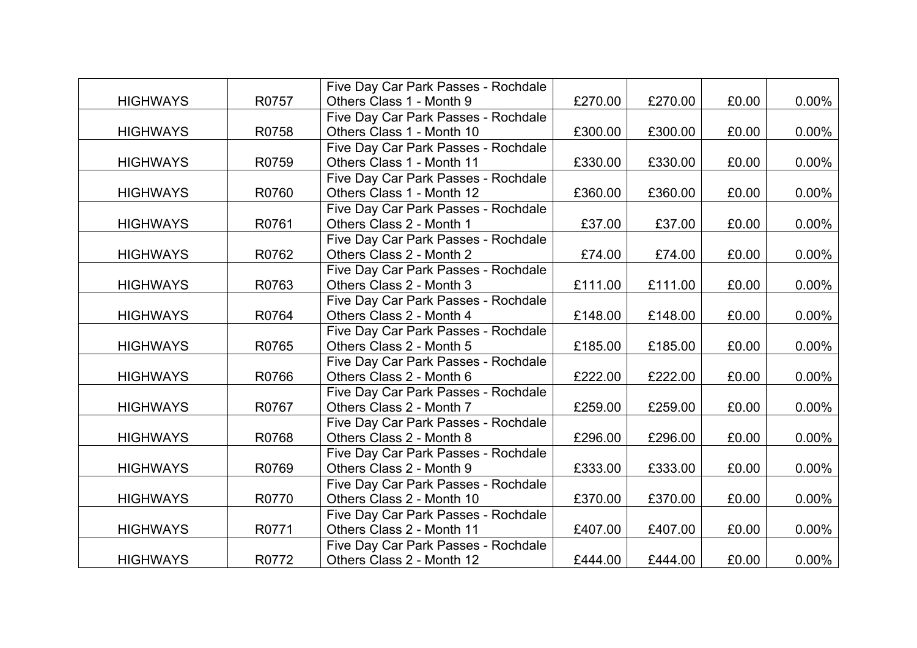| HIGHWAYS | R0757 | Five Day Car Park Passes - Rochdale Others Class 1 - Month 9 | £270.00 | £270.00 | £0.00 | 0.00% |
|---|---|---|---|---|---|---|
| HIGHWAYS | R0758 | Five Day Car Park Passes - Rochdale Others Class 1 - Month 10 | £300.00 | £300.00 | £0.00 | 0.00% |
| HIGHWAYS | R0759 | Five Day Car Park Passes - Rochdale Others Class 1 - Month 11 | £330.00 | £330.00 | £0.00 | 0.00% |
| HIGHWAYS | R0760 | Five Day Car Park Passes - Rochdale Others Class 1 - Month 12 | £360.00 | £360.00 | £0.00 | 0.00% |
| HIGHWAYS | R0761 | Five Day Car Park Passes - Rochdale Others Class 2 - Month 1 | £37.00 | £37.00 | £0.00 | 0.00% |
| HIGHWAYS | R0762 | Five Day Car Park Passes - Rochdale Others Class 2 - Month 2 | £74.00 | £74.00 | £0.00 | 0.00% |
| HIGHWAYS | R0763 | Five Day Car Park Passes - Rochdale Others Class 2 - Month 3 | £111.00 | £111.00 | £0.00 | 0.00% |
| HIGHWAYS | R0764 | Five Day Car Park Passes - Rochdale Others Class 2 - Month 4 | £148.00 | £148.00 | £0.00 | 0.00% |
| HIGHWAYS | R0765 | Five Day Car Park Passes - Rochdale Others Class 2 - Month 5 | £185.00 | £185.00 | £0.00 | 0.00% |
| HIGHWAYS | R0766 | Five Day Car Park Passes - Rochdale Others Class 2 - Month 6 | £222.00 | £222.00 | £0.00 | 0.00% |
| HIGHWAYS | R0767 | Five Day Car Park Passes - Rochdale Others Class 2 - Month 7 | £259.00 | £259.00 | £0.00 | 0.00% |
| HIGHWAYS | R0768 | Five Day Car Park Passes - Rochdale Others Class 2 - Month 8 | £296.00 | £296.00 | £0.00 | 0.00% |
| HIGHWAYS | R0769 | Five Day Car Park Passes - Rochdale Others Class 2 - Month 9 | £333.00 | £333.00 | £0.00 | 0.00% |
| HIGHWAYS | R0770 | Five Day Car Park Passes - Rochdale Others Class 2 - Month 10 | £370.00 | £370.00 | £0.00 | 0.00% |
| HIGHWAYS | R0771 | Five Day Car Park Passes - Rochdale Others Class 2 - Month 11 | £407.00 | £407.00 | £0.00 | 0.00% |
| HIGHWAYS | R0772 | Five Day Car Park Passes - Rochdale Others Class 2 - Month 12 | £444.00 | £444.00 | £0.00 | 0.00% |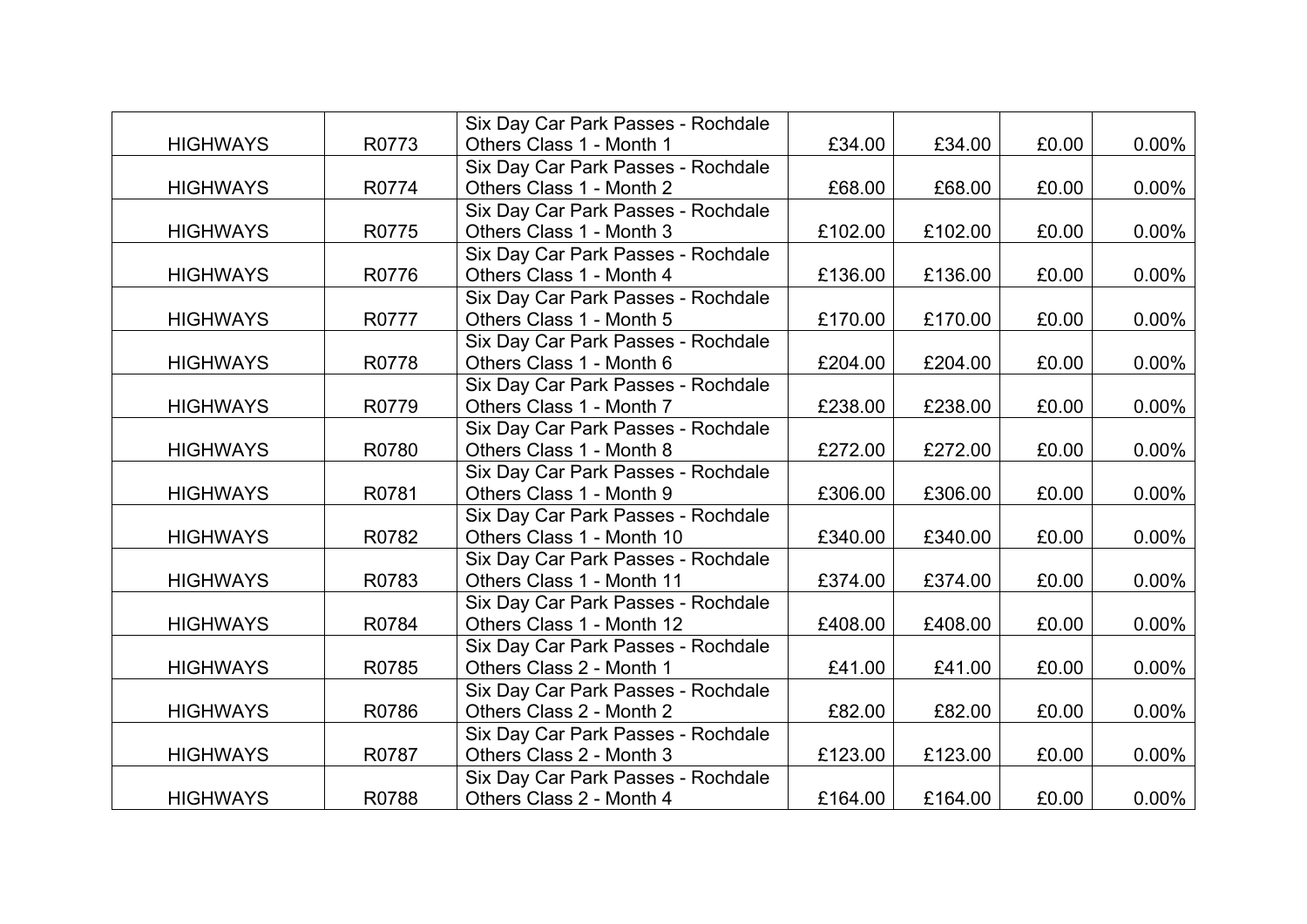| | | | | | | |
|---|---|---|---|---|---|---|
| HIGHWAYS | R0773 | Six Day Car Park Passes - Rochdale Others Class 1 - Month 1 | £34.00 | £34.00 | £0.00 | 0.00% |
| HIGHWAYS | R0774 | Six Day Car Park Passes - Rochdale Others Class 1 - Month 2 | £68.00 | £68.00 | £0.00 | 0.00% |
| HIGHWAYS | R0775 | Six Day Car Park Passes - Rochdale Others Class 1 - Month 3 | £102.00 | £102.00 | £0.00 | 0.00% |
| HIGHWAYS | R0776 | Six Day Car Park Passes - Rochdale Others Class 1 - Month 4 | £136.00 | £136.00 | £0.00 | 0.00% |
| HIGHWAYS | R0777 | Six Day Car Park Passes - Rochdale Others Class 1 - Month 5 | £170.00 | £170.00 | £0.00 | 0.00% |
| HIGHWAYS | R0778 | Six Day Car Park Passes - Rochdale Others Class 1 - Month 6 | £204.00 | £204.00 | £0.00 | 0.00% |
| HIGHWAYS | R0779 | Six Day Car Park Passes - Rochdale Others Class 1 - Month 7 | £238.00 | £238.00 | £0.00 | 0.00% |
| HIGHWAYS | R0780 | Six Day Car Park Passes - Rochdale Others Class 1 - Month 8 | £272.00 | £272.00 | £0.00 | 0.00% |
| HIGHWAYS | R0781 | Six Day Car Park Passes - Rochdale Others Class 1 - Month 9 | £306.00 | £306.00 | £0.00 | 0.00% |
| HIGHWAYS | R0782 | Six Day Car Park Passes - Rochdale Others Class 1 - Month 10 | £340.00 | £340.00 | £0.00 | 0.00% |
| HIGHWAYS | R0783 | Six Day Car Park Passes - Rochdale Others Class 1 - Month 11 | £374.00 | £374.00 | £0.00 | 0.00% |
| HIGHWAYS | R0784 | Six Day Car Park Passes - Rochdale Others Class 1 - Month 12 | £408.00 | £408.00 | £0.00 | 0.00% |
| HIGHWAYS | R0785 | Six Day Car Park Passes - Rochdale Others Class 2 - Month 1 | £41.00 | £41.00 | £0.00 | 0.00% |
| HIGHWAYS | R0786 | Six Day Car Park Passes - Rochdale Others Class 2 - Month 2 | £82.00 | £82.00 | £0.00 | 0.00% |
| HIGHWAYS | R0787 | Six Day Car Park Passes - Rochdale Others Class 2 - Month 3 | £123.00 | £123.00 | £0.00 | 0.00% |
| HIGHWAYS | R0788 | Six Day Car Park Passes - Rochdale Others Class 2 - Month 4 | £164.00 | £164.00 | £0.00 | 0.00% |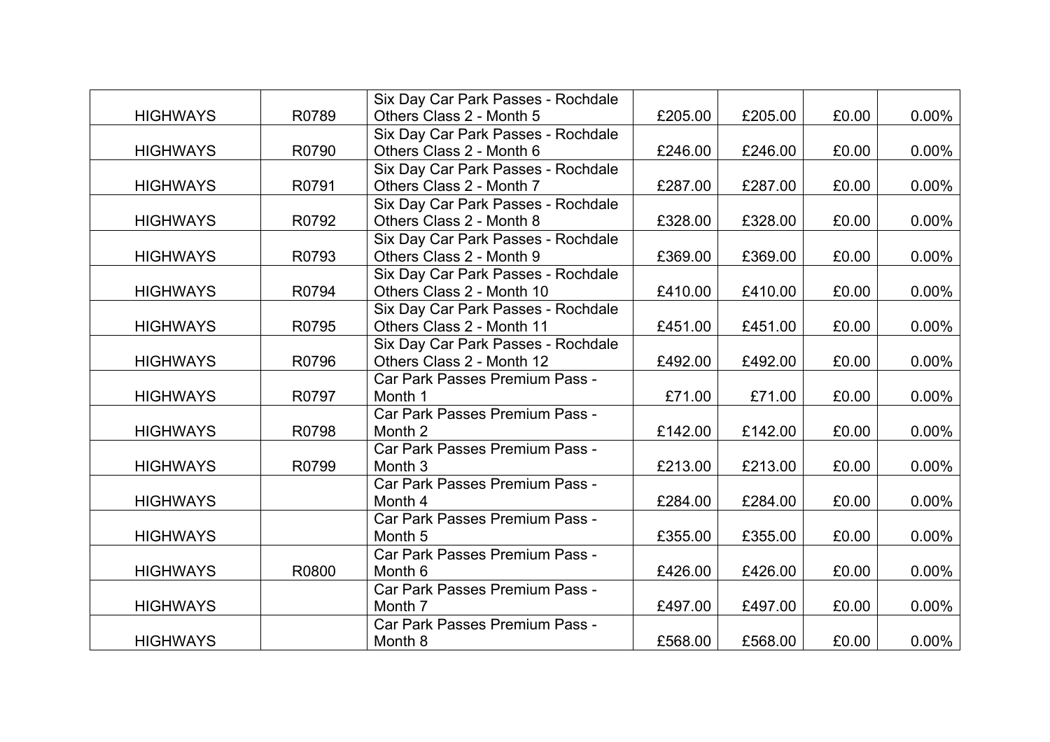| | | | | | | |
|---|---|---|---|---|---|---|
| HIGHWAYS | R0789 | Six Day Car Park Passes - Rochdale Others Class 2 - Month 5 | £205.00 | £205.00 | £0.00 | 0.00% |
| HIGHWAYS | R0790 | Six Day Car Park Passes - Rochdale Others Class 2 - Month 6 | £246.00 | £246.00 | £0.00 | 0.00% |
| HIGHWAYS | R0791 | Six Day Car Park Passes - Rochdale Others Class 2 - Month 7 | £287.00 | £287.00 | £0.00 | 0.00% |
| HIGHWAYS | R0792 | Six Day Car Park Passes - Rochdale Others Class 2 - Month 8 | £328.00 | £328.00 | £0.00 | 0.00% |
| HIGHWAYS | R0793 | Six Day Car Park Passes - Rochdale Others Class 2 - Month 9 | £369.00 | £369.00 | £0.00 | 0.00% |
| HIGHWAYS | R0794 | Six Day Car Park Passes - Rochdale Others Class 2 - Month 10 | £410.00 | £410.00 | £0.00 | 0.00% |
| HIGHWAYS | R0795 | Six Day Car Park Passes - Rochdale Others Class 2 - Month 11 | £451.00 | £451.00 | £0.00 | 0.00% |
| HIGHWAYS | R0796 | Six Day Car Park Passes - Rochdale Others Class 2 - Month 12 | £492.00 | £492.00 | £0.00 | 0.00% |
| HIGHWAYS | R0797 | Car Park Passes Premium Pass - Month 1 | £71.00 | £71.00 | £0.00 | 0.00% |
| HIGHWAYS | R0798 | Car Park Passes Premium Pass - Month 2 | £142.00 | £142.00 | £0.00 | 0.00% |
| HIGHWAYS | R0799 | Car Park Passes Premium Pass - Month 3 | £213.00 | £213.00 | £0.00 | 0.00% |
| HIGHWAYS | | Car Park Passes Premium Pass - Month 4 | £284.00 | £284.00 | £0.00 | 0.00% |
| HIGHWAYS | | Car Park Passes Premium Pass - Month 5 | £355.00 | £355.00 | £0.00 | 0.00% |
| HIGHWAYS | R0800 | Car Park Passes Premium Pass - Month 6 | £426.00 | £426.00 | £0.00 | 0.00% |
| HIGHWAYS | | Car Park Passes Premium Pass - Month 7 | £497.00 | £497.00 | £0.00 | 0.00% |
| HIGHWAYS | | Car Park Passes Premium Pass - Month 8 | £568.00 | £568.00 | £0.00 | 0.00% |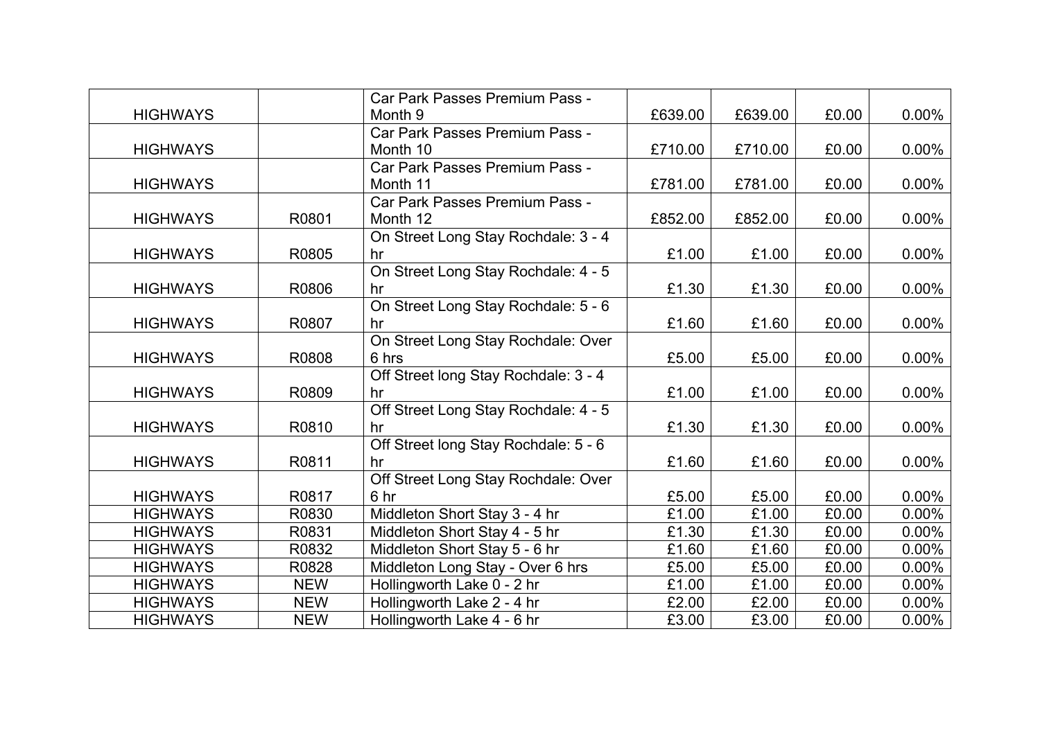| | | | | | | |
|---|---|---|---|---|---|---|
| HIGHWAYS | | Car Park Passes Premium Pass - Month 9 | £639.00 | £639.00 | £0.00 | 0.00% |
| HIGHWAYS | | Car Park Passes Premium Pass - Month 10 | £710.00 | £710.00 | £0.00 | 0.00% |
| HIGHWAYS | | Car Park Passes Premium Pass - Month 11 | £781.00 | £781.00 | £0.00 | 0.00% |
| HIGHWAYS | R0801 | Car Park Passes Premium Pass - Month 12 | £852.00 | £852.00 | £0.00 | 0.00% |
| HIGHWAYS | R0805 | On Street Long Stay Rochdale: 3 - 4 hr | £1.00 | £1.00 | £0.00 | 0.00% |
| HIGHWAYS | R0806 | On Street Long Stay Rochdale: 4 - 5 hr | £1.30 | £1.30 | £0.00 | 0.00% |
| HIGHWAYS | R0807 | On Street Long Stay Rochdale: 5 - 6 hr | £1.60 | £1.60 | £0.00 | 0.00% |
| HIGHWAYS | R0808 | On Street Long Stay Rochdale: Over 6 hrs | £5.00 | £5.00 | £0.00 | 0.00% |
| HIGHWAYS | R0809 | Off Street long Stay Rochdale: 3 - 4 hr | £1.00 | £1.00 | £0.00 | 0.00% |
| HIGHWAYS | R0810 | Off Street Long Stay Rochdale: 4 - 5 hr | £1.30 | £1.30 | £0.00 | 0.00% |
| HIGHWAYS | R0811 | Off Street long Stay Rochdale: 5 - 6 hr | £1.60 | £1.60 | £0.00 | 0.00% |
| HIGHWAYS | R0817 | Off Street Long Stay Rochdale: Over 6 hr | £5.00 | £5.00 | £0.00 | 0.00% |
| HIGHWAYS | R0830 | Middleton Short Stay 3 - 4 hr | £1.00 | £1.00 | £0.00 | 0.00% |
| HIGHWAYS | R0831 | Middleton Short Stay 4 - 5 hr | £1.30 | £1.30 | £0.00 | 0.00% |
| HIGHWAYS | R0832 | Middleton Short Stay 5 - 6 hr | £1.60 | £1.60 | £0.00 | 0.00% |
| HIGHWAYS | R0828 | Middleton Long Stay - Over 6 hrs | £5.00 | £5.00 | £0.00 | 0.00% |
| HIGHWAYS | NEW | Hollingworth Lake 0 - 2 hr | £1.00 | £1.00 | £0.00 | 0.00% |
| HIGHWAYS | NEW | Hollingworth Lake 2 - 4 hr | £2.00 | £2.00 | £0.00 | 0.00% |
| HIGHWAYS | NEW | Hollingworth Lake 4 - 6 hr | £3.00 | £3.00 | £0.00 | 0.00% |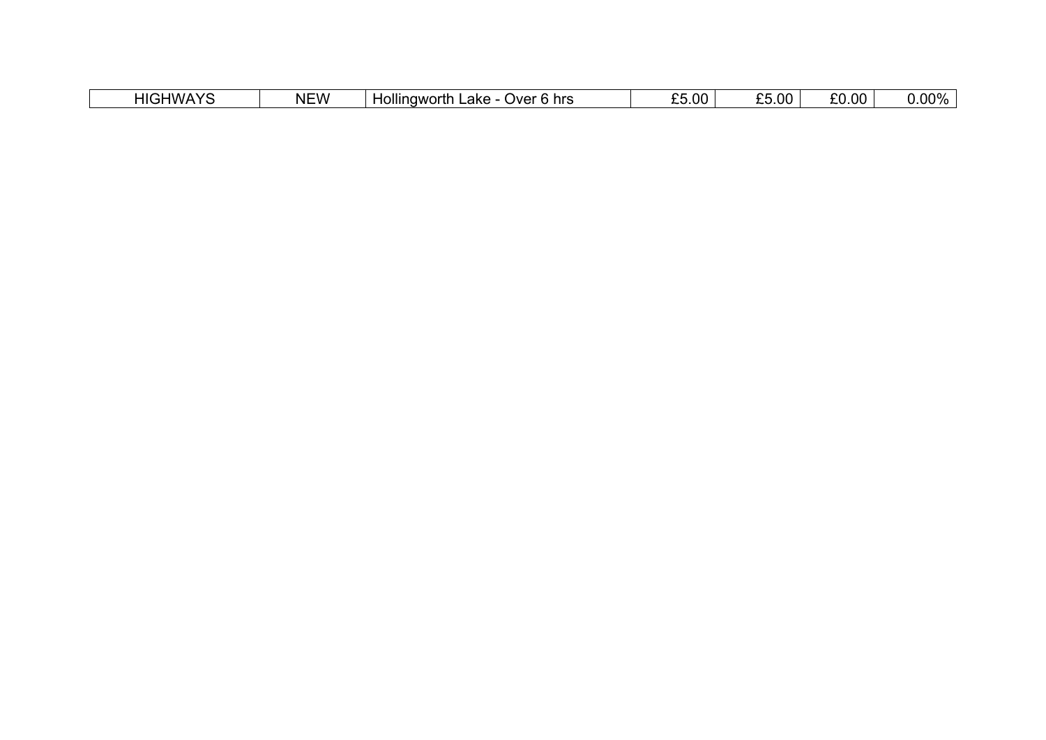| HIGHWAYS | NEW | Hollingworth Lake - Over 6 hrs | £5.00 | £5.00 | £0.00 | 0.00% |
|---|---|---|---|---|---|---|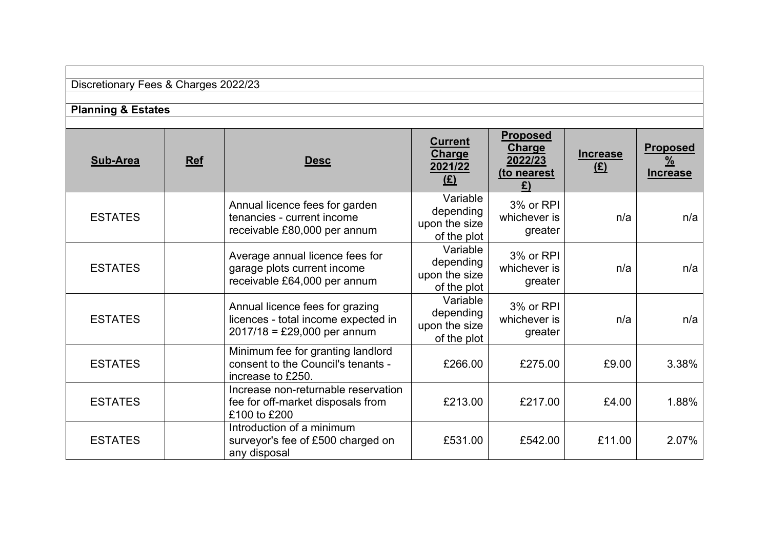Discretionary Fees & Charges 2022/23

**Planning & Estates**

| Sub-Area | Ref | Desc | Current Charge 2021/22 (£) | Proposed Charge 2022/23 (to nearest £) | Increase (£) | Proposed % Increase |
|---|---|---|---|---|---|---|
| ESTATES | | Annual licence fees for garden tenancies - current income receivable £80,000 per annum | Variable depending upon the size of the plot | 3% or RPI whichever is greater | n/a | n/a |
| ESTATES | | Average annual licence fees for garage plots current income receivable £64,000 per annum | Variable depending upon the size of the plot | 3% or RPI whichever is greater | n/a | n/a |
| ESTATES | | Annual licence fees for grazing licences - total income expected in 2017/18 = £29,000 per annum | Variable depending upon the size of the plot | 3% or RPI whichever is greater | n/a | n/a |
| ESTATES | | Minimum fee for granting landlord consent to the Council's tenants - increase to £250. | £266.00 | £275.00 | £9.00 | 3.38% |
| ESTATES | | Increase non-returnable reservation fee for off-market disposals from £100 to £200 | £213.00 | £217.00 | £4.00 | 1.88% |
| ESTATES | | Introduction of a minimum surveyor's fee of £500 charged on any disposal | £531.00 | £542.00 | £11.00 | 2.07% |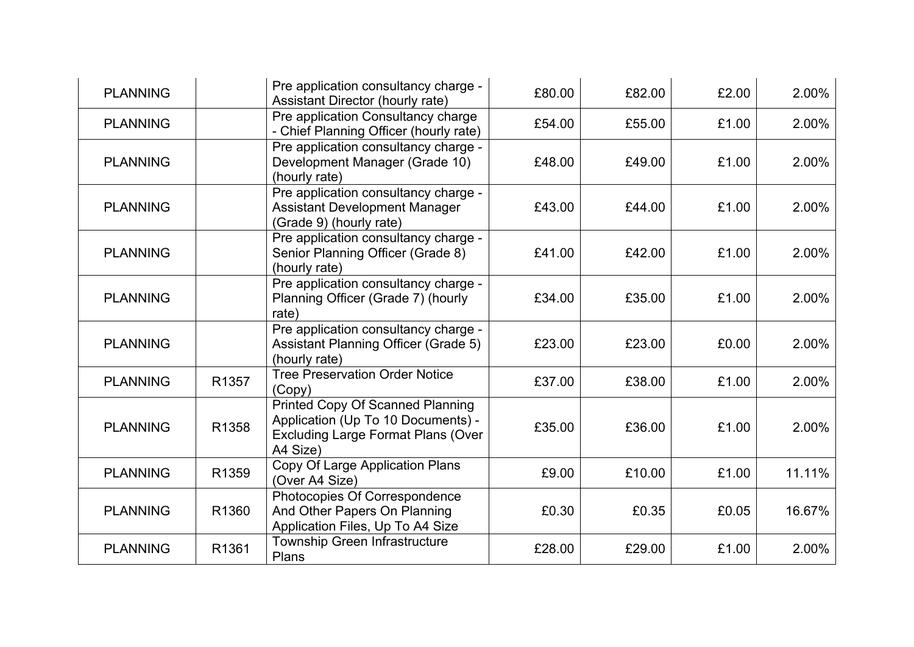| PLANNING | | Pre application consultancy charge - Assistant Director (hourly rate) | £80.00 | £82.00 | £2.00 | 2.00% |
|---|---|---|---|---|---|---|
| PLANNING | | Pre application Consultancy charge - Chief Planning Officer (hourly rate) | £54.00 | £55.00 | £1.00 | 2.00% |
| PLANNING | | Pre application consultancy charge - Development Manager (Grade 10) (hourly rate) | £48.00 | £49.00 | £1.00 | 2.00% |
| PLANNING | | Pre application consultancy charge - Assistant Development Manager (Grade 9) (hourly rate) | £43.00 | £44.00 | £1.00 | 2.00% |
| PLANNING | | Pre application consultancy charge - Senior Planning Officer (Grade 8) (hourly rate) | £41.00 | £42.00 | £1.00 | 2.00% |
| PLANNING | | Pre application consultancy charge - Planning Officer (Grade 7) (hourly rate) | £34.00 | £35.00 | £1.00 | 2.00% |
| PLANNING | | Pre application consultancy charge - Assistant Planning Officer (Grade 5) (hourly rate) | £23.00 | £23.00 | £0.00 | 2.00% |
| PLANNING | R1357 | Tree Preservation Order Notice (Copy) | £37.00 | £38.00 | £1.00 | 2.00% |
| PLANNING | R1358 | Printed Copy Of Scanned Planning Application (Up To 10 Documents) - Excluding Large Format Plans (Over A4 Size) | £35.00 | £36.00 | £1.00 | 2.00% |
| PLANNING | R1359 | Copy Of Large Application Plans (Over A4 Size) | £9.00 | £10.00 | £1.00 | 11.11% |
| PLANNING | R1360 | Photocopies Of Correspondence And Other Papers On Planning Application Files, Up To A4 Size | £0.30 | £0.35 | £0.05 | 16.67% |
| PLANNING | R1361 | Township Green Infrastructure Plans | £28.00 | £29.00 | £1.00 | 2.00% |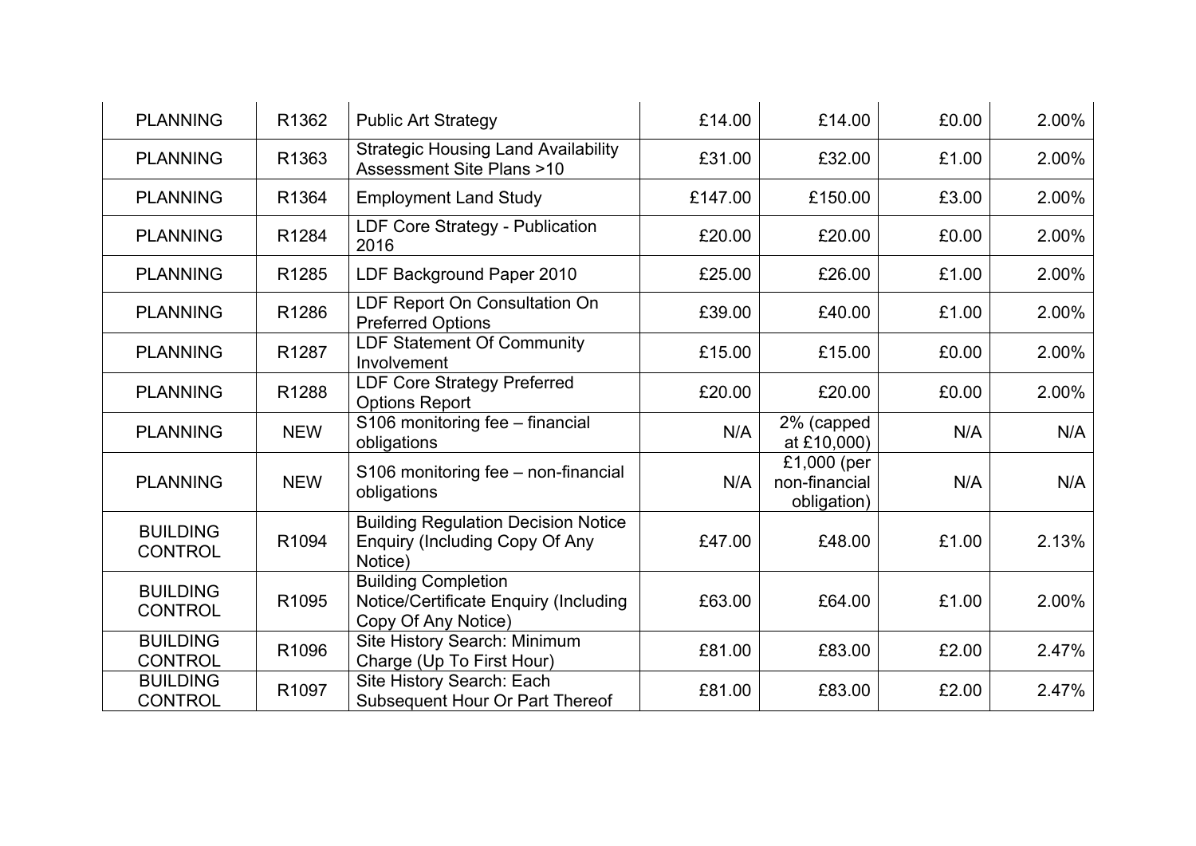| | | | | | | |
|---|---|---|---|---|---|---|
| PLANNING | R1362 | Public Art Strategy | £14.00 | £14.00 | £0.00 | 2.00% |
| PLANNING | R1363 | Strategic Housing Land Availability Assessment Site Plans >10 | £31.00 | £32.00 | £1.00 | 2.00% |
| PLANNING | R1364 | Employment Land Study | £147.00 | £150.00 | £3.00 | 2.00% |
| PLANNING | R1284 | LDF Core Strategy - Publication 2016 | £20.00 | £20.00 | £0.00 | 2.00% |
| PLANNING | R1285 | LDF Background Paper 2010 | £25.00 | £26.00 | £1.00 | 2.00% |
| PLANNING | R1286 | LDF Report On Consultation On Preferred Options | £39.00 | £40.00 | £1.00 | 2.00% |
| PLANNING | R1287 | LDF Statement Of Community Involvement | £15.00 | £15.00 | £0.00 | 2.00% |
| PLANNING | R1288 | LDF Core Strategy Preferred Options Report | £20.00 | £20.00 | £0.00 | 2.00% |
| PLANNING | NEW | S106 monitoring fee – financial obligations | N/A | 2% (capped at £10,000) | N/A | N/A |
| PLANNING | NEW | S106 monitoring fee – non-financial obligations | N/A | £1,000 (per non-financial obligation) | N/A | N/A |
| BUILDING CONTROL | R1094 | Building Regulation Decision Notice Enquiry (Including Copy Of Any Notice) | £47.00 | £48.00 | £1.00 | 2.13% |
| BUILDING CONTROL | R1095 | Building Completion Notice/Certificate Enquiry (Including Copy Of Any Notice) | £63.00 | £64.00 | £1.00 | 2.00% |
| BUILDING CONTROL | R1096 | Site History Search: Minimum Charge (Up To First Hour) | £81.00 | £83.00 | £2.00 | 2.47% |
| BUILDING CONTROL | R1097 | Site History Search: Each Subsequent Hour Or Part Thereof | £81.00 | £83.00 | £2.00 | 2.47% |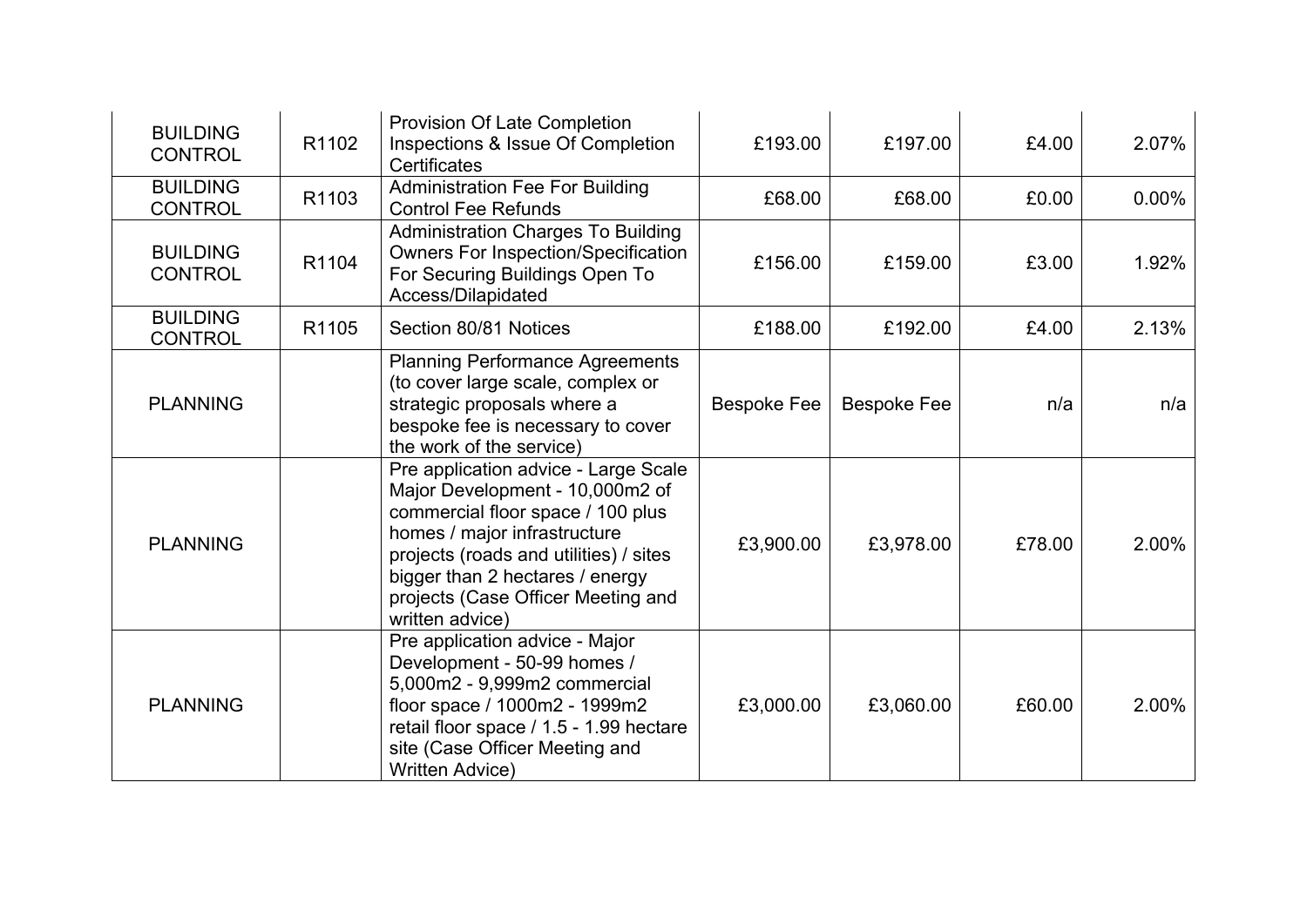| | | | | | | |
|---|---|---|---|---|---|---|
| BUILDING CONTROL | R1102 | Provision Of Late Completion Inspections & Issue Of Completion Certificates | £193.00 | £197.00 | £4.00 | 2.07% |
| BUILDING CONTROL | R1103 | Administration Fee For Building Control Fee Refunds | £68.00 | £68.00 | £0.00 | 0.00% |
| BUILDING CONTROL | R1104 | Administration Charges To Building Owners For Inspection/Specification For Securing Buildings Open To Access/Dilapidated | £156.00 | £159.00 | £3.00 | 1.92% |
| BUILDING CONTROL | R1105 | Section 80/81 Notices | £188.00 | £192.00 | £4.00 | 2.13% |
| PLANNING | | Planning Performance Agreements (to cover large scale, complex or strategic proposals where a bespoke fee is necessary to cover the work of the service) | Bespoke Fee | Bespoke Fee | n/a | n/a |
| PLANNING | | Pre application advice - Large Scale Major Development - 10,000m2 of commercial floor space / 100 plus homes / major infrastructure projects (roads and utilities) / sites bigger than 2 hectares / energy projects (Case Officer Meeting and written advice) | £3,900.00 | £3,978.00 | £78.00 | 2.00% |
| PLANNING | | Pre application advice - Major Development - 50-99 homes / 5,000m2 - 9,999m2 commercial floor space / 1000m2 - 1999m2 retail floor space / 1.5 - 1.99 hectare site (Case Officer Meeting and Written Advice) | £3,000.00 | £3,060.00 | £60.00 | 2.00% |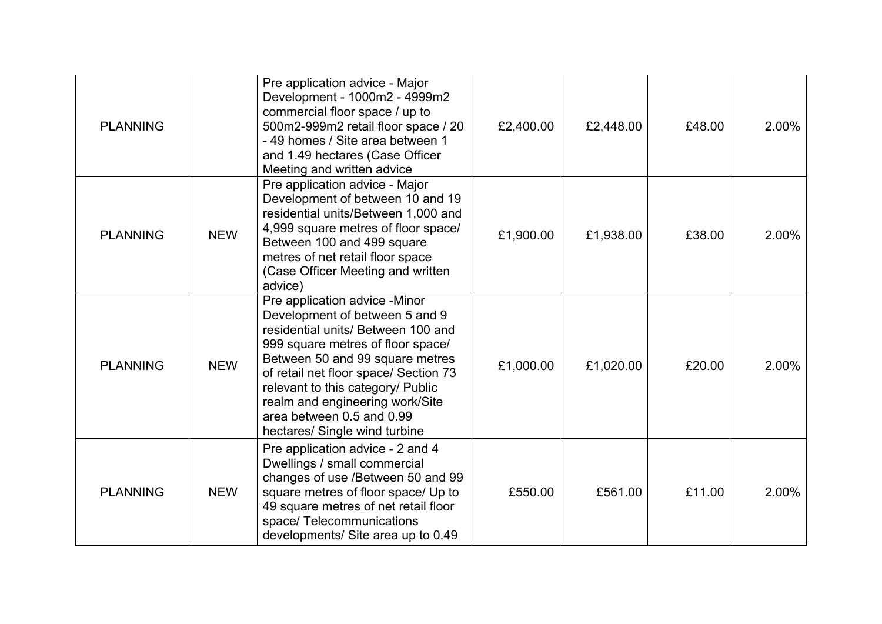| | | | | | | |
|---|---|---|---|---|---|---|
| PLANNING | | Pre application advice - Major Development - 1000m2 - 4999m2 commercial floor space / up to 500m2-999m2 retail floor space / 20 - 49 homes / Site area between 1 and 1.49 hectares (Case Officer Meeting and written advice | £2,400.00 | £2,448.00 | £48.00 | 2.00% |
| PLANNING | NEW | Pre application advice - Major Development of between 10 and 19 residential units/Between 1,000 and 4,999 square metres of floor space/ Between 100 and 499 square metres of net retail floor space (Case Officer Meeting and written advice) | £1,900.00 | £1,938.00 | £38.00 | 2.00% |
| PLANNING | NEW | Pre application advice -Minor Development of between 5 and 9 residential units/ Between 100 and 999 square metres of floor space/ Between 50 and 99 square metres of retail net floor space/ Section 73 relevant to this category/ Public realm and engineering work/Site area between 0.5 and 0.99 hectares/ Single wind turbine | £1,000.00 | £1,020.00 | £20.00 | 2.00% |
| PLANNING | NEW | Pre application advice - 2 and 4 Dwellings / small commercial changes of use /Between 50 and 99 square metres of floor space/ Up to 49 square metres of net retail floor space/ Telecommunications developments/ Site area up to 0.49 | £550.00 | £561.00 | £11.00 | 2.00% |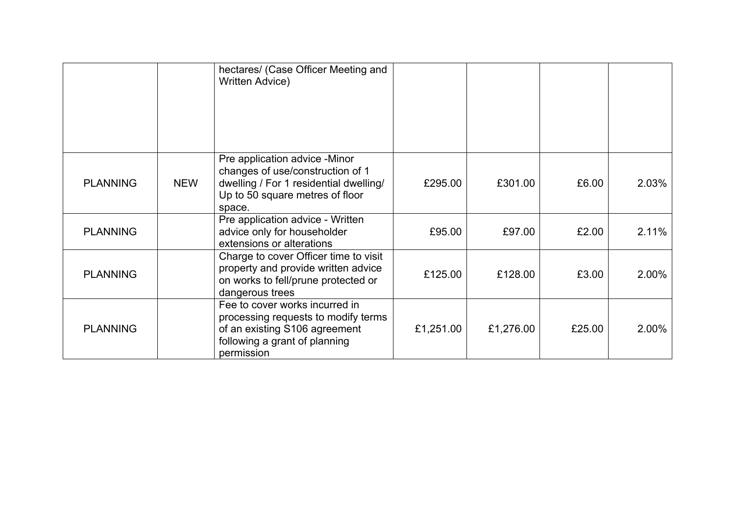| | | | | | | |
|---|---|---|---|---|---|---|
| | | hectares/ (Case Officer Meeting and Written Advice) | | | | |
| PLANNING | NEW | Pre application advice -Minor changes of use/construction of 1 dwelling / For 1 residential dwelling/ Up to 50 square metres of floor space. | £295.00 | £301.00 | £6.00 | 2.03% |
| PLANNING | | Pre application advice - Written advice only for householder extensions or alterations | £95.00 | £97.00 | £2.00 | 2.11% |
| PLANNING | | Charge to cover Officer time to visit property and provide written advice on works to fell/prune protected or dangerous trees | £125.00 | £128.00 | £3.00 | 2.00% |
| PLANNING | | Fee to cover works incurred in processing requests to modify terms of an existing S106 agreement following a grant of planning permission | £1,251.00 | £1,276.00 | £25.00 | 2.00% |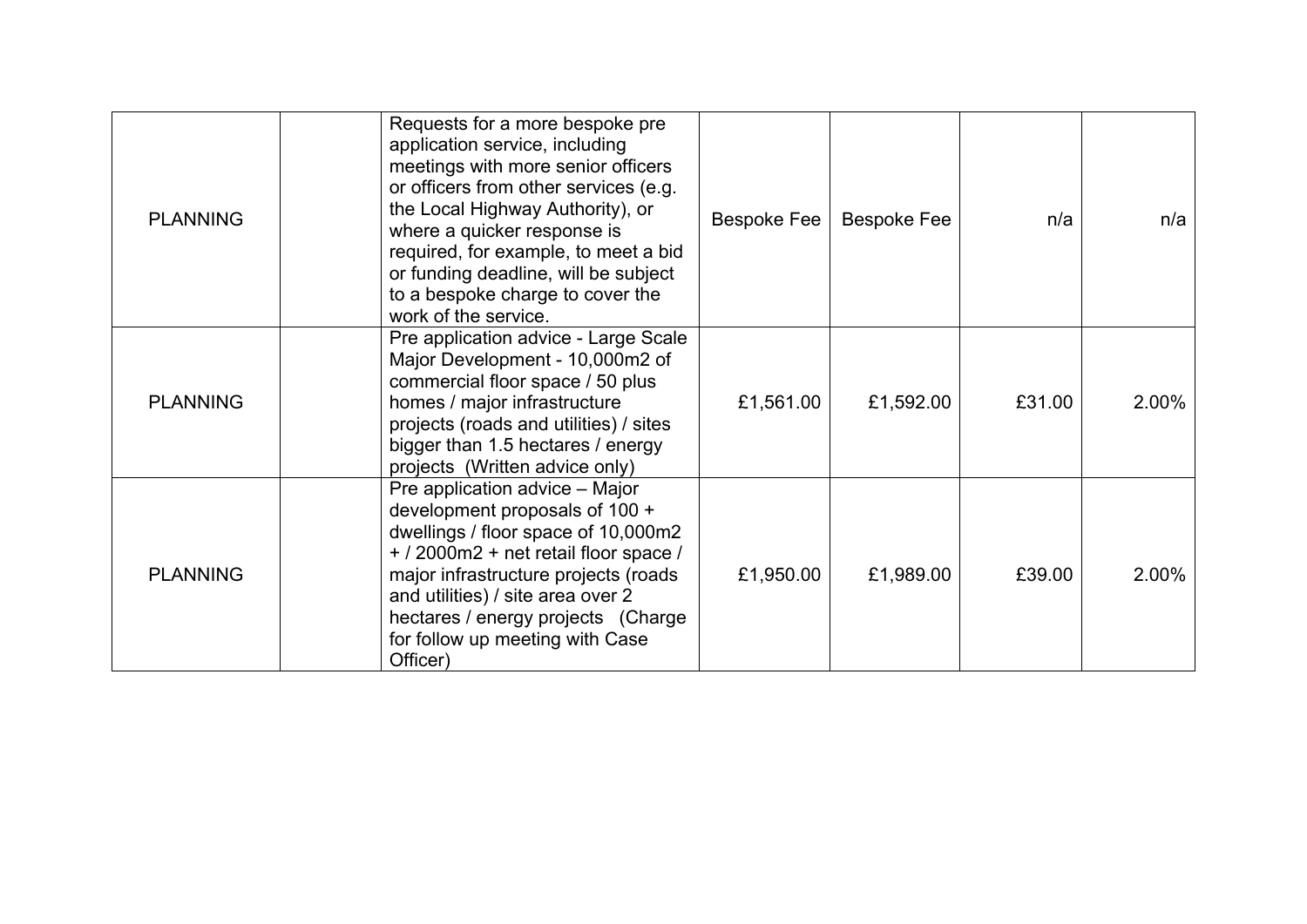| | | | | | | |
|---|---|---|---|---|---|---|
| PLANNING | | Requests for a more bespoke pre application service, including meetings with more senior officers or officers from other services (e.g. the Local Highway Authority), or where a quicker response is required, for example, to meet a bid or funding deadline, will be subject to a bespoke charge to cover the work of the service. | Bespoke Fee | Bespoke Fee | n/a | n/a |
| PLANNING | | Pre application advice - Large Scale Major Development - 10,000m2 of commercial floor space / 50 plus homes / major infrastructure projects (roads and utilities) / sites bigger than 1.5 hectares / energy projects (Written advice only) | £1,561.00 | £1,592.00 | £31.00 | 2.00% |
| PLANNING | | Pre application advice – Major development proposals of 100 + dwellings / floor space of 10,000m2 + / 2000m2 + net retail floor space / major infrastructure projects (roads and utilities) / site area over 2 hectares / energy projects (Charge for follow up meeting with Case Officer) | £1,950.00 | £1,989.00 | £39.00 | 2.00% |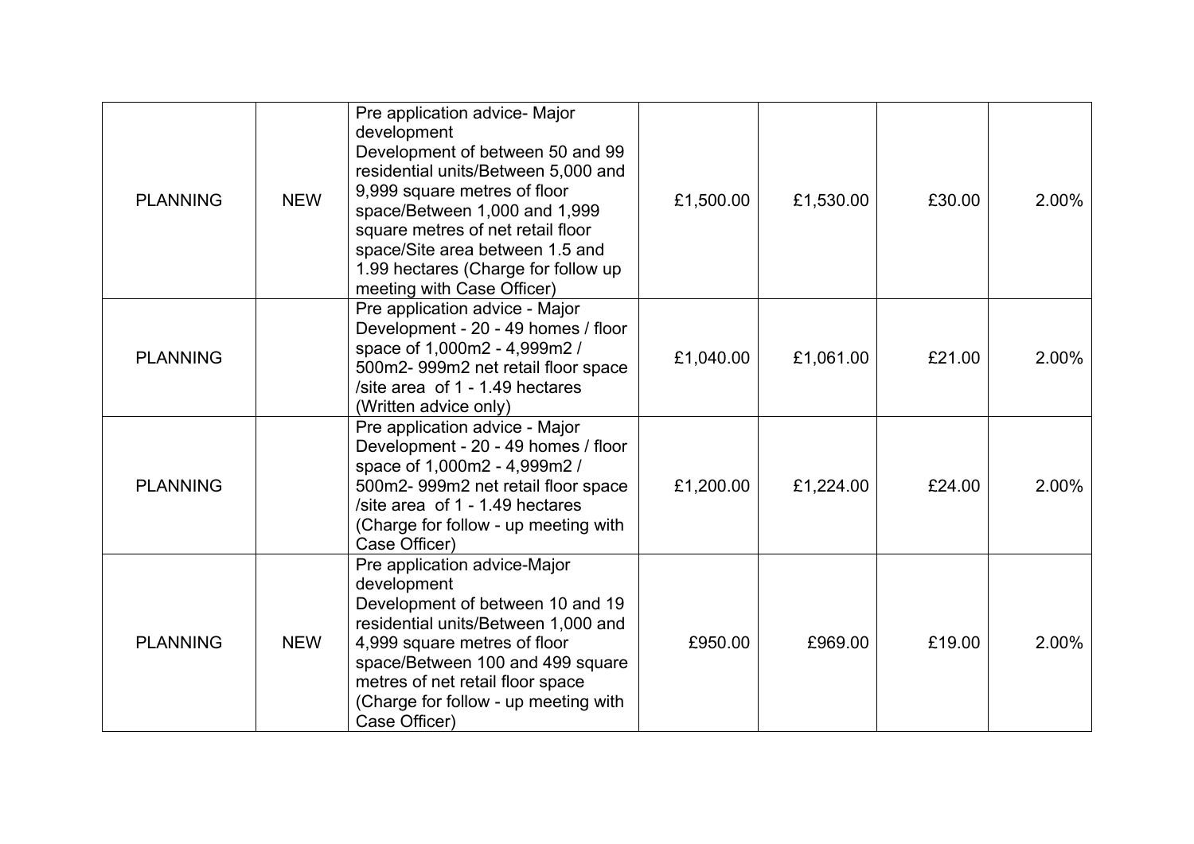| | | | | | | |
|---|---|---|---|---|---|---|
| PLANNING | NEW | Pre application advice- Major development Development of between 50 and 99 residential units/Between 5,000 and 9,999 square metres of floor space/Between 1,000 and 1,999 square metres of net retail floor space/Site area between 1.5 and 1.99 hectares (Charge for follow up meeting with Case Officer) | £1,500.00 | £1,530.00 | £30.00 | 2.00% |
| PLANNING | | Pre application advice - Major Development - 20 - 49 homes / floor space of 1,000m2 - 4,999m2 / 500m2- 999m2 net retail floor space /site area of 1 - 1.49 hectares (Written advice only) | £1,040.00 | £1,061.00 | £21.00 | 2.00% |
| PLANNING | | Pre application advice - Major Development - 20 - 49 homes / floor space of 1,000m2 - 4,999m2 / 500m2- 999m2 net retail floor space /site area of 1 - 1.49 hectares (Charge for follow - up meeting with Case Officer) | £1,200.00 | £1,224.00 | £24.00 | 2.00% |
| PLANNING | NEW | Pre application advice-Major development Development of between 10 and 19 residential units/Between 1,000 and 4,999 square metres of floor space/Between 100 and 499 square metres of net retail floor space (Charge for follow - up meeting with Case Officer) | £950.00 | £969.00 | £19.00 | 2.00% |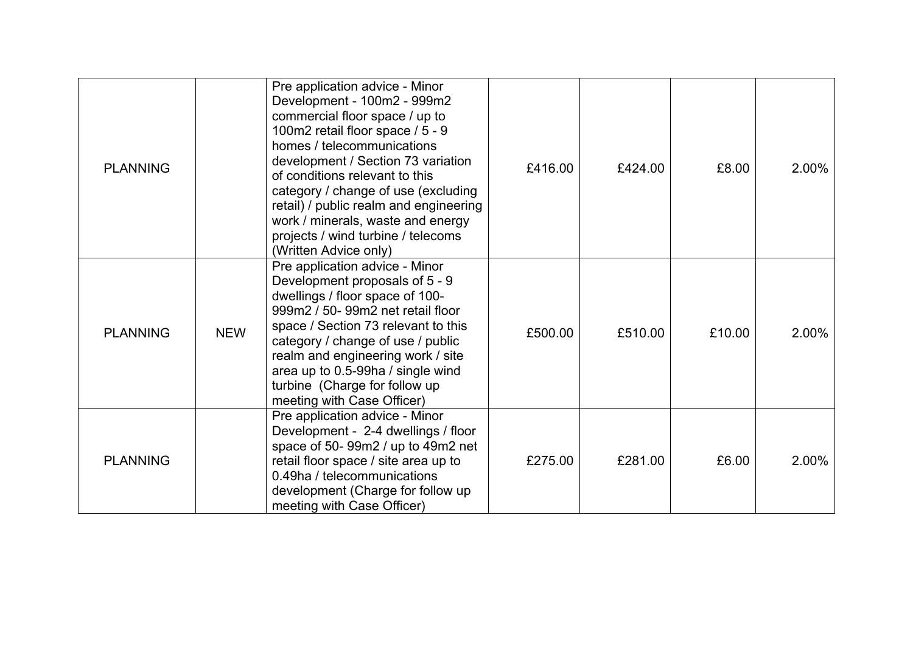| | | | | | | |
|---|---|---|---|---|---|---|
| PLANNING | | Pre application advice - Minor Development - 100m2 - 999m2 commercial floor space / up to 100m2 retail floor space / 5 - 9 homes / telecommunications development / Section 73 variation of conditions relevant to this category / change of use (excluding retail) / public realm and engineering work / minerals, waste and energy projects / wind turbine / telecoms (Written Advice only) | £416.00 | £424.00 | £8.00 | 2.00% |
| PLANNING | NEW | Pre application advice - Minor Development proposals of 5 - 9 dwellings / floor space of 100-999m2 / 50- 99m2 net retail floor space / Section 73 relevant to this category / change of use / public realm and engineering work / site area up to 0.5-99ha / single wind turbine (Charge for follow up meeting with Case Officer) | £500.00 | £510.00 | £10.00 | 2.00% |
| PLANNING | | Pre application advice - Minor Development - 2-4 dwellings / floor space of 50- 99m2 / up to 49m2 net retail floor space / site area up to 0.49ha / telecommunications development (Charge for follow up meeting with Case Officer) | £275.00 | £281.00 | £6.00 | 2.00% |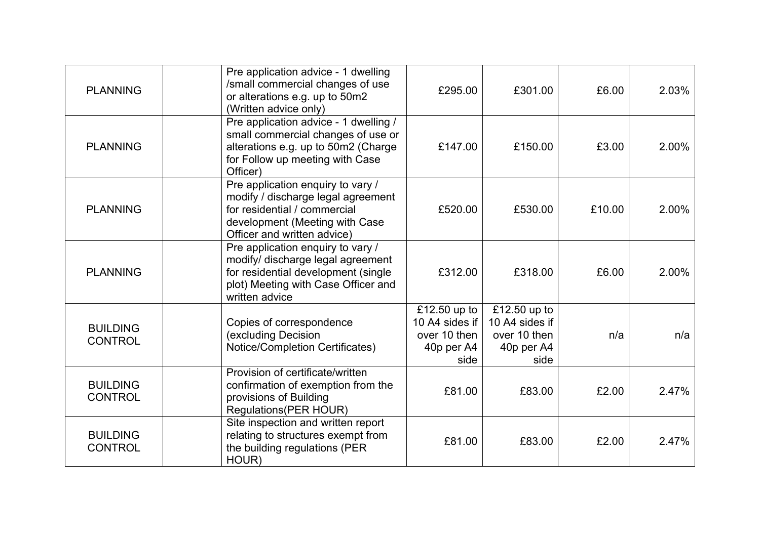| | | | | | | |
|---|---|---|---|---|---|---|
| PLANNING | | Pre application advice - 1 dwelling /small commercial changes of use or alterations e.g. up to 50m2 (Written advice only) | £295.00 | £301.00 | £6.00 | 2.03% |
| PLANNING | | Pre application advice - 1 dwelling / small commercial changes of use or alterations e.g. up to 50m2 (Charge for Follow up meeting with Case Officer) | £147.00 | £150.00 | £3.00 | 2.00% |
| PLANNING | | Pre application enquiry to vary / modify / discharge legal agreement for residential / commercial development (Meeting with Case Officer and written advice) | £520.00 | £530.00 | £10.00 | 2.00% |
| PLANNING | | Pre application enquiry to vary / modify/ discharge legal agreement for residential development (single plot) Meeting with Case Officer and written advice | £312.00 | £318.00 | £6.00 | 2.00% |
| BUILDING CONTROL | | Copies of correspondence (excluding Decision Notice/Completion Certificates) | £12.50 up to 10 A4 sides if over 10 then 40p per A4 side | £12.50 up to 10 A4 sides if over 10 then 40p per A4 side | n/a | n/a |
| BUILDING CONTROL | | Provision of certificate/written confirmation of exemption from the provisions of Building Regulations(PER HOUR) | £81.00 | £83.00 | £2.00 | 2.47% |
| BUILDING CONTROL | | Site inspection and written report relating to structures exempt from the building regulations (PER HOUR) | £81.00 | £83.00 | £2.00 | 2.47% |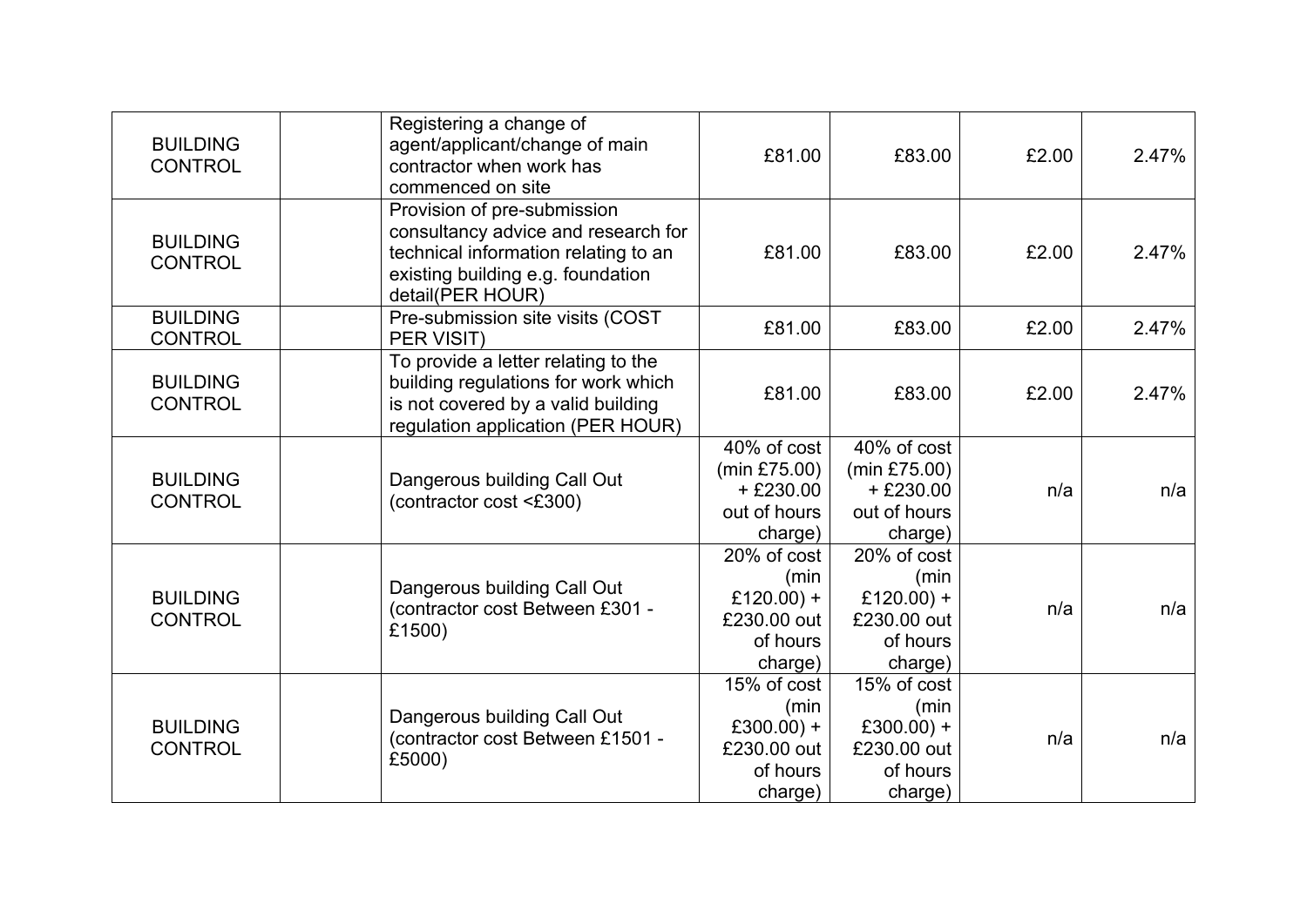| | | | | | | |
|---|---|---|---|---|---|---|
| BUILDING CONTROL | | Registering a change of agent/applicant/change of main contractor when work has commenced on site | £81.00 | £83.00 | £2.00 | 2.47% |
| BUILDING CONTROL | | Provision of pre-submission consultancy advice and research for technical information relating to an existing building e.g. foundation detail(PER HOUR) | £81.00 | £83.00 | £2.00 | 2.47% |
| BUILDING CONTROL | | Pre-submission site visits (COST PER VISIT) | £81.00 | £83.00 | £2.00 | 2.47% |
| BUILDING CONTROL | | To provide a letter relating to the building regulations for work which is not covered by a valid building regulation application (PER HOUR) | £81.00 | £83.00 | £2.00 | 2.47% |
| BUILDING CONTROL | | Dangerous building Call Out (contractor cost <£300) | 40% of cost (min £75.00) + £230.00 out of hours charge) | 40% of cost (min £75.00) + £230.00 out of hours charge) | n/a | n/a |
| BUILDING CONTROL | | Dangerous building Call Out (contractor cost Between £301 - £1500) | 20% of cost (min £120.00) + £230.00 out of hours charge) | 20% of cost (min £120.00) + £230.00 out of hours charge) | n/a | n/a |
| BUILDING CONTROL | | Dangerous building Call Out (contractor cost Between £1501 - £5000) | 15% of cost (min £300.00) + £230.00 out of hours charge) | 15% of cost (min £300.00) + £230.00 out of hours charge) | n/a | n/a |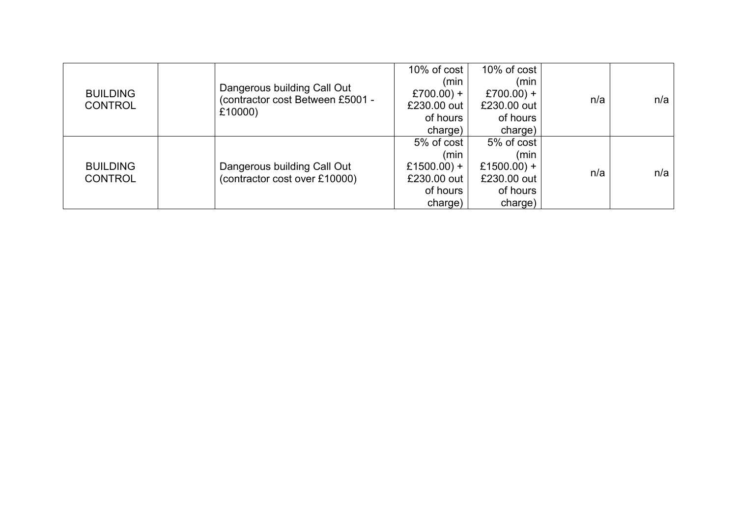| | | | | | | |
|---|---|---|---|---|---|---|
| BUILDING CONTROL | | Dangerous building Call Out (contractor cost Between £5001 - £10000) | 10% of cost (min £700.00) + £230.00 out of hours charge) | 10% of cost (min £700.00) + £230.00 out of hours charge) | n/a | n/a |
| BUILDING CONTROL | | Dangerous building Call Out (contractor cost over £10000) | 5% of cost (min £1500.00) + £230.00 out of hours charge) | 5% of cost (min £1500.00) + £230.00 out of hours charge) | n/a | n/a |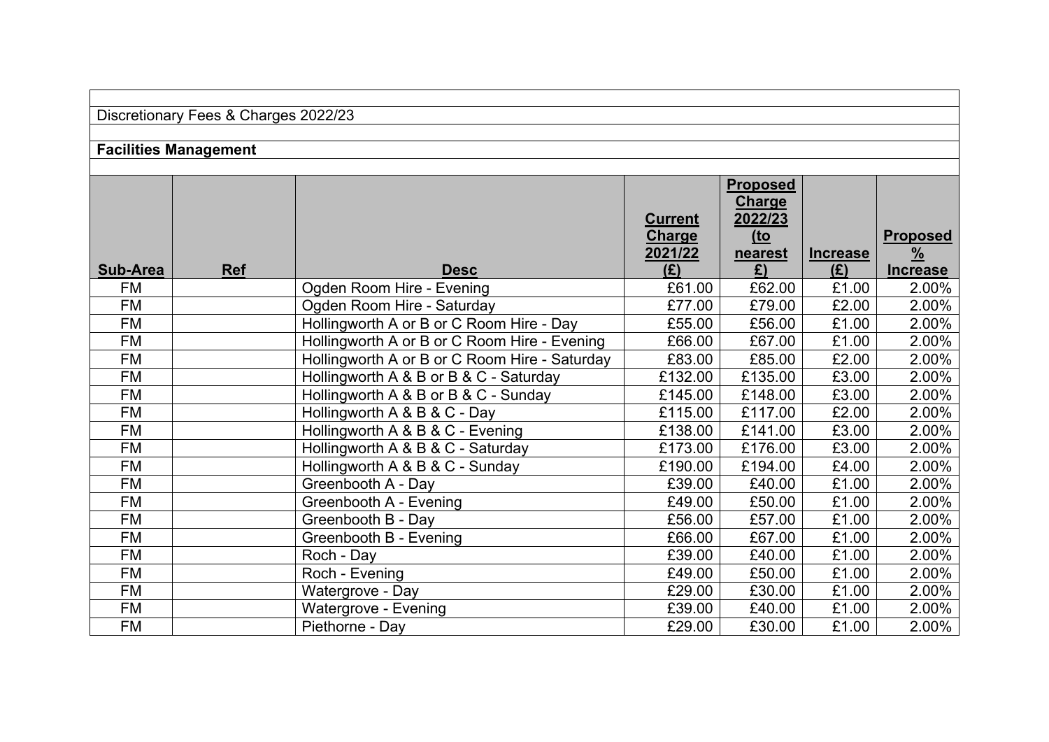Discretionary Fees & Charges 2022/23

**Facilities Management**

| Sub-Area | Ref | Desc | Current Charge 2021/22 (£) | Proposed Charge 2022/23 (to nearest £) | Increase (£) | Proposed % Increase |
|---|---|---|---|---|---|---|
| FM | | Ogden Room Hire - Evening | £61.00 | £62.00 | £1.00 | 2.00% |
| FM | | Ogden Room Hire - Saturday | £77.00 | £79.00 | £2.00 | 2.00% |
| FM | | Hollingworth A or B or C Room Hire - Day | £55.00 | £56.00 | £1.00 | 2.00% |
| FM | | Hollingworth A or B or C Room Hire - Evening | £66.00 | £67.00 | £1.00 | 2.00% |
| FM | | Hollingworth A or B or C Room Hire - Saturday | £83.00 | £85.00 | £2.00 | 2.00% |
| FM | | Hollingworth A & B or B & C - Saturday | £132.00 | £135.00 | £3.00 | 2.00% |
| FM | | Hollingworth A & B or B & C - Sunday | £145.00 | £148.00 | £3.00 | 2.00% |
| FM | | Hollingworth A & B & C - Day | £115.00 | £117.00 | £2.00 | 2.00% |
| FM | | Hollingworth A & B & C - Evening | £138.00 | £141.00 | £3.00 | 2.00% |
| FM | | Hollingworth A & B & C - Saturday | £173.00 | £176.00 | £3.00 | 2.00% |
| FM | | Hollingworth A & B & C - Sunday | £190.00 | £194.00 | £4.00 | 2.00% |
| FM | | Greenbooth A - Day | £39.00 | £40.00 | £1.00 | 2.00% |
| FM | | Greenbooth A - Evening | £49.00 | £50.00 | £1.00 | 2.00% |
| FM | | Greenbooth B - Day | £56.00 | £57.00 | £1.00 | 2.00% |
| FM | | Greenbooth B - Evening | £66.00 | £67.00 | £1.00 | 2.00% |
| FM | | Roch - Day | £39.00 | £40.00 | £1.00 | 2.00% |
| FM | | Roch - Evening | £49.00 | £50.00 | £1.00 | 2.00% |
| FM | | Watergrove - Day | £29.00 | £30.00 | £1.00 | 2.00% |
| FM | | Watergrove - Evening | £39.00 | £40.00 | £1.00 | 2.00% |
| FM | | Piethorne - Day | £29.00 | £30.00 | £1.00 | 2.00% |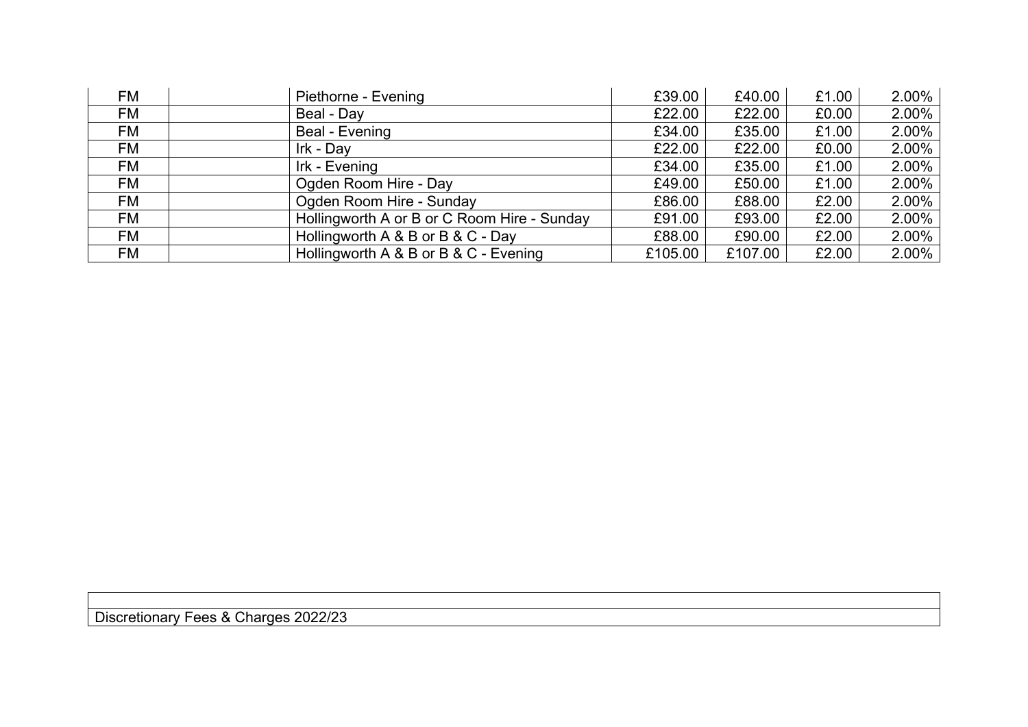| | | | | | | |
|---|---|---|---|---|---|---|
| FM | | Piethorne - Evening | £39.00 | £40.00 | £1.00 | 2.00% |
| FM | | Beal - Day | £22.00 | £22.00 | £0.00 | 2.00% |
| FM | | Beal - Evening | £34.00 | £35.00 | £1.00 | 2.00% |
| FM | | Irk - Day | £22.00 | £22.00 | £0.00 | 2.00% |
| FM | | Irk - Evening | £34.00 | £35.00 | £1.00 | 2.00% |
| FM | | Ogden Room Hire - Day | £49.00 | £50.00 | £1.00 | 2.00% |
| FM | | Ogden Room Hire - Sunday | £86.00 | £88.00 | £2.00 | 2.00% |
| FM | | Hollingworth A or B or C Room Hire - Sunday | £91.00 | £93.00 | £2.00 | 2.00% |
| FM | | Hollingworth A & B or B & C - Day | £88.00 | £90.00 | £2.00 | 2.00% |
| FM | | Hollingworth A & B or B & C - Evening | £105.00 | £107.00 | £2.00 | 2.00% |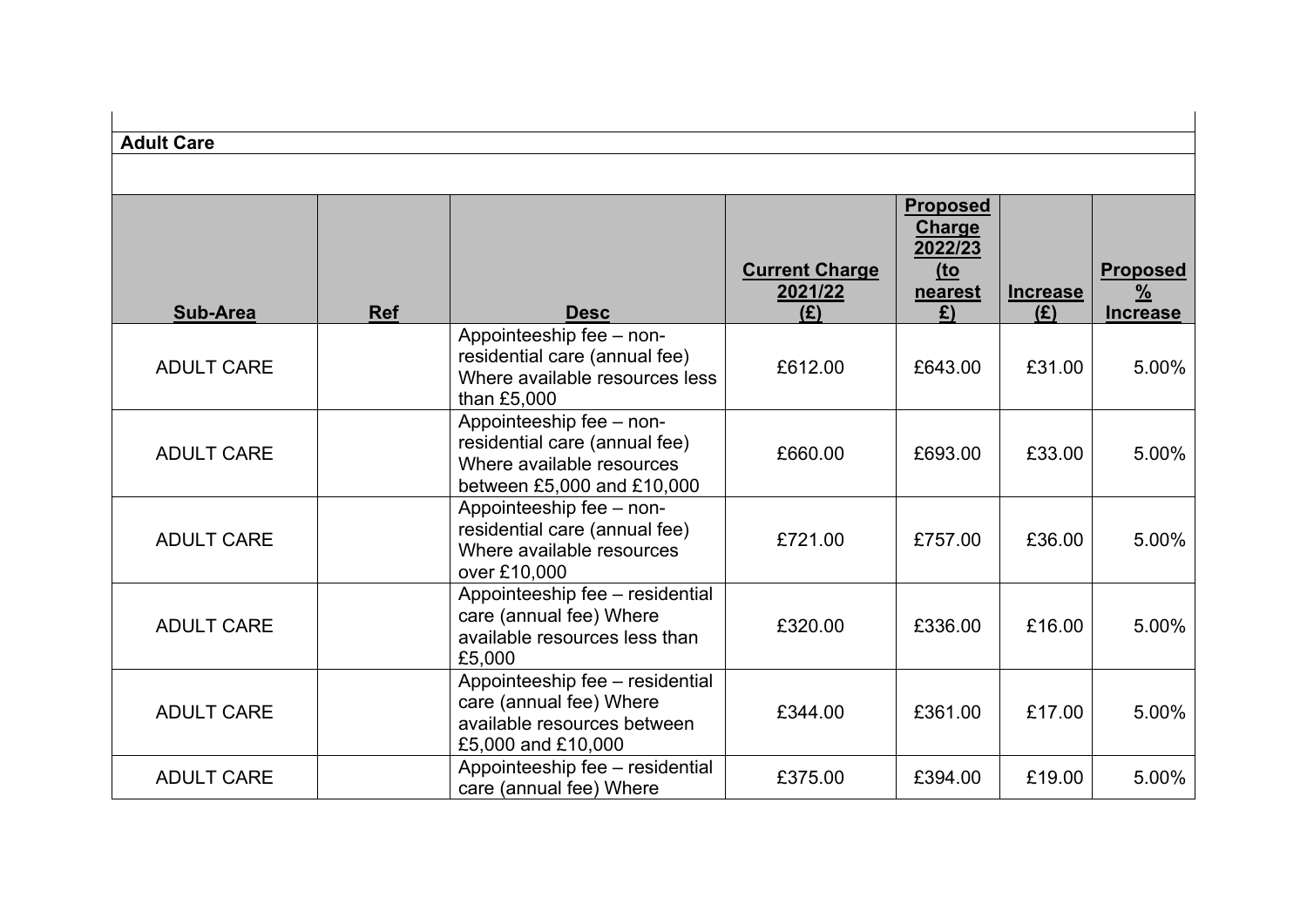**Adult Care**

| Sub-Area | Ref | Desc | Current Charge 2021/22 (£) | Proposed Charge 2022/23 (to nearest £) | Increase (£) | Proposed % Increase |
|---|---|---|---|---|---|---|
| ADULT CARE | | Appointeeship fee – non-residential care (annual fee) Where available resources less than £5,000 | £612.00 | £643.00 | £31.00 | 5.00% |
| ADULT CARE | | Appointeeship fee – non-residential care (annual fee) Where available resources between £5,000 and £10,000 | £660.00 | £693.00 | £33.00 | 5.00% |
| ADULT CARE | | Appointeeship fee – non-residential care (annual fee) Where available resources over £10,000 | £721.00 | £757.00 | £36.00 | 5.00% |
| ADULT CARE | | Appointeeship fee – residential care (annual fee) Where available resources less than £5,000 | £320.00 | £336.00 | £16.00 | 5.00% |
| ADULT CARE | | Appointeeship fee – residential care (annual fee) Where available resources between £5,000 and £10,000 | £344.00 | £361.00 | £17.00 | 5.00% |
| ADULT CARE | | Appointeeship fee – residential care (annual fee) Where | £375.00 | £394.00 | £19.00 | 5.00% |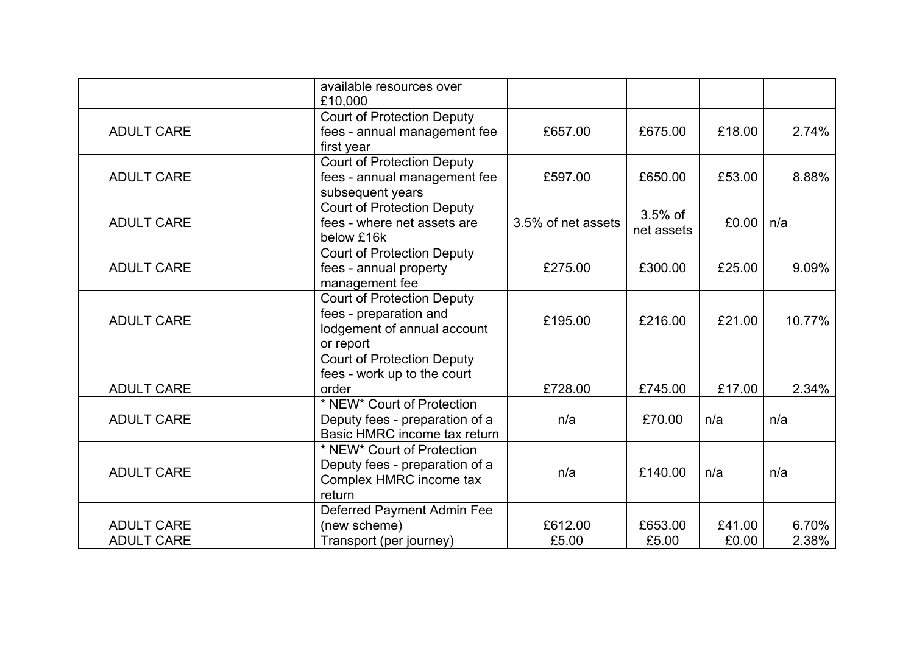| | | | | | | |
|---|---|---|---|---|---|---|
| | | available resources over £10,000 | | | | |
| ADULT CARE | | Court of Protection Deputy fees - annual management fee first year | £657.00 | £675.00 | £18.00 | 2.74% |
| ADULT CARE | | Court of Protection Deputy fees - annual management fee subsequent years | £597.00 | £650.00 | £53.00 | 8.88% |
| ADULT CARE | | Court of Protection Deputy fees - where net assets are below £16k | 3.5% of net assets | 3.5% of net assets | £0.00 | n/a |
| ADULT CARE | | Court of Protection Deputy fees - annual property management fee | £275.00 | £300.00 | £25.00 | 9.09% |
| ADULT CARE | | Court of Protection Deputy fees - preparation and lodgement of annual account or report | £195.00 | £216.00 | £21.00 | 10.77% |
| ADULT CARE | | Court of Protection Deputy fees - work up to the court order | £728.00 | £745.00 | £17.00 | 2.34% |
| ADULT CARE | | * NEW* Court of Protection Deputy fees - preparation of a Basic HMRC income tax return | n/a | £70.00 | n/a | n/a |
| ADULT CARE | | * NEW* Court of Protection Deputy fees - preparation of a Complex HMRC income tax return | n/a | £140.00 | n/a | n/a |
| ADULT CARE | | Deferred Payment Admin Fee (new scheme) | £612.00 | £653.00 | £41.00 | 6.70% |
| ADULT CARE | | Transport (per journey) | £5.00 | £5.00 | £0.00 | 2.38% |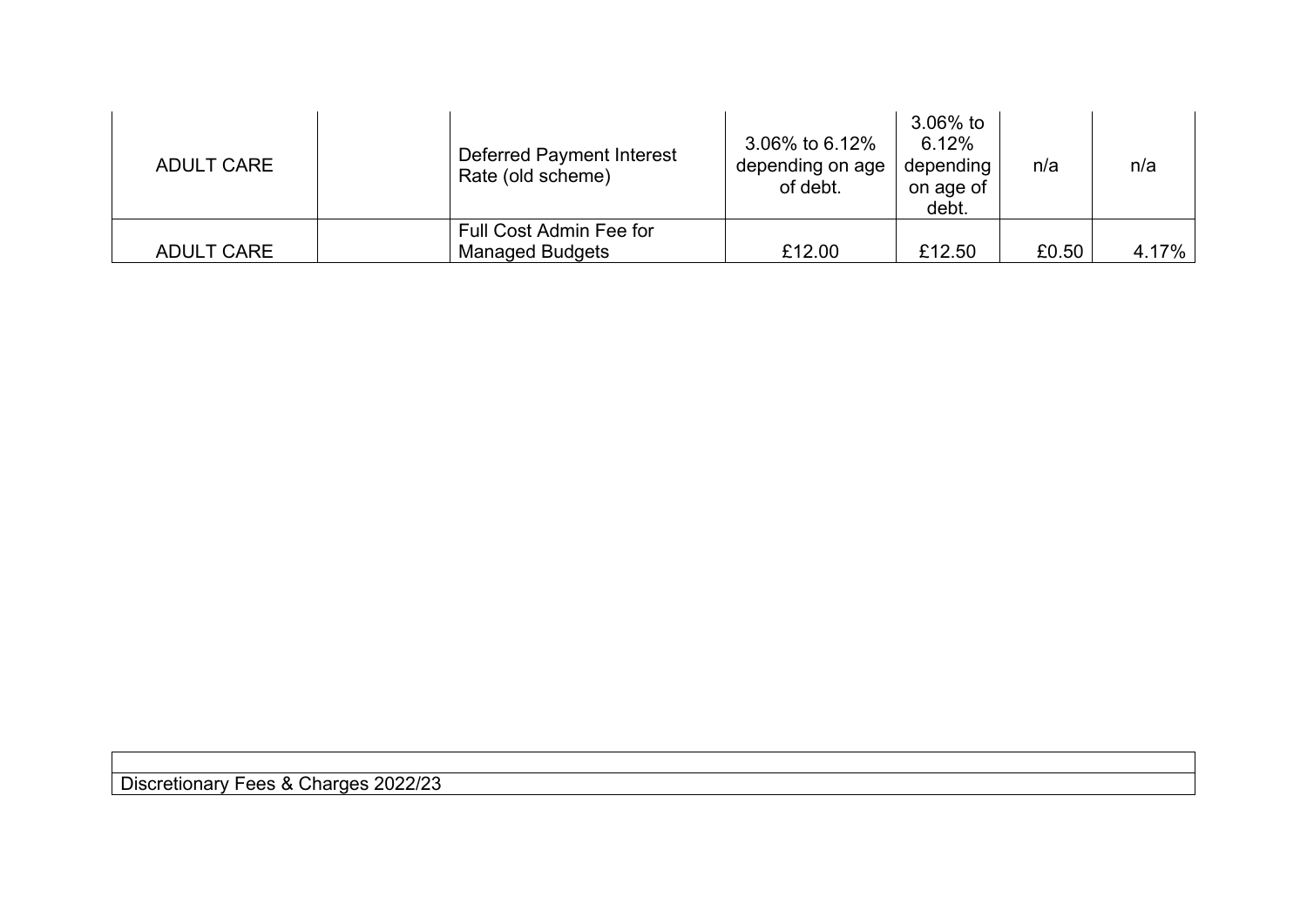| | | | | | | |
|---|---|---|---|---|---|---|
| ADULT CARE | | Deferred Payment Interest Rate (old scheme) | 3.06% to 6.12% depending on age of debt. | 3.06% to 6.12% depending on age of debt. | n/a | n/a |
| ADULT CARE | | Full Cost Admin Fee for Managed Budgets | £12.00 | £12.50 | £0.50 | 4.17% |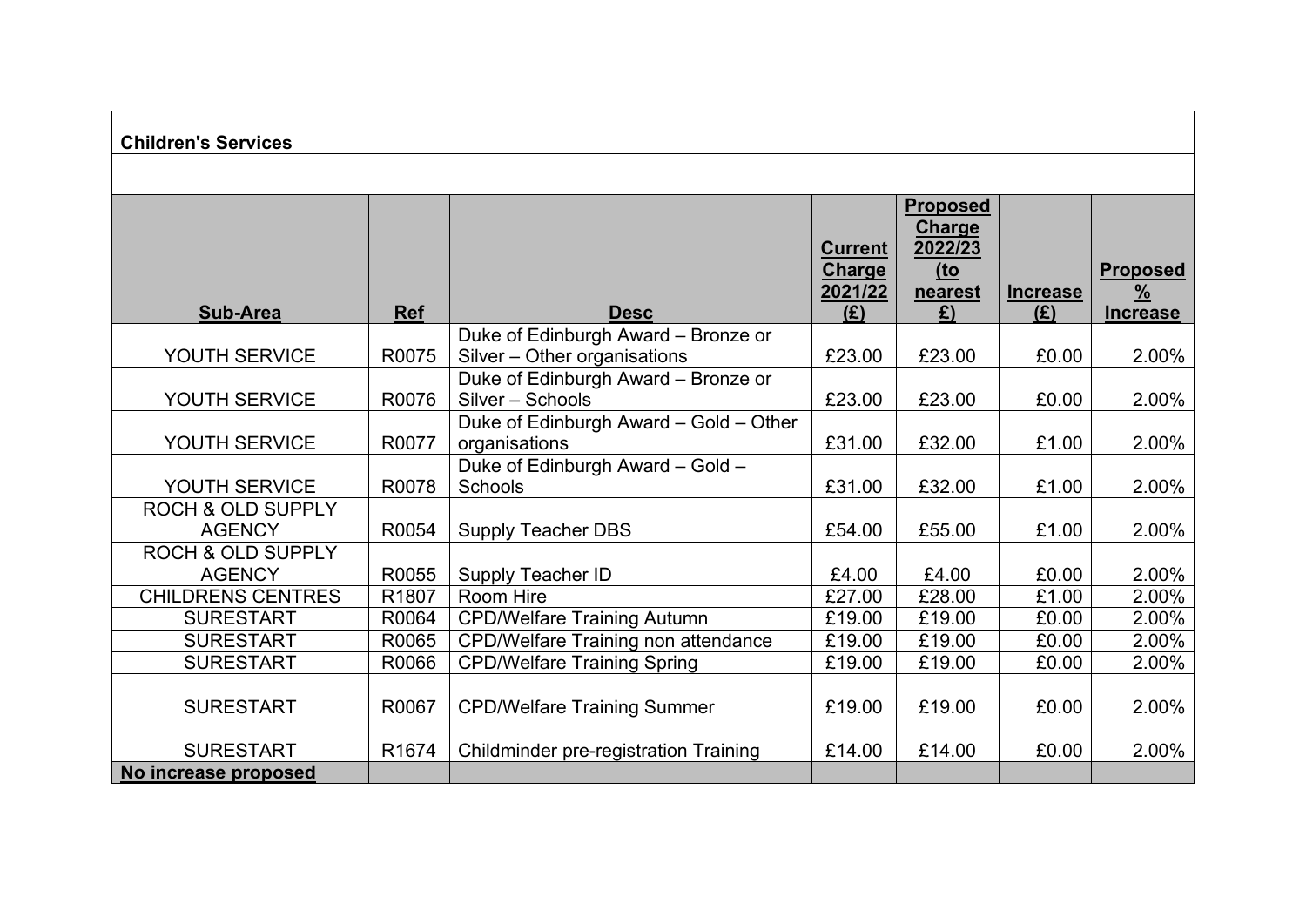**Children's Services**

| Sub-Area | Ref | Desc | Current Charge 2021/22 (£) | Proposed Charge 2022/23 (to nearest £) | Increase (£) | Proposed % Increase |
|---|---|---|---|---|---|---|
| YOUTH SERVICE | R0075 | Duke of Edinburgh Award – Bronze or Silver – Other organisations | £23.00 | £23.00 | £0.00 | 2.00% |
| YOUTH SERVICE | R0076 | Duke of Edinburgh Award – Bronze or Silver – Schools | £23.00 | £23.00 | £0.00 | 2.00% |
| YOUTH SERVICE | R0077 | Duke of Edinburgh Award – Gold – Other organisations | £31.00 | £32.00 | £1.00 | 2.00% |
| YOUTH SERVICE | R0078 | Duke of Edinburgh Award – Gold – Schools | £31.00 | £32.00 | £1.00 | 2.00% |
| ROCH & OLD SUPPLY AGENCY | R0054 | Supply Teacher DBS | £54.00 | £55.00 | £1.00 | 2.00% |
| ROCH & OLD SUPPLY AGENCY | R0055 | Supply Teacher ID | £4.00 | £4.00 | £0.00 | 2.00% |
| CHILDRENS CENTRES | R1807 | Room Hire | £27.00 | £28.00 | £1.00 | 2.00% |
| SURESTART | R0064 | CPD/Welfare Training Autumn | £19.00 | £19.00 | £0.00 | 2.00% |
| SURESTART | R0065 | CPD/Welfare Training non attendance | £19.00 | £19.00 | £0.00 | 2.00% |
| SURESTART | R0066 | CPD/Welfare Training Spring | £19.00 | £19.00 | £0.00 | 2.00% |
| SURESTART | R0067 | CPD/Welfare Training Summer | £19.00 | £19.00 | £0.00 | 2.00% |
| SURESTART | R1674 | Childminder pre-registration Training | £14.00 | £14.00 | £0.00 | 2.00% |
| **No increase proposed** | | | | | | |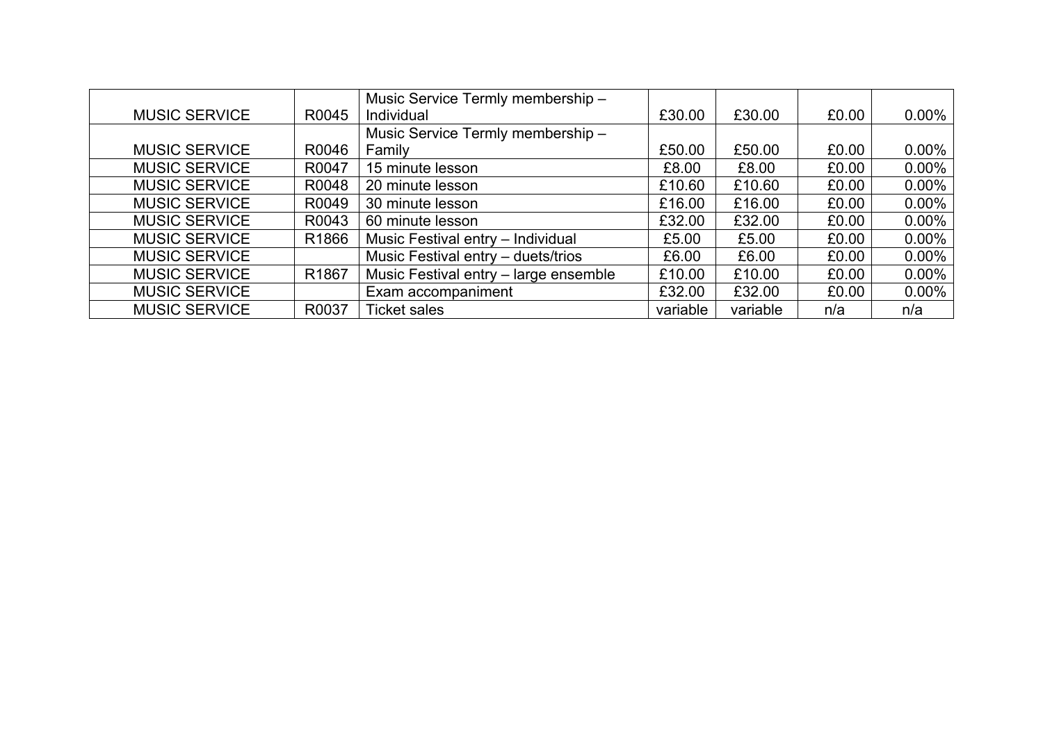| | | | | | | |
|---|---|---|---|---|---|---|
| MUSIC SERVICE | R0045 | Music Service Termly membership – Individual | £30.00 | £30.00 | £0.00 | 0.00% |
| MUSIC SERVICE | R0046 | Music Service Termly membership – Family | £50.00 | £50.00 | £0.00 | 0.00% |
| MUSIC SERVICE | R0047 | 15 minute lesson | £8.00 | £8.00 | £0.00 | 0.00% |
| MUSIC SERVICE | R0048 | 20 minute lesson | £10.60 | £10.60 | £0.00 | 0.00% |
| MUSIC SERVICE | R0049 | 30 minute lesson | £16.00 | £16.00 | £0.00 | 0.00% |
| MUSIC SERVICE | R0043 | 60 minute lesson | £32.00 | £32.00 | £0.00 | 0.00% |
| MUSIC SERVICE | R1866 | Music Festival entry – Individual | £5.00 | £5.00 | £0.00 | 0.00% |
| MUSIC SERVICE | | Music Festival entry – duets/trios | £6.00 | £6.00 | £0.00 | 0.00% |
| MUSIC SERVICE | R1867 | Music Festival entry – large ensemble | £10.00 | £10.00 | £0.00 | 0.00% |
| MUSIC SERVICE | | Exam accompaniment | £32.00 | £32.00 | £0.00 | 0.00% |
| MUSIC SERVICE | R0037 | Ticket sales | variable | variable | n/a | n/a |